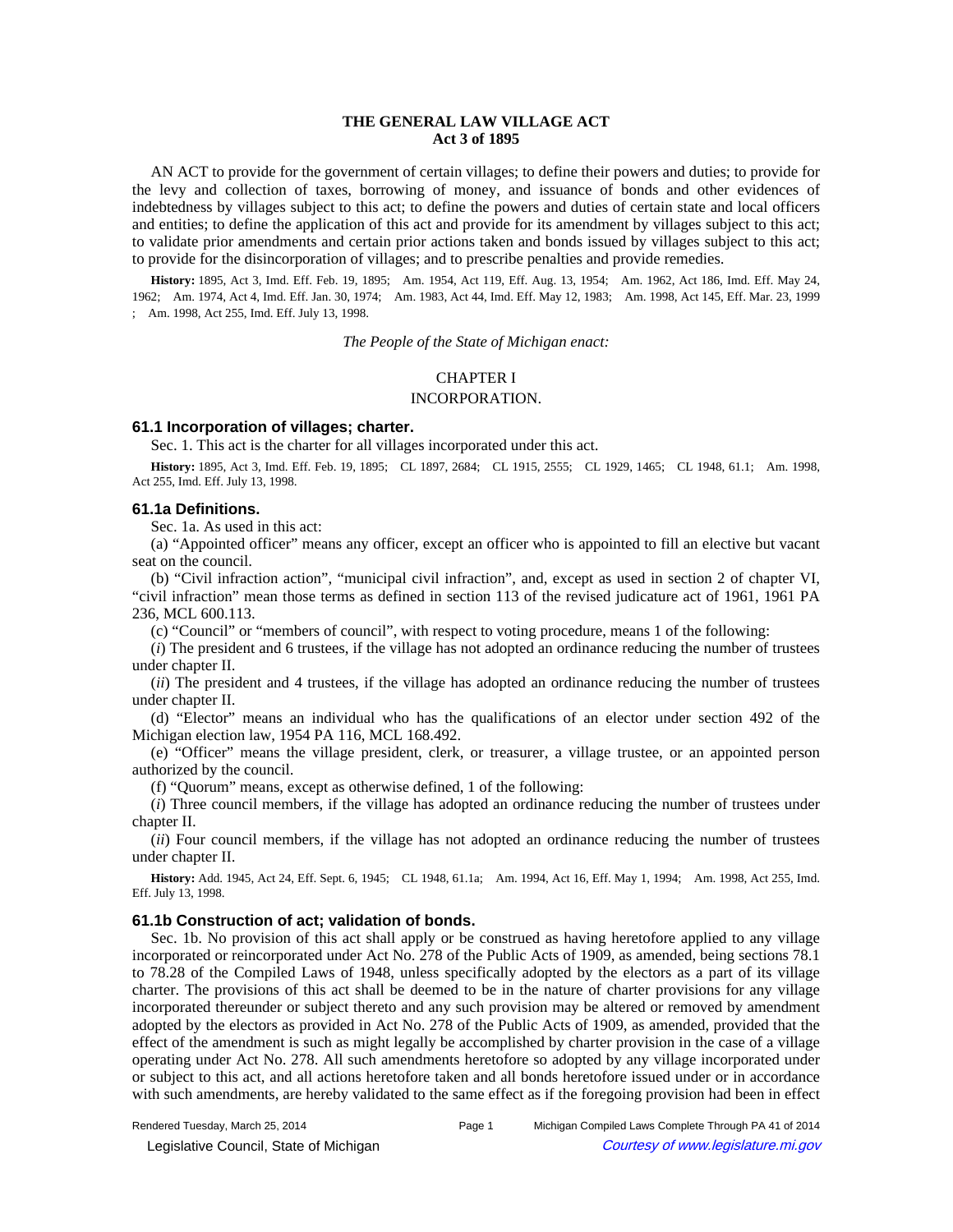# THE GENERAL LAW VILLAGE ACT
## Act 3 of 1895

AN ACT to provide for the government of certain villages; to define their powers and duties; to provide for the levy and collection of taxes, borrowing of money, and issuance of bonds and other evidences of indebtedness by villages subject to this act; to define the powers and duties of certain state and local officers and entities; to define the application of this act and provide for its amendment by villages subject to this act; to validate prior amendments and certain prior actions taken and bonds issued by villages subject to this act; to provide for the disincorporation of villages; and to prescribe penalties and provide remedies.

**History:** 1895, Act 3, Imd. Eff. Feb. 19, 1895; Am. 1954, Act 119, Eff. Aug. 13, 1954; Am. 1962, Act 186, Imd. Eff. May 24, 1962; Am. 1974, Act 4, Imd. Eff. Jan. 30, 1974; Am. 1983, Act 44, Imd. Eff. May 12, 1983; Am. 1998, Act 145, Eff. Mar. 23, 1999 ; Am. 1998, Act 255, Imd. Eff. July 13, 1998.

*The People of the State of Michigan enact:*

CHAPTER I

INCORPORATION.

### 61.1 Incorporation of villages; charter.

Sec. 1. This act is the charter for all villages incorporated under this act.

**History:** 1895, Act 3, Imd. Eff. Feb. 19, 1895; CL 1897, 2684; CL 1915, 2555; CL 1929, 1465; CL 1948, 61.1; Am. 1998, Act 255, Imd. Eff. July 13, 1998.

### 61.1a Definitions.

Sec. 1a. As used in this act:

(a) "Appointed officer" means any officer, except an officer who is appointed to fill an elective but vacant seat on the council.

(b) "Civil infraction action", "municipal civil infraction", and, except as used in section 2 of chapter VI, "civil infraction" mean those terms as defined in section 113 of the revised judicature act of 1961, 1961 PA 236, MCL 600.113.

(c) "Council" or "members of council", with respect to voting procedure, means 1 of the following:

(*i*) The president and 6 trustees, if the village has not adopted an ordinance reducing the number of trustees under chapter II.

(*ii*) The president and 4 trustees, if the village has adopted an ordinance reducing the number of trustees under chapter II.

(d) "Elector" means an individual who has the qualifications of an elector under section 492 of the Michigan election law, 1954 PA 116, MCL 168.492.

(e) "Officer" means the village president, clerk, or treasurer, a village trustee, or an appointed person authorized by the council.

(f) "Quorum" means, except as otherwise defined, 1 of the following:

(*i*) Three council members, if the village has adopted an ordinance reducing the number of trustees under chapter II.

(*ii*) Four council members, if the village has not adopted an ordinance reducing the number of trustees under chapter II.

**History:** Add. 1945, Act 24, Eff. Sept. 6, 1945; CL 1948, 61.1a; Am. 1994, Act 16, Eff. May 1, 1994; Am. 1998, Act 255, Imd. Eff. July 13, 1998.

### 61.1b Construction of act; validation of bonds.

Sec. 1b. No provision of this act shall apply or be construed as having heretofore applied to any village incorporated or reincorporated under Act No. 278 of the Public Acts of 1909, as amended, being sections 78.1 to 78.28 of the Compiled Laws of 1948, unless specifically adopted by the electors as a part of its village charter. The provisions of this act shall be deemed to be in the nature of charter provisions for any village incorporated thereunder or subject thereto and any such provision may be altered or removed by amendment adopted by the electors as provided in Act No. 278 of the Public Acts of 1909, as amended, provided that the effect of the amendment is such as might legally be accomplished by charter provision in the case of a village operating under Act No. 278. All such amendments heretofore so adopted by any village incorporated under or subject to this act, and all actions heretofore taken and all bonds heretofore issued under or in accordance with such amendments, are hereby validated to the same effect as if the foregoing provision had been in effect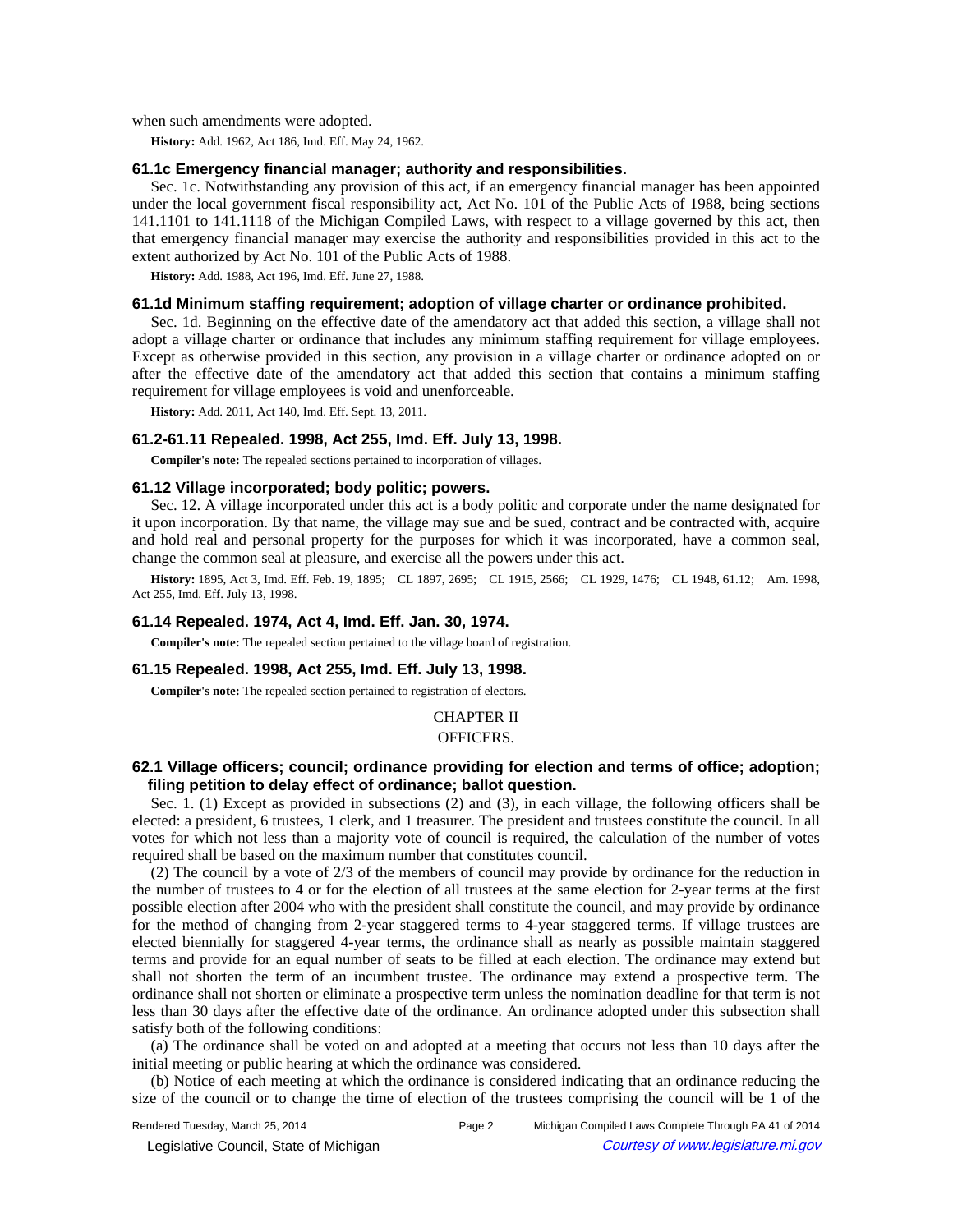when such amendments were adopted.

**History:** Add. 1962, Act 186, Imd. Eff. May 24, 1962.

### 61.1c Emergency financial manager; authority and responsibilities.

Sec. 1c. Notwithstanding any provision of this act, if an emergency financial manager has been appointed under the local government fiscal responsibility act, Act No. 101 of the Public Acts of 1988, being sections 141.1101 to 141.1118 of the Michigan Compiled Laws, with respect to a village governed by this act, then that emergency financial manager may exercise the authority and responsibilities provided in this act to the extent authorized by Act No. 101 of the Public Acts of 1988.

**History:** Add. 1988, Act 196, Imd. Eff. June 27, 1988.

### 61.1d Minimum staffing requirement; adoption of village charter or ordinance prohibited.

Sec. 1d. Beginning on the effective date of the amendatory act that added this section, a village shall not adopt a village charter or ordinance that includes any minimum staffing requirement for village employees. Except as otherwise provided in this section, any provision in a village charter or ordinance adopted on or after the effective date of the amendatory act that added this section that contains a minimum staffing requirement for village employees is void and unenforceable.

**History:** Add. 2011, Act 140, Imd. Eff. Sept. 13, 2011.

### 61.2-61.11 Repealed. 1998, Act 255, Imd. Eff. July 13, 1998.

**Compiler's note:** The repealed sections pertained to incorporation of villages.

### 61.12 Village incorporated; body politic; powers.

Sec. 12. A village incorporated under this act is a body politic and corporate under the name designated for it upon incorporation. By that name, the village may sue and be sued, contract and be contracted with, acquire and hold real and personal property for the purposes for which it was incorporated, have a common seal, change the common seal at pleasure, and exercise all the powers under this act.

**History:** 1895, Act 3, Imd. Eff. Feb. 19, 1895; CL 1897, 2695; CL 1915, 2566; CL 1929, 1476; CL 1948, 61.12; Am. 1998, Act 255, Imd. Eff. July 13, 1998.

### 61.14 Repealed. 1974, Act 4, Imd. Eff. Jan. 30, 1974.

**Compiler's note:** The repealed section pertained to the village board of registration.

### 61.15 Repealed. 1998, Act 255, Imd. Eff. July 13, 1998.

**Compiler's note:** The repealed section pertained to registration of electors.

## CHAPTER II
## OFFICERS.

### 62.1 Village officers; council; ordinance providing for election and terms of office; adoption; filing petition to delay effect of ordinance; ballot question.

Sec. 1. (1) Except as provided in subsections (2) and (3), in each village, the following officers shall be elected: a president, 6 trustees, 1 clerk, and 1 treasurer. The president and trustees constitute the council. In all votes for which not less than a majority vote of council is required, the calculation of the number of votes required shall be based on the maximum number that constitutes council.

(2) The council by a vote of 2/3 of the members of council may provide by ordinance for the reduction in the number of trustees to 4 or for the election of all trustees at the same election for 2-year terms at the first possible election after 2004 who with the president shall constitute the council, and may provide by ordinance for the method of changing from 2-year staggered terms to 4-year staggered terms. If village trustees are elected biennially for staggered 4-year terms, the ordinance shall as nearly as possible maintain staggered terms and provide for an equal number of seats to be filled at each election. The ordinance may extend but shall not shorten the term of an incumbent trustee. The ordinance may extend a prospective term. The ordinance shall not shorten or eliminate a prospective term unless the nomination deadline for that term is not less than 30 days after the effective date of the ordinance. An ordinance adopted under this subsection shall satisfy both of the following conditions:

(a) The ordinance shall be voted on and adopted at a meeting that occurs not less than 10 days after the initial meeting or public hearing at which the ordinance was considered.

(b) Notice of each meeting at which the ordinance is considered indicating that an ordinance reducing the size of the council or to change the time of election of the trustees comprising the council will be 1 of the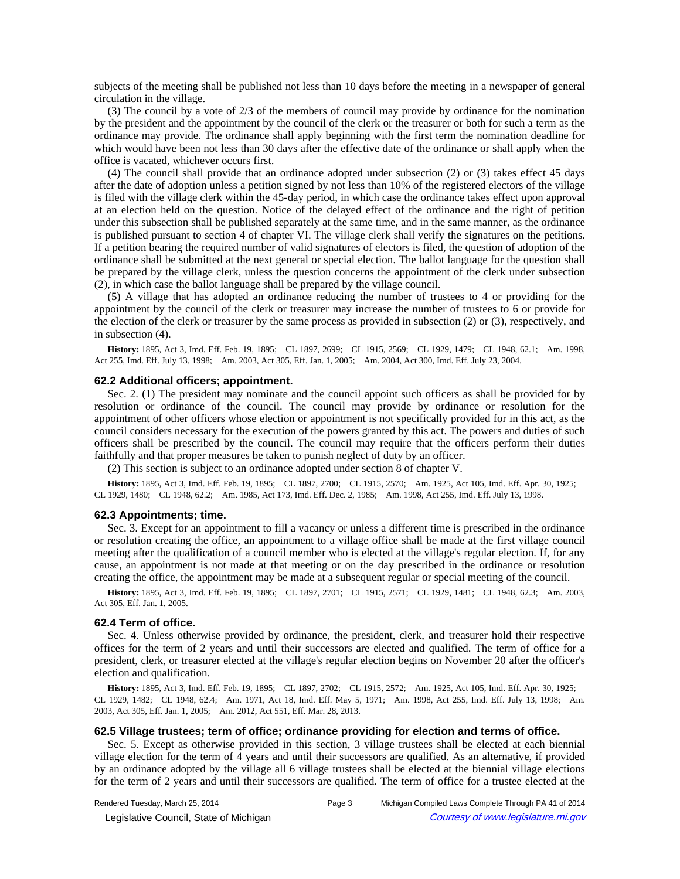subjects of the meeting shall be published not less than 10 days before the meeting in a newspaper of general circulation in the village.

(3) The council by a vote of 2/3 of the members of council may provide by ordinance for the nomination by the president and the appointment by the council of the clerk or the treasurer or both for such a term as the ordinance may provide. The ordinance shall apply beginning with the first term the nomination deadline for which would have been not less than 30 days after the effective date of the ordinance or shall apply when the office is vacated, whichever occurs first.

(4) The council shall provide that an ordinance adopted under subsection (2) or (3) takes effect 45 days after the date of adoption unless a petition signed by not less than 10% of the registered electors of the village is filed with the village clerk within the 45-day period, in which case the ordinance takes effect upon approval at an election held on the question. Notice of the delayed effect of the ordinance and the right of petition under this subsection shall be published separately at the same time, and in the same manner, as the ordinance is published pursuant to section 4 of chapter VI. The village clerk shall verify the signatures on the petitions. If a petition bearing the required number of valid signatures of electors is filed, the question of adoption of the ordinance shall be submitted at the next general or special election. The ballot language for the question shall be prepared by the village clerk, unless the question concerns the appointment of the clerk under subsection (2), in which case the ballot language shall be prepared by the village council.

(5) A village that has adopted an ordinance reducing the number of trustees to 4 or providing for the appointment by the council of the clerk or treasurer may increase the number of trustees to 6 or provide for the election of the clerk or treasurer by the same process as provided in subsection (2) or (3), respectively, and in subsection (4).

**History:** 1895, Act 3, Imd. Eff. Feb. 19, 1895; CL 1897, 2699; CL 1915, 2569; CL 1929, 1479; CL 1948, 62.1; Am. 1998, Act 255, Imd. Eff. July 13, 1998; Am. 2003, Act 305, Eff. Jan. 1, 2005; Am. 2004, Act 300, Imd. Eff. July 23, 2004.

### 62.2 Additional officers; appointment.

Sec. 2. (1) The president may nominate and the council appoint such officers as shall be provided for by resolution or ordinance of the council. The council may provide by ordinance or resolution for the appointment of other officers whose election or appointment is not specifically provided for in this act, as the council considers necessary for the execution of the powers granted by this act. The powers and duties of such officers shall be prescribed by the council. The council may require that the officers perform their duties faithfully and that proper measures be taken to punish neglect of duty by an officer.

(2) This section is subject to an ordinance adopted under section 8 of chapter V.

**History:** 1895, Act 3, Imd. Eff. Feb. 19, 1895; CL 1897, 2700; CL 1915, 2570; Am. 1925, Act 105, Imd. Eff. Apr. 30, 1925; CL 1929, 1480; CL 1948, 62.2; Am. 1985, Act 173, Imd. Eff. Dec. 2, 1985; Am. 1998, Act 255, Imd. Eff. July 13, 1998.

### 62.3 Appointments; time.

Sec. 3. Except for an appointment to fill a vacancy or unless a different time is prescribed in the ordinance or resolution creating the office, an appointment to a village office shall be made at the first village council meeting after the qualification of a council member who is elected at the village's regular election. If, for any cause, an appointment is not made at that meeting or on the day prescribed in the ordinance or resolution creating the office, the appointment may be made at a subsequent regular or special meeting of the council.

**History:** 1895, Act 3, Imd. Eff. Feb. 19, 1895; CL 1897, 2701; CL 1915, 2571; CL 1929, 1481; CL 1948, 62.3; Am. 2003, Act 305, Eff. Jan. 1, 2005.

### 62.4 Term of office.

Sec. 4. Unless otherwise provided by ordinance, the president, clerk, and treasurer hold their respective offices for the term of 2 years and until their successors are elected and qualified. The term of office for a president, clerk, or treasurer elected at the village's regular election begins on November 20 after the officer's election and qualification.

**History:** 1895, Act 3, Imd. Eff. Feb. 19, 1895; CL 1897, 2702; CL 1915, 2572; Am. 1925, Act 105, Imd. Eff. Apr. 30, 1925; CL 1929, 1482; CL 1948, 62.4; Am. 1971, Act 18, Imd. Eff. May 5, 1971; Am. 1998, Act 255, Imd. Eff. July 13, 1998; Am. 2003, Act 305, Eff. Jan. 1, 2005; Am. 2012, Act 551, Eff. Mar. 28, 2013.

### 62.5 Village trustees; term of office; ordinance providing for election and terms of office.

Sec. 5. Except as otherwise provided in this section, 3 village trustees shall be elected at each biennial village election for the term of 4 years and until their successors are qualified. As an alternative, if provided by an ordinance adopted by the village all 6 village trustees shall be elected at the biennial village elections for the term of 2 years and until their successors are qualified. The term of office for a trustee elected at the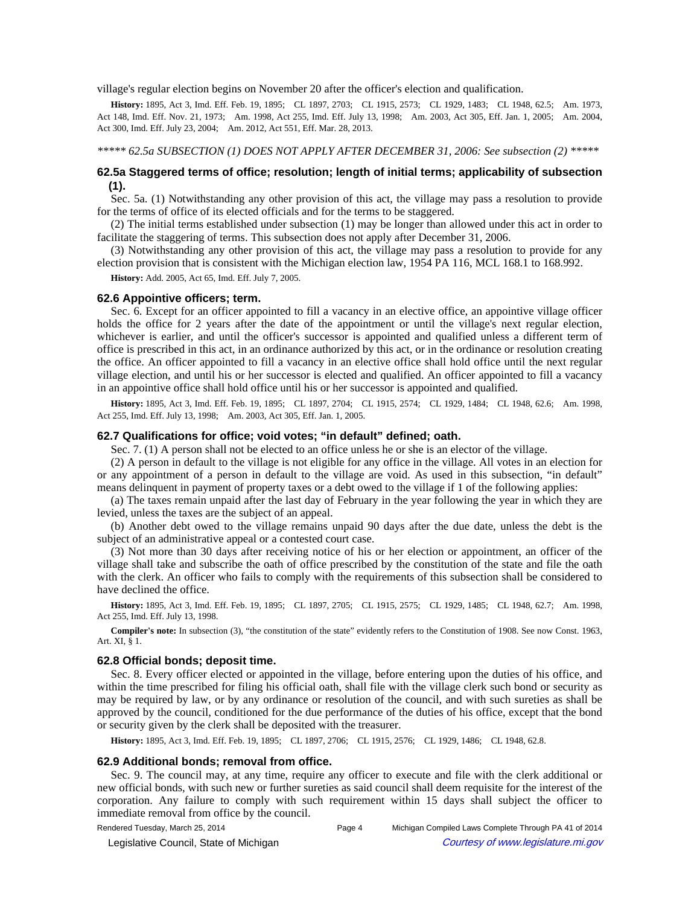village's regular election begins on November 20 after the officer's election and qualification.

**History:** 1895, Act 3, Imd. Eff. Feb. 19, 1895; CL 1897, 2703; CL 1915, 2573; CL 1929, 1483; CL 1948, 62.5; Am. 1973, Act 148, Imd. Eff. Nov. 21, 1973; Am. 1998, Act 255, Imd. Eff. July 13, 1998; Am. 2003, Act 305, Eff. Jan. 1, 2005; Am. 2004, Act 300, Imd. Eff. July 23, 2004; Am. 2012, Act 551, Eff. Mar. 28, 2013.

*\*\*\*\*\* 62.5a SUBSECTION (1) DOES NOT APPLY AFTER DECEMBER 31, 2006: See subsection (2) \*\*\*\*\**

### 62.5a Staggered terms of office; resolution; length of initial terms; applicability of subsection (1).

Sec. 5a. (1) Notwithstanding any other provision of this act, the village may pass a resolution to provide for the terms of office of its elected officials and for the terms to be staggered.

(2) The initial terms established under subsection (1) may be longer than allowed under this act in order to facilitate the staggering of terms. This subsection does not apply after December 31, 2006.

(3) Notwithstanding any other provision of this act, the village may pass a resolution to provide for any election provision that is consistent with the Michigan election law, 1954 PA 116, MCL 168.1 to 168.992.

**History:** Add. 2005, Act 65, Imd. Eff. July 7, 2005.

### 62.6 Appointive officers; term.

Sec. 6. Except for an officer appointed to fill a vacancy in an elective office, an appointive village officer holds the office for 2 years after the date of the appointment or until the village's next regular election, whichever is earlier, and until the officer's successor is appointed and qualified unless a different term of office is prescribed in this act, in an ordinance authorized by this act, or in the ordinance or resolution creating the office. An officer appointed to fill a vacancy in an elective office shall hold office until the next regular village election, and until his or her successor is elected and qualified. An officer appointed to fill a vacancy in an appointive office shall hold office until his or her successor is appointed and qualified.

**History:** 1895, Act 3, Imd. Eff. Feb. 19, 1895; CL 1897, 2704; CL 1915, 2574; CL 1929, 1484; CL 1948, 62.6; Am. 1998, Act 255, Imd. Eff. July 13, 1998; Am. 2003, Act 305, Eff. Jan. 1, 2005.

### 62.7 Qualifications for office; void votes; "in default" defined; oath.

Sec. 7. (1) A person shall not be elected to an office unless he or she is an elector of the village.

(2) A person in default to the village is not eligible for any office in the village. All votes in an election for or any appointment of a person in default to the village are void. As used in this subsection, "in default" means delinquent in payment of property taxes or a debt owed to the village if 1 of the following applies:

(a) The taxes remain unpaid after the last day of February in the year following the year in which they are levied, unless the taxes are the subject of an appeal.

(b) Another debt owed to the village remains unpaid 90 days after the due date, unless the debt is the subject of an administrative appeal or a contested court case.

(3) Not more than 30 days after receiving notice of his or her election or appointment, an officer of the village shall take and subscribe the oath of office prescribed by the constitution of the state and file the oath with the clerk. An officer who fails to comply with the requirements of this subsection shall be considered to have declined the office.

**History:** 1895, Act 3, Imd. Eff. Feb. 19, 1895; CL 1897, 2705; CL 1915, 2575; CL 1929, 1485; CL 1948, 62.7; Am. 1998, Act 255, Imd. Eff. July 13, 1998.

**Compiler's note:** In subsection (3), "the constitution of the state" evidently refers to the Constitution of 1908. See now Const. 1963, Art. XI, § 1.

### 62.8 Official bonds; deposit time.

Sec. 8. Every officer elected or appointed in the village, before entering upon the duties of his office, and within the time prescribed for filing his official oath, shall file with the village clerk such bond or security as may be required by law, or by any ordinance or resolution of the council, and with such sureties as shall be approved by the council, conditioned for the due performance of the duties of his office, except that the bond or security given by the clerk shall be deposited with the treasurer.

**History:** 1895, Act 3, Imd. Eff. Feb. 19, 1895; CL 1897, 2706; CL 1915, 2576; CL 1929, 1486; CL 1948, 62.8.

### 62.9 Additional bonds; removal from office.

Sec. 9. The council may, at any time, require any officer to execute and file with the clerk additional or new official bonds, with such new or further sureties as said council shall deem requisite for the interest of the corporation. Any failure to comply with such requirement within 15 days shall subject the officer to immediate removal from office by the council.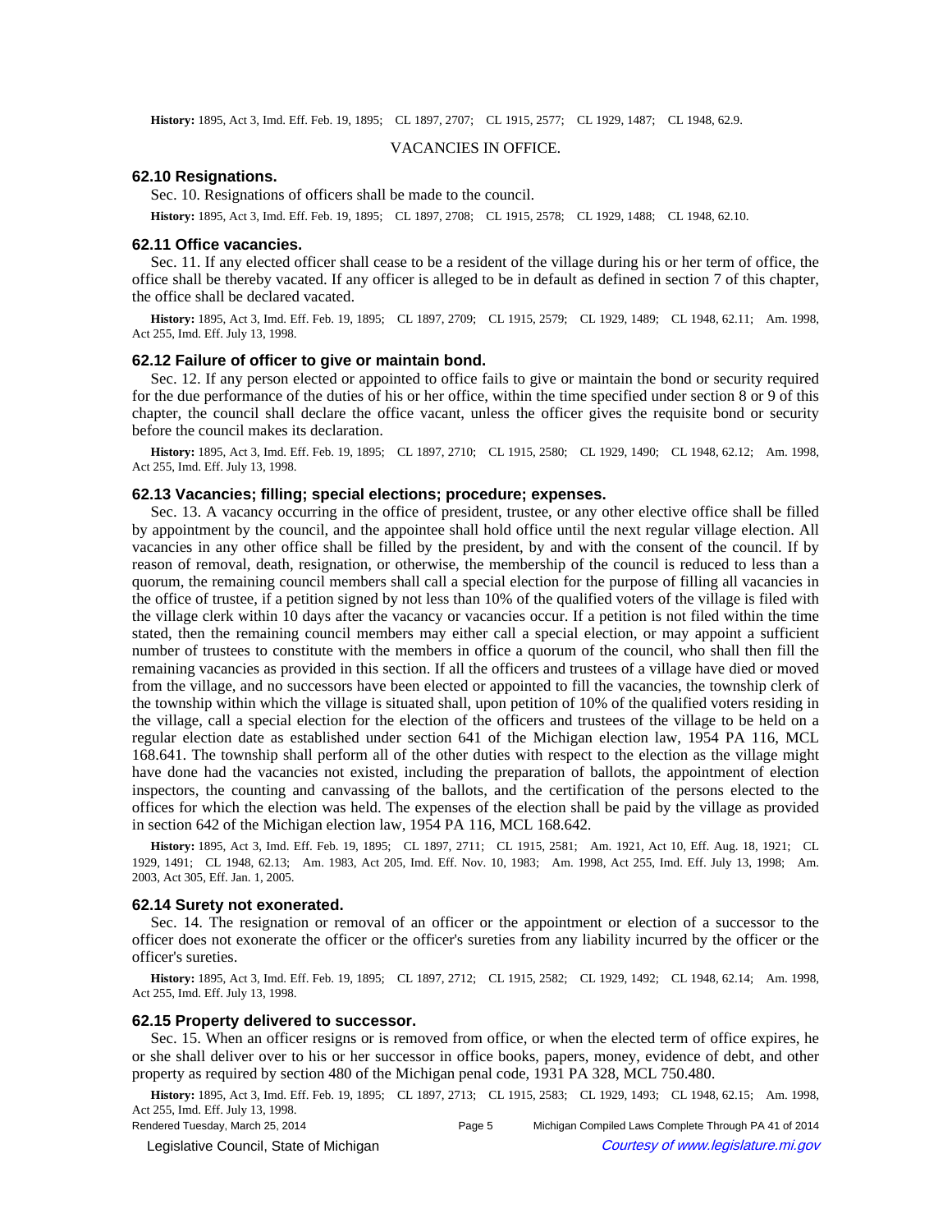**History:** 1895, Act 3, Imd. Eff. Feb. 19, 1895; CL 1897, 2707; CL 1915, 2577; CL 1929, 1487; CL 1948, 62.9.

VACANCIES IN OFFICE.

### 62.10 Resignations.

Sec. 10. Resignations of officers shall be made to the council.

**History:** 1895, Act 3, Imd. Eff. Feb. 19, 1895; CL 1897, 2708; CL 1915, 2578; CL 1929, 1488; CL 1948, 62.10.

### 62.11 Office vacancies.

Sec. 11. If any elected officer shall cease to be a resident of the village during his or her term of office, the office shall be thereby vacated. If any officer is alleged to be in default as defined in section 7 of this chapter, the office shall be declared vacated.

**History:** 1895, Act 3, Imd. Eff. Feb. 19, 1895; CL 1897, 2709; CL 1915, 2579; CL 1929, 1489; CL 1948, 62.11; Am. 1998, Act 255, Imd. Eff. July 13, 1998.

### 62.12 Failure of officer to give or maintain bond.

Sec. 12. If any person elected or appointed to office fails to give or maintain the bond or security required for the due performance of the duties of his or her office, within the time specified under section 8 or 9 of this chapter, the council shall declare the office vacant, unless the officer gives the requisite bond or security before the council makes its declaration.

**History:** 1895, Act 3, Imd. Eff. Feb. 19, 1895; CL 1897, 2710; CL 1915, 2580; CL 1929, 1490; CL 1948, 62.12; Am. 1998, Act 255, Imd. Eff. July 13, 1998.

### 62.13 Vacancies; filling; special elections; procedure; expenses.

Sec. 13. A vacancy occurring in the office of president, trustee, or any other elective office shall be filled by appointment by the council, and the appointee shall hold office until the next regular village election. All vacancies in any other office shall be filled by the president, by and with the consent of the council. If by reason of removal, death, resignation, or otherwise, the membership of the council is reduced to less than a quorum, the remaining council members shall call a special election for the purpose of filling all vacancies in the office of trustee, if a petition signed by not less than 10% of the qualified voters of the village is filed with the village clerk within 10 days after the vacancy or vacancies occur. If a petition is not filed within the time stated, then the remaining council members may either call a special election, or may appoint a sufficient number of trustees to constitute with the members in office a quorum of the council, who shall then fill the remaining vacancies as provided in this section. If all the officers and trustees of a village have died or moved from the village, and no successors have been elected or appointed to fill the vacancies, the township clerk of the township within which the village is situated shall, upon petition of 10% of the qualified voters residing in the village, call a special election for the election of the officers and trustees of the village to be held on a regular election date as established under section 641 of the Michigan election law, 1954 PA 116, MCL 168.641. The township shall perform all of the other duties with respect to the election as the village might have done had the vacancies not existed, including the preparation of ballots, the appointment of election inspectors, the counting and canvassing of the ballots, and the certification of the persons elected to the offices for which the election was held. The expenses of the election shall be paid by the village as provided in section 642 of the Michigan election law, 1954 PA 116, MCL 168.642.

**History:** 1895, Act 3, Imd. Eff. Feb. 19, 1895; CL 1897, 2711; CL 1915, 2581; Am. 1921, Act 10, Eff. Aug. 18, 1921; CL 1929, 1491; CL 1948, 62.13; Am. 1983, Act 205, Imd. Eff. Nov. 10, 1983; Am. 1998, Act 255, Imd. Eff. July 13, 1998; Am. 2003, Act 305, Eff. Jan. 1, 2005.

### 62.14 Surety not exonerated.

Sec. 14. The resignation or removal of an officer or the appointment or election of a successor to the officer does not exonerate the officer or the officer's sureties from any liability incurred by the officer or the officer's sureties.

**History:** 1895, Act 3, Imd. Eff. Feb. 19, 1895; CL 1897, 2712; CL 1915, 2582; CL 1929, 1492; CL 1948, 62.14; Am. 1998, Act 255, Imd. Eff. July 13, 1998.

### 62.15 Property delivered to successor.

Sec. 15. When an officer resigns or is removed from office, or when the elected term of office expires, he or she shall deliver over to his or her successor in office books, papers, money, evidence of debt, and other property as required by section 480 of the Michigan penal code, 1931 PA 328, MCL 750.480.

**History:** 1895, Act 3, Imd. Eff. Feb. 19, 1895; CL 1897, 2713; CL 1915, 2583; CL 1929, 1493; CL 1948, 62.15; Am. 1998, Act 255, Imd. Eff. July 13, 1998.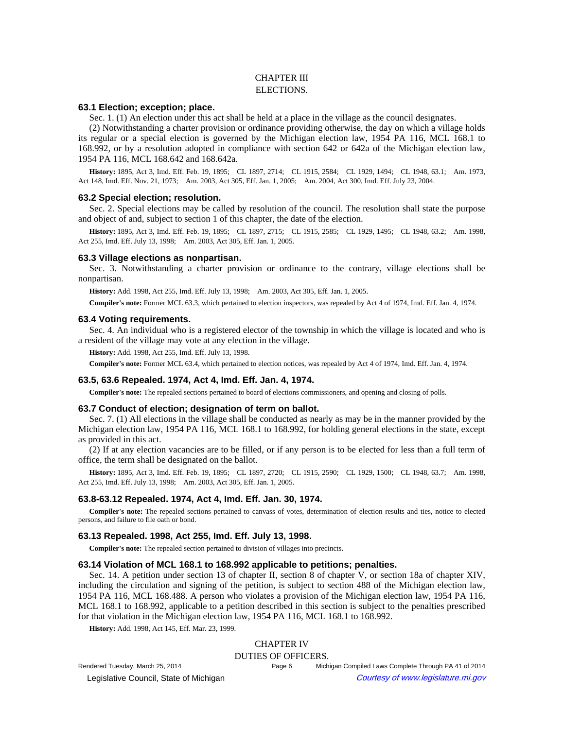CHAPTER III

ELECTIONS.

### 63.1 Election; exception; place.

Sec. 1. (1) An election under this act shall be held at a place in the village as the council designates.

(2) Notwithstanding a charter provision or ordinance providing otherwise, the day on which a village holds its regular or a special election is governed by the Michigan election law, 1954 PA 116, MCL 168.1 to 168.992, or by a resolution adopted in compliance with section 642 or 642a of the Michigan election law, 1954 PA 116, MCL 168.642 and 168.642a.

**History:** 1895, Act 3, Imd. Eff. Feb. 19, 1895; CL 1897, 2714; CL 1915, 2584; CL 1929, 1494; CL 1948, 63.1; Am. 1973, Act 148, Imd. Eff. Nov. 21, 1973; Am. 2003, Act 305, Eff. Jan. 1, 2005; Am. 2004, Act 300, Imd. Eff. July 23, 2004.

### 63.2 Special election; resolution.

Sec. 2. Special elections may be called by resolution of the council. The resolution shall state the purpose and object of and, subject to section 1 of this chapter, the date of the election.

**History:** 1895, Act 3, Imd. Eff. Feb. 19, 1895; CL 1897, 2715; CL 1915, 2585; CL 1929, 1495; CL 1948, 63.2; Am. 1998, Act 255, Imd. Eff. July 13, 1998; Am. 2003, Act 305, Eff. Jan. 1, 2005.

### 63.3 Village elections as nonpartisan.

Sec. 3. Notwithstanding a charter provision or ordinance to the contrary, village elections shall be nonpartisan.

**History:** Add. 1998, Act 255, Imd. Eff. July 13, 1998; Am. 2003, Act 305, Eff. Jan. 1, 2005.

**Compiler's note:** Former MCL 63.3, which pertained to election inspectors, was repealed by Act 4 of 1974, Imd. Eff. Jan. 4, 1974.

### 63.4 Voting requirements.

Sec. 4. An individual who is a registered elector of the township in which the village is located and who is a resident of the village may vote at any election in the village.

**History:** Add. 1998, Act 255, Imd. Eff. July 13, 1998.

**Compiler's note:** Former MCL 63.4, which pertained to election notices, was repealed by Act 4 of 1974, Imd. Eff. Jan. 4, 1974.

### 63.5, 63.6 Repealed. 1974, Act 4, Imd. Eff. Jan. 4, 1974.

**Compiler's note:** The repealed sections pertained to board of elections commissioners, and opening and closing of polls.

### 63.7 Conduct of election; designation of term on ballot.

Sec. 7. (1) All elections in the village shall be conducted as nearly as may be in the manner provided by the Michigan election law, 1954 PA 116, MCL 168.1 to 168.992, for holding general elections in the state, except as provided in this act.

(2) If at any election vacancies are to be filled, or if any person is to be elected for less than a full term of office, the term shall be designated on the ballot.

**History:** 1895, Act 3, Imd. Eff. Feb. 19, 1895; CL 1897, 2720; CL 1915, 2590; CL 1929, 1500; CL 1948, 63.7; Am. 1998, Act 255, Imd. Eff. July 13, 1998; Am. 2003, Act 305, Eff. Jan. 1, 2005.

### 63.8-63.12 Repealed. 1974, Act 4, Imd. Eff. Jan. 30, 1974.

**Compiler's note:** The repealed sections pertained to canvass of votes, determination of election results and ties, notice to elected persons, and failure to file oath or bond.

### 63.13 Repealed. 1998, Act 255, Imd. Eff. July 13, 1998.

**Compiler's note:** The repealed section pertained to division of villages into precincts.

### 63.14 Violation of MCL 168.1 to 168.992 applicable to petitions; penalties.

Sec. 14. A petition under section 13 of chapter II, section 8 of chapter V, or section 18a of chapter XIV, including the circulation and signing of the petition, is subject to section 488 of the Michigan election law, 1954 PA 116, MCL 168.488. A person who violates a provision of the Michigan election law, 1954 PA 116, MCL 168.1 to 168.992, applicable to a petition described in this section is subject to the penalties prescribed for that violation in the Michigan election law, 1954 PA 116, MCL 168.1 to 168.992.

**History:** Add. 1998, Act 145, Eff. Mar. 23, 1999.

CHAPTER IV

DUTIES OF OFFICERS.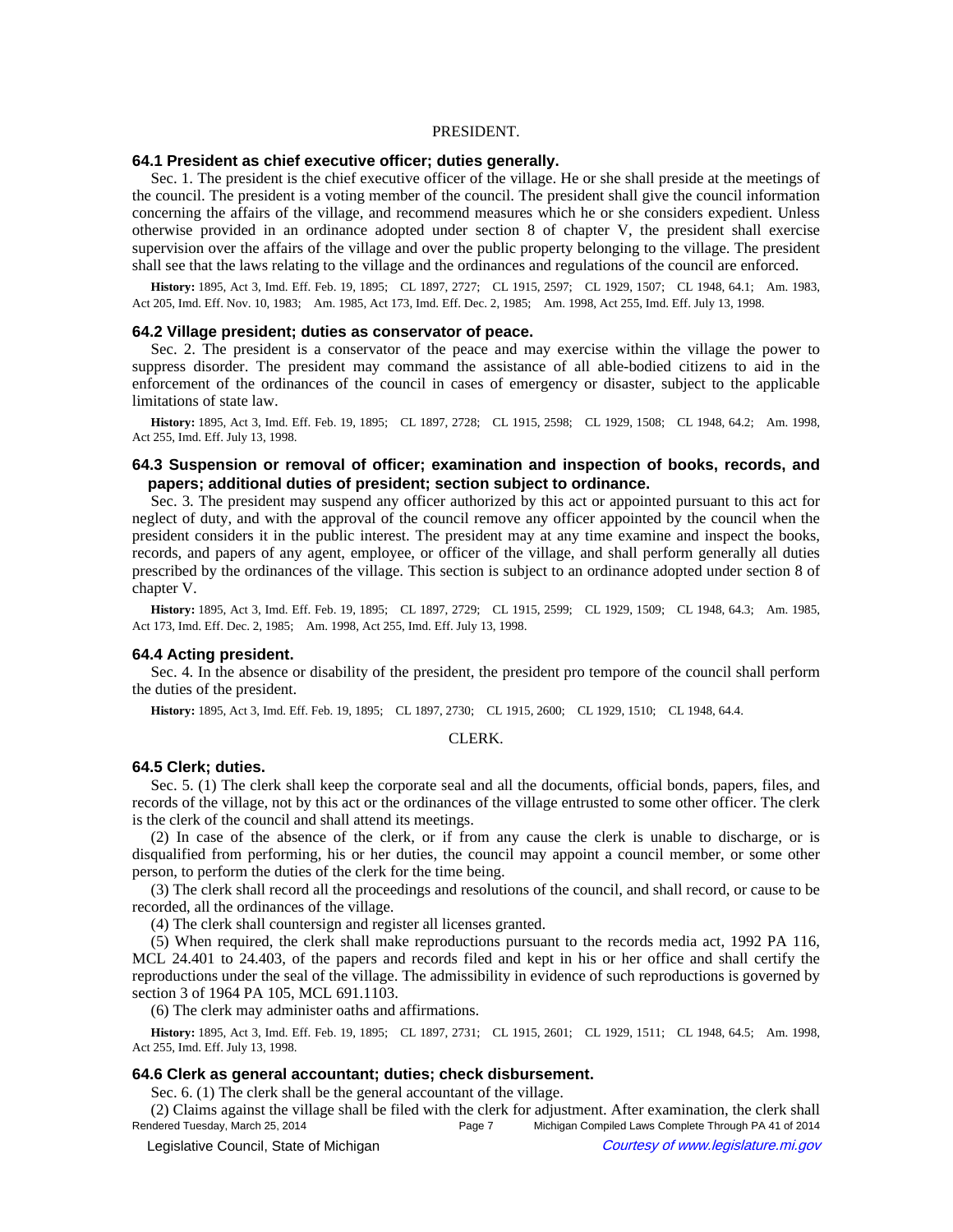PRESIDENT.

### 64.1 President as chief executive officer; duties generally.

Sec. 1. The president is the chief executive officer of the village. He or she shall preside at the meetings of the council. The president is a voting member of the council. The president shall give the council information concerning the affairs of the village, and recommend measures which he or she considers expedient. Unless otherwise provided in an ordinance adopted under section 8 of chapter V, the president shall exercise supervision over the affairs of the village and over the public property belonging to the village. The president shall see that the laws relating to the village and the ordinances and regulations of the council are enforced.

**History:** 1895, Act 3, Imd. Eff. Feb. 19, 1895; CL 1897, 2727; CL 1915, 2597; CL 1929, 1507; CL 1948, 64.1; Am. 1983, Act 205, Imd. Eff. Nov. 10, 1983; Am. 1985, Act 173, Imd. Eff. Dec. 2, 1985; Am. 1998, Act 255, Imd. Eff. July 13, 1998.

### 64.2 Village president; duties as conservator of peace.

Sec. 2. The president is a conservator of the peace and may exercise within the village the power to suppress disorder. The president may command the assistance of all able-bodied citizens to aid in the enforcement of the ordinances of the council in cases of emergency or disaster, subject to the applicable limitations of state law.

**History:** 1895, Act 3, Imd. Eff. Feb. 19, 1895; CL 1897, 2728; CL 1915, 2598; CL 1929, 1508; CL 1948, 64.2; Am. 1998, Act 255, Imd. Eff. July 13, 1998.

### 64.3 Suspension or removal of officer; examination and inspection of books, records, and papers; additional duties of president; section subject to ordinance.

Sec. 3. The president may suspend any officer authorized by this act or appointed pursuant to this act for neglect of duty, and with the approval of the council remove any officer appointed by the council when the president considers it in the public interest. The president may at any time examine and inspect the books, records, and papers of any agent, employee, or officer of the village, and shall perform generally all duties prescribed by the ordinances of the village. This section is subject to an ordinance adopted under section 8 of chapter V.

**History:** 1895, Act 3, Imd. Eff. Feb. 19, 1895; CL 1897, 2729; CL 1915, 2599; CL 1929, 1509; CL 1948, 64.3; Am. 1985, Act 173, Imd. Eff. Dec. 2, 1985; Am. 1998, Act 255, Imd. Eff. July 13, 1998.

### 64.4 Acting president.

Sec. 4. In the absence or disability of the president, the president pro tempore of the council shall perform the duties of the president.

**History:** 1895, Act 3, Imd. Eff. Feb. 19, 1895; CL 1897, 2730; CL 1915, 2600; CL 1929, 1510; CL 1948, 64.4.

CLERK.

### 64.5 Clerk; duties.

Sec. 5. (1) The clerk shall keep the corporate seal and all the documents, official bonds, papers, files, and records of the village, not by this act or the ordinances of the village entrusted to some other officer. The clerk is the clerk of the council and shall attend its meetings.

(2) In case of the absence of the clerk, or if from any cause the clerk is unable to discharge, or is disqualified from performing, his or her duties, the council may appoint a council member, or some other person, to perform the duties of the clerk for the time being.

(3) The clerk shall record all the proceedings and resolutions of the council, and shall record, or cause to be recorded, all the ordinances of the village.

(4) The clerk shall countersign and register all licenses granted.

(5) When required, the clerk shall make reproductions pursuant to the records media act, 1992 PA 116, MCL 24.401 to 24.403, of the papers and records filed and kept in his or her office and shall certify the reproductions under the seal of the village. The admissibility in evidence of such reproductions is governed by section 3 of 1964 PA 105, MCL 691.1103.

(6) The clerk may administer oaths and affirmations.

**History:** 1895, Act 3, Imd. Eff. Feb. 19, 1895; CL 1897, 2731; CL 1915, 2601; CL 1929, 1511; CL 1948, 64.5; Am. 1998, Act 255, Imd. Eff. July 13, 1998.

### 64.6 Clerk as general accountant; duties; check disbursement.

Sec. 6. (1) The clerk shall be the general accountant of the village.

(2) Claims against the village shall be filed with the clerk for adjustment. After examination, the clerk shall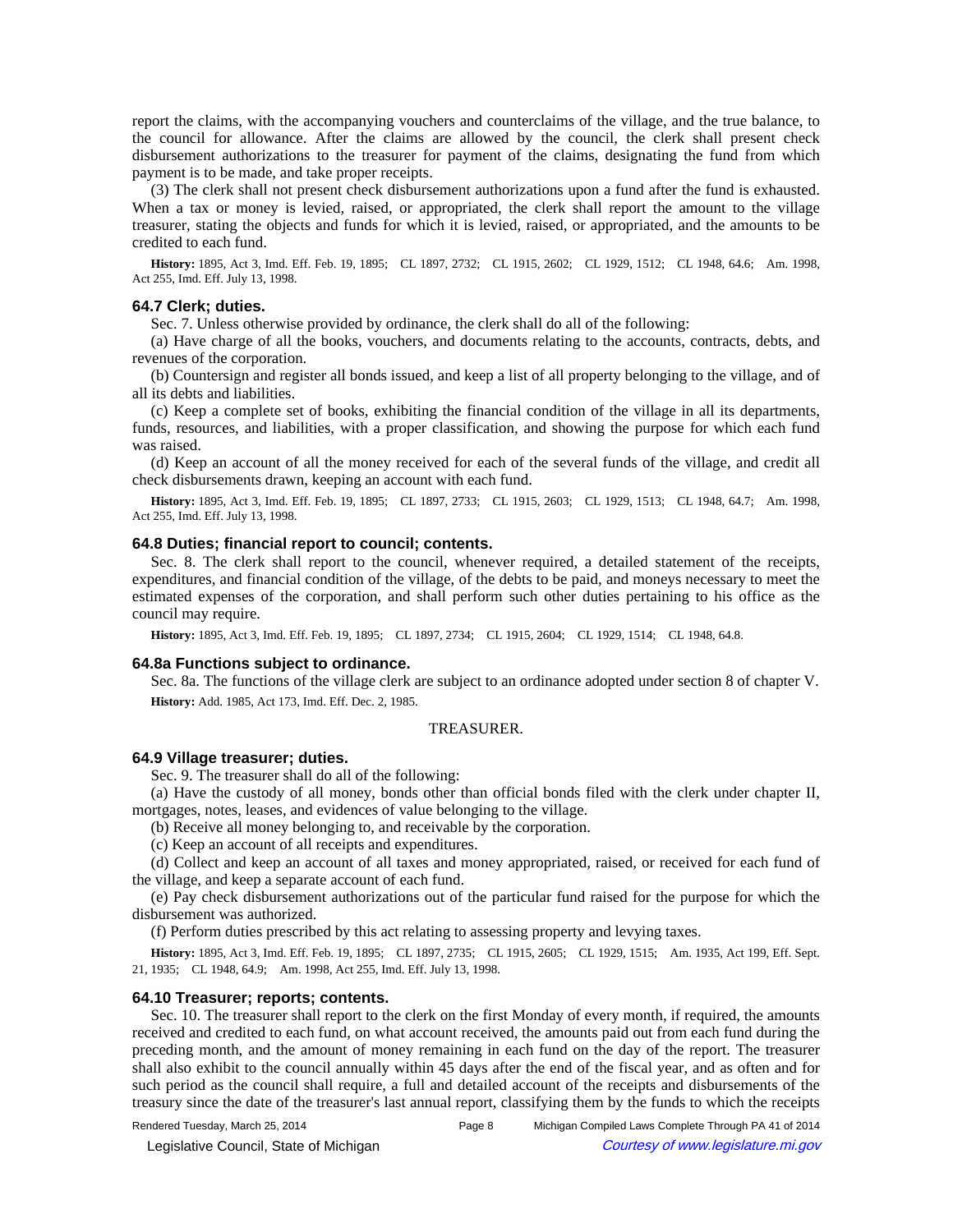report the claims, with the accompanying vouchers and counterclaims of the village, and the true balance, to the council for allowance. After the claims are allowed by the council, the clerk shall present check disbursement authorizations to the treasurer for payment of the claims, designating the fund from which payment is to be made, and take proper receipts.

(3) The clerk shall not present check disbursement authorizations upon a fund after the fund is exhausted. When a tax or money is levied, raised, or appropriated, the clerk shall report the amount to the village treasurer, stating the objects and funds for which it is levied, raised, or appropriated, and the amounts to be credited to each fund.

**History:** 1895, Act 3, Imd. Eff. Feb. 19, 1895; CL 1897, 2732; CL 1915, 2602; CL 1929, 1512; CL 1948, 64.6; Am. 1998, Act 255, Imd. Eff. July 13, 1998.

### 64.7 Clerk; duties.

Sec. 7. Unless otherwise provided by ordinance, the clerk shall do all of the following:

(a) Have charge of all the books, vouchers, and documents relating to the accounts, contracts, debts, and revenues of the corporation.

(b) Countersign and register all bonds issued, and keep a list of all property belonging to the village, and of all its debts and liabilities.

(c) Keep a complete set of books, exhibiting the financial condition of the village in all its departments, funds, resources, and liabilities, with a proper classification, and showing the purpose for which each fund was raised.

(d) Keep an account of all the money received for each of the several funds of the village, and credit all check disbursements drawn, keeping an account with each fund.

**History:** 1895, Act 3, Imd. Eff. Feb. 19, 1895; CL 1897, 2733; CL 1915, 2603; CL 1929, 1513; CL 1948, 64.7; Am. 1998, Act 255, Imd. Eff. July 13, 1998.

### 64.8 Duties; financial report to council; contents.

Sec. 8. The clerk shall report to the council, whenever required, a detailed statement of the receipts, expenditures, and financial condition of the village, of the debts to be paid, and moneys necessary to meet the estimated expenses of the corporation, and shall perform such other duties pertaining to his office as the council may require.

**History:** 1895, Act 3, Imd. Eff. Feb. 19, 1895; CL 1897, 2734; CL 1915, 2604; CL 1929, 1514; CL 1948, 64.8.

### 64.8a Functions subject to ordinance.

Sec. 8a. The functions of the village clerk are subject to an ordinance adopted under section 8 of chapter V.

**History:** Add. 1985, Act 173, Imd. Eff. Dec. 2, 1985.

## TREASURER.

### 64.9 Village treasurer; duties.

Sec. 9. The treasurer shall do all of the following:

(a) Have the custody of all money, bonds other than official bonds filed with the clerk under chapter II, mortgages, notes, leases, and evidences of value belonging to the village.

(b) Receive all money belonging to, and receivable by the corporation.

(c) Keep an account of all receipts and expenditures.

(d) Collect and keep an account of all taxes and money appropriated, raised, or received for each fund of the village, and keep a separate account of each fund.

(e) Pay check disbursement authorizations out of the particular fund raised for the purpose for which the disbursement was authorized.

(f) Perform duties prescribed by this act relating to assessing property and levying taxes.

**History:** 1895, Act 3, Imd. Eff. Feb. 19, 1895; CL 1897, 2735; CL 1915, 2605; CL 1929, 1515; Am. 1935, Act 199, Eff. Sept. 21, 1935; CL 1948, 64.9; Am. 1998, Act 255, Imd. Eff. July 13, 1998.

### 64.10 Treasurer; reports; contents.

Sec. 10. The treasurer shall report to the clerk on the first Monday of every month, if required, the amounts received and credited to each fund, on what account received, the amounts paid out from each fund during the preceding month, and the amount of money remaining in each fund on the day of the report. The treasurer shall also exhibit to the council annually within 45 days after the end of the fiscal year, and as often and for such period as the council shall require, a full and detailed account of the receipts and disbursements of the treasury since the date of the treasurer's last annual report, classifying them by the funds to which the receipts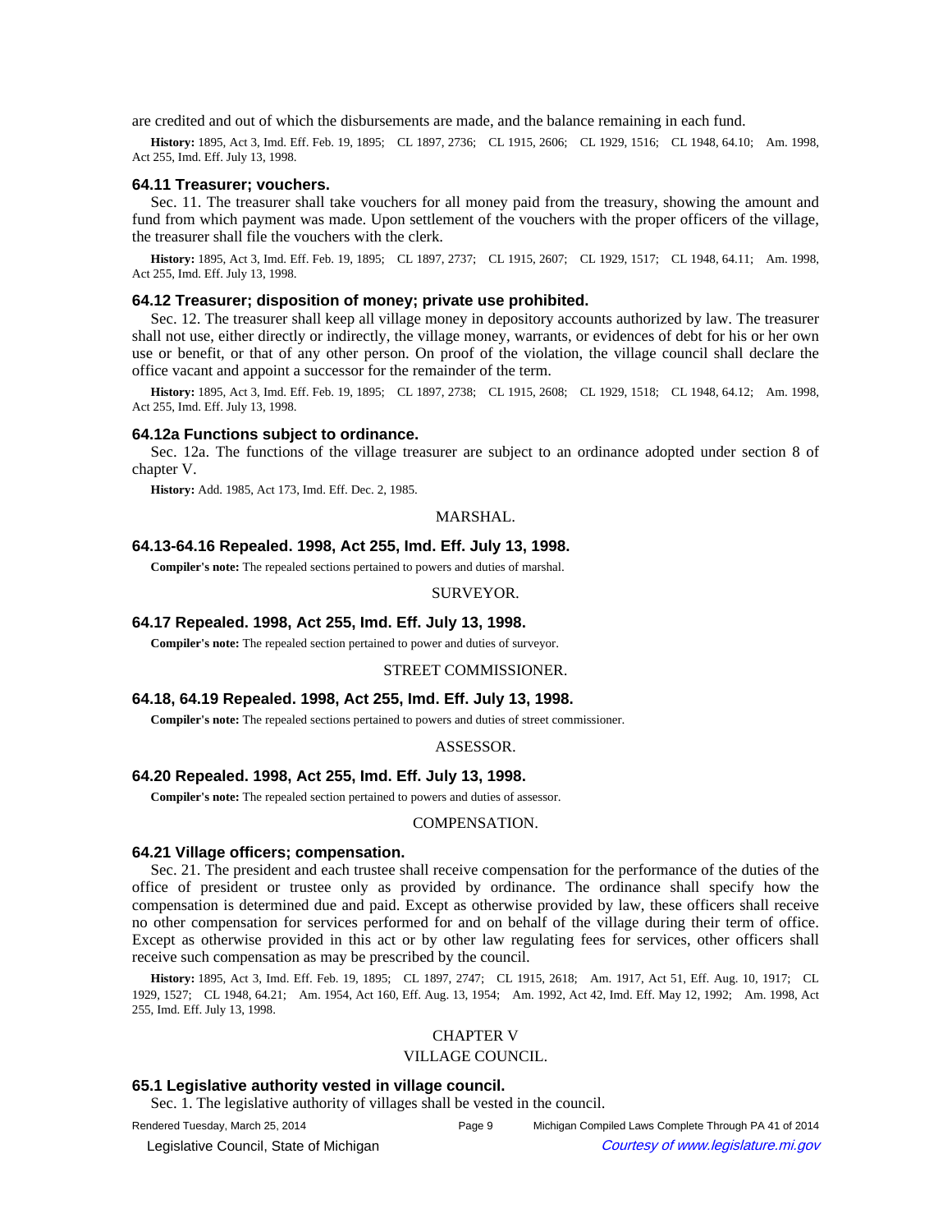are credited and out of which the disbursements are made, and the balance remaining in each fund.

**History:** 1895, Act 3, Imd. Eff. Feb. 19, 1895; CL 1897, 2736; CL 1915, 2606; CL 1929, 1516; CL 1948, 64.10; Am. 1998, Act 255, Imd. Eff. July 13, 1998.

### 64.11 Treasurer; vouchers.

Sec. 11. The treasurer shall take vouchers for all money paid from the treasury, showing the amount and fund from which payment was made. Upon settlement of the vouchers with the proper officers of the village, the treasurer shall file the vouchers with the clerk.

**History:** 1895, Act 3, Imd. Eff. Feb. 19, 1895; CL 1897, 2737; CL 1915, 2607; CL 1929, 1517; CL 1948, 64.11; Am. 1998, Act 255, Imd. Eff. July 13, 1998.

### 64.12 Treasurer; disposition of money; private use prohibited.

Sec. 12. The treasurer shall keep all village money in depository accounts authorized by law. The treasurer shall not use, either directly or indirectly, the village money, warrants, or evidences of debt for his or her own use or benefit, or that of any other person. On proof of the violation, the village council shall declare the office vacant and appoint a successor for the remainder of the term.

**History:** 1895, Act 3, Imd. Eff. Feb. 19, 1895; CL 1897, 2738; CL 1915, 2608; CL 1929, 1518; CL 1948, 64.12; Am. 1998, Act 255, Imd. Eff. July 13, 1998.

### 64.12a Functions subject to ordinance.

Sec. 12a. The functions of the village treasurer are subject to an ordinance adopted under section 8 of chapter V.

**History:** Add. 1985, Act 173, Imd. Eff. Dec. 2, 1985.

MARSHAL.

### 64.13-64.16 Repealed. 1998, Act 255, Imd. Eff. July 13, 1998.

**Compiler's note:** The repealed sections pertained to powers and duties of marshal.

SURVEYOR.

### 64.17 Repealed. 1998, Act 255, Imd. Eff. July 13, 1998.

**Compiler's note:** The repealed section pertained to power and duties of surveyor.

STREET COMMISSIONER.

### 64.18, 64.19 Repealed. 1998, Act 255, Imd. Eff. July 13, 1998.

**Compiler's note:** The repealed sections pertained to powers and duties of street commissioner.

ASSESSOR.

### 64.20 Repealed. 1998, Act 255, Imd. Eff. July 13, 1998.

**Compiler's note:** The repealed section pertained to powers and duties of assessor.

COMPENSATION.

### 64.21 Village officers; compensation.

Sec. 21. The president and each trustee shall receive compensation for the performance of the duties of the office of president or trustee only as provided by ordinance. The ordinance shall specify how the compensation is determined due and paid. Except as otherwise provided by law, these officers shall receive no other compensation for services performed for and on behalf of the village during their term of office. Except as otherwise provided in this act or by other law regulating fees for services, other officers shall receive such compensation as may be prescribed by the council.

**History:** 1895, Act 3, Imd. Eff. Feb. 19, 1895; CL 1897, 2747; CL 1915, 2618; Am. 1917, Act 51, Eff. Aug. 10, 1917; CL 1929, 1527; CL 1948, 64.21; Am. 1954, Act 160, Eff. Aug. 13, 1954; Am. 1992, Act 42, Imd. Eff. May 12, 1992; Am. 1998, Act 255, Imd. Eff. July 13, 1998.

## CHAPTER V
## VILLAGE COUNCIL.

### 65.1 Legislative authority vested in village council.

Sec. 1. The legislative authority of villages shall be vested in the council.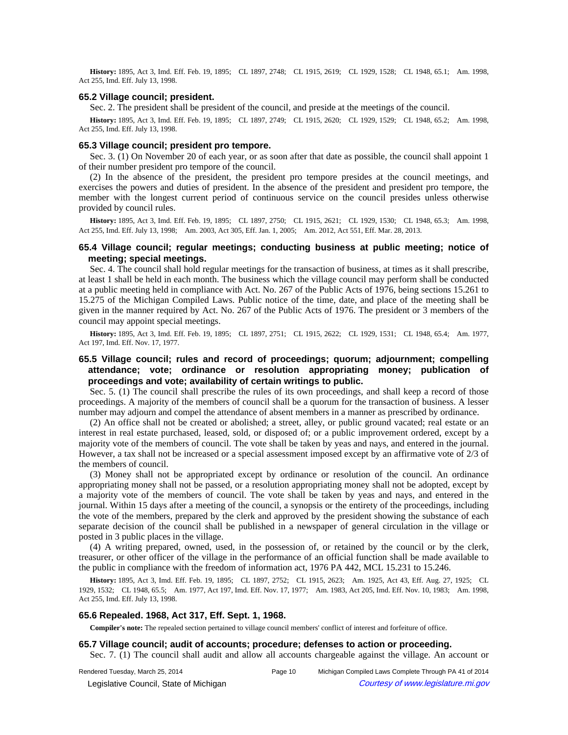**History:** 1895, Act 3, Imd. Eff. Feb. 19, 1895; CL 1897, 2748; CL 1915, 2619; CL 1929, 1528; CL 1948, 65.1; Am. 1998, Act 255, Imd. Eff. July 13, 1998.

### 65.2 Village council; president.

Sec. 2. The president shall be president of the council, and preside at the meetings of the council.

**History:** 1895, Act 3, Imd. Eff. Feb. 19, 1895; CL 1897, 2749; CL 1915, 2620; CL 1929, 1529; CL 1948, 65.2; Am. 1998, Act 255, Imd. Eff. July 13, 1998.

### 65.3 Village council; president pro tempore.

Sec. 3. (1) On November 20 of each year, or as soon after that date as possible, the council shall appoint 1 of their number president pro tempore of the council.

(2) In the absence of the president, the president pro tempore presides at the council meetings, and exercises the powers and duties of president. In the absence of the president and president pro tempore, the member with the longest current period of continuous service on the council presides unless otherwise provided by council rules.

**History:** 1895, Act 3, Imd. Eff. Feb. 19, 1895; CL 1897, 2750; CL 1915, 2621; CL 1929, 1530; CL 1948, 65.3; Am. 1998, Act 255, Imd. Eff. July 13, 1998; Am. 2003, Act 305, Eff. Jan. 1, 2005; Am. 2012, Act 551, Eff. Mar. 28, 2013.

### 65.4 Village council; regular meetings; conducting business at public meeting; notice of meeting; special meetings.

Sec. 4. The council shall hold regular meetings for the transaction of business, at times as it shall prescribe, at least 1 shall be held in each month. The business which the village council may perform shall be conducted at a public meeting held in compliance with Act. No. 267 of the Public Acts of 1976, being sections 15.261 to 15.275 of the Michigan Compiled Laws. Public notice of the time, date, and place of the meeting shall be given in the manner required by Act. No. 267 of the Public Acts of 1976. The president or 3 members of the council may appoint special meetings.

**History:** 1895, Act 3, Imd. Eff. Feb. 19, 1895; CL 1897, 2751; CL 1915, 2622; CL 1929, 1531; CL 1948, 65.4; Am. 1977, Act 197, Imd. Eff. Nov. 17, 1977.

### 65.5 Village council; rules and record of proceedings; quorum; adjournment; compelling attendance; vote; ordinance or resolution appropriating money; publication of proceedings and vote; availability of certain writings to public.

Sec. 5. (1) The council shall prescribe the rules of its own proceedings, and shall keep a record of those proceedings. A majority of the members of council shall be a quorum for the transaction of business. A lesser number may adjourn and compel the attendance of absent members in a manner as prescribed by ordinance.

(2) An office shall not be created or abolished; a street, alley, or public ground vacated; real estate or an interest in real estate purchased, leased, sold, or disposed of; or a public improvement ordered, except by a majority vote of the members of council. The vote shall be taken by yeas and nays, and entered in the journal. However, a tax shall not be increased or a special assessment imposed except by an affirmative vote of 2/3 of the members of council.

(3) Money shall not be appropriated except by ordinance or resolution of the council. An ordinance appropriating money shall not be passed, or a resolution appropriating money shall not be adopted, except by a majority vote of the members of council. The vote shall be taken by yeas and nays, and entered in the journal. Within 15 days after a meeting of the council, a synopsis or the entirety of the proceedings, including the vote of the members, prepared by the clerk and approved by the president showing the substance of each separate decision of the council shall be published in a newspaper of general circulation in the village or posted in 3 public places in the village.

(4) A writing prepared, owned, used, in the possession of, or retained by the council or by the clerk, treasurer, or other officer of the village in the performance of an official function shall be made available to the public in compliance with the freedom of information act, 1976 PA 442, MCL 15.231 to 15.246.

**History:** 1895, Act 3, Imd. Eff. Feb. 19, 1895; CL 1897, 2752; CL 1915, 2623; Am. 1925, Act 43, Eff. Aug. 27, 1925; CL 1929, 1532; CL 1948, 65.5; Am. 1977, Act 197, Imd. Eff. Nov. 17, 1977; Am. 1983, Act 205, Imd. Eff. Nov. 10, 1983; Am. 1998, Act 255, Imd. Eff. July 13, 1998.

### 65.6 Repealed. 1968, Act 317, Eff. Sept. 1, 1968.

**Compiler's note:** The repealed section pertained to village council members' conflict of interest and forfeiture of office.

### 65.7 Village council; audit of accounts; procedure; defenses to action or proceeding.

Sec. 7. (1) The council shall audit and allow all accounts chargeable against the village. An account or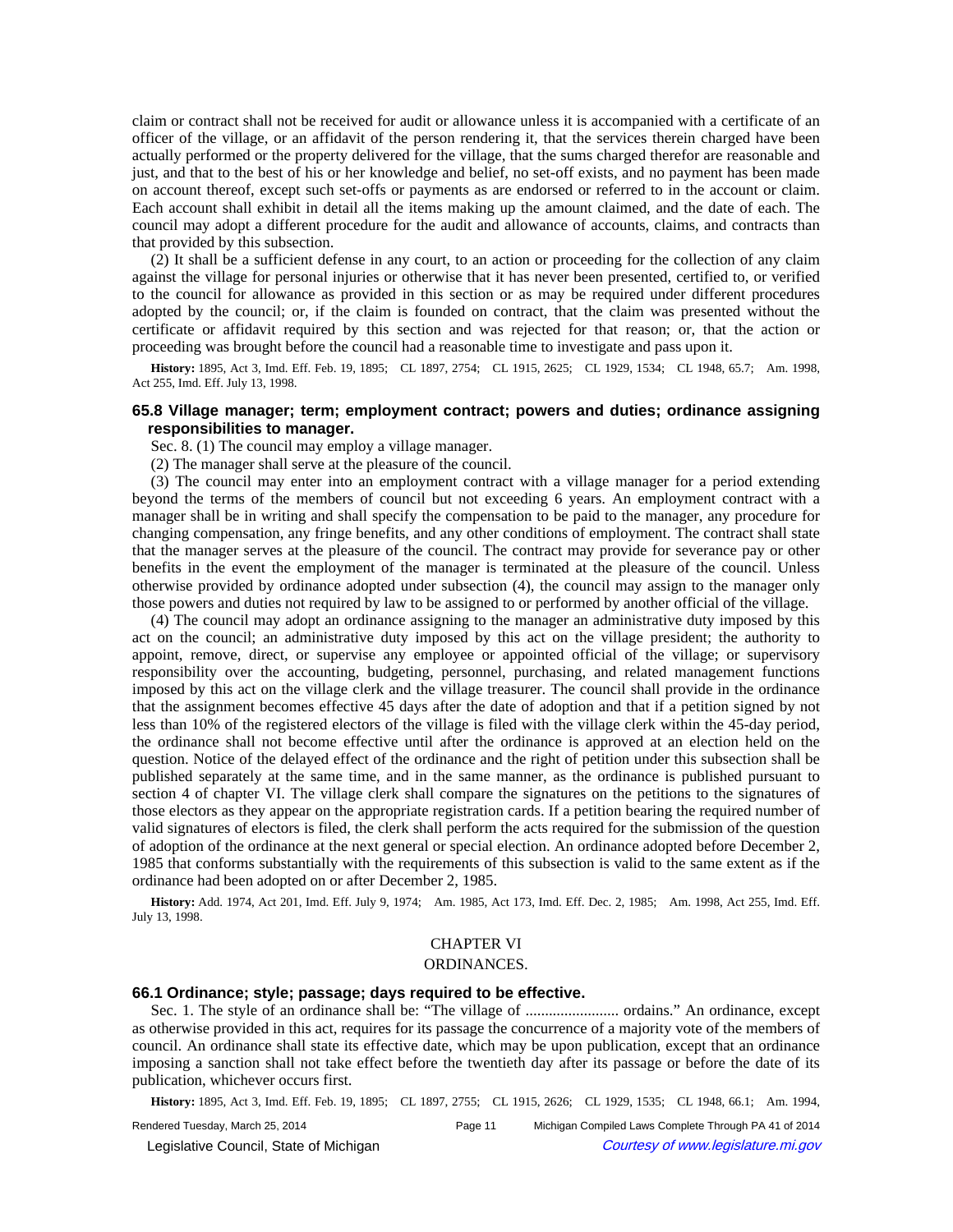claim or contract shall not be received for audit or allowance unless it is accompanied with a certificate of an officer of the village, or an affidavit of the person rendering it, that the services therein charged have been actually performed or the property delivered for the village, that the sums charged therefor are reasonable and just, and that to the best of his or her knowledge and belief, no set-off exists, and no payment has been made on account thereof, except such set-offs or payments as are endorsed or referred to in the account or claim. Each account shall exhibit in detail all the items making up the amount claimed, and the date of each. The council may adopt a different procedure for the audit and allowance of accounts, claims, and contracts than that provided by this subsection.

(2) It shall be a sufficient defense in any court, to an action or proceeding for the collection of any claim against the village for personal injuries or otherwise that it has never been presented, certified to, or verified to the council for allowance as provided in this section or as may be required under different procedures adopted by the council; or, if the claim is founded on contract, that the claim was presented without the certificate or affidavit required by this section and was rejected for that reason; or, that the action or proceeding was brought before the council had a reasonable time to investigate and pass upon it.

**History:** 1895, Act 3, Imd. Eff. Feb. 19, 1895; CL 1897, 2754; CL 1915, 2625; CL 1929, 1534; CL 1948, 65.7; Am. 1998, Act 255, Imd. Eff. July 13, 1998.

### 65.8 Village manager; term; employment contract; powers and duties; ordinance assigning responsibilities to manager.

Sec. 8. (1) The council may employ a village manager.

(2) The manager shall serve at the pleasure of the council.

(3) The council may enter into an employment contract with a village manager for a period extending beyond the terms of the members of council but not exceeding 6 years. An employment contract with a manager shall be in writing and shall specify the compensation to be paid to the manager, any procedure for changing compensation, any fringe benefits, and any other conditions of employment. The contract shall state that the manager serves at the pleasure of the council. The contract may provide for severance pay or other benefits in the event the employment of the manager is terminated at the pleasure of the council. Unless otherwise provided by ordinance adopted under subsection (4), the council may assign to the manager only those powers and duties not required by law to be assigned to or performed by another official of the village.

(4) The council may adopt an ordinance assigning to the manager an administrative duty imposed by this act on the council; an administrative duty imposed by this act on the village president; the authority to appoint, remove, direct, or supervise any employee or appointed official of the village; or supervisory responsibility over the accounting, budgeting, personnel, purchasing, and related management functions imposed by this act on the village clerk and the village treasurer. The council shall provide in the ordinance that the assignment becomes effective 45 days after the date of adoption and that if a petition signed by not less than 10% of the registered electors of the village is filed with the village clerk within the 45-day period, the ordinance shall not become effective until after the ordinance is approved at an election held on the question. Notice of the delayed effect of the ordinance and the right of petition under this subsection shall be published separately at the same time, and in the same manner, as the ordinance is published pursuant to section 4 of chapter VI. The village clerk shall compare the signatures on the petitions to the signatures of those electors as they appear on the appropriate registration cards. If a petition bearing the required number of valid signatures of electors is filed, the clerk shall perform the acts required for the submission of the question of adoption of the ordinance at the next general or special election. An ordinance adopted before December 2, 1985 that conforms substantially with the requirements of this subsection is valid to the same extent as if the ordinance had been adopted on or after December 2, 1985.

**History:** Add. 1974, Act 201, Imd. Eff. July 9, 1974; Am. 1985, Act 173, Imd. Eff. Dec. 2, 1985; Am. 1998, Act 255, Imd. Eff. July 13, 1998.

## CHAPTER VI
## ORDINANCES.

### 66.1 Ordinance; style; passage; days required to be effective.

Sec. 1. The style of an ordinance shall be: "The village of ........................ ordains." An ordinance, except as otherwise provided in this act, requires for its passage the concurrence of a majority vote of the members of council. An ordinance shall state its effective date, which may be upon publication, except that an ordinance imposing a sanction shall not take effect before the twentieth day after its passage or before the date of its publication, whichever occurs first.

**History:** 1895, Act 3, Imd. Eff. Feb. 19, 1895; CL 1897, 2755; CL 1915, 2626; CL 1929, 1535; CL 1948, 66.1; Am. 1994,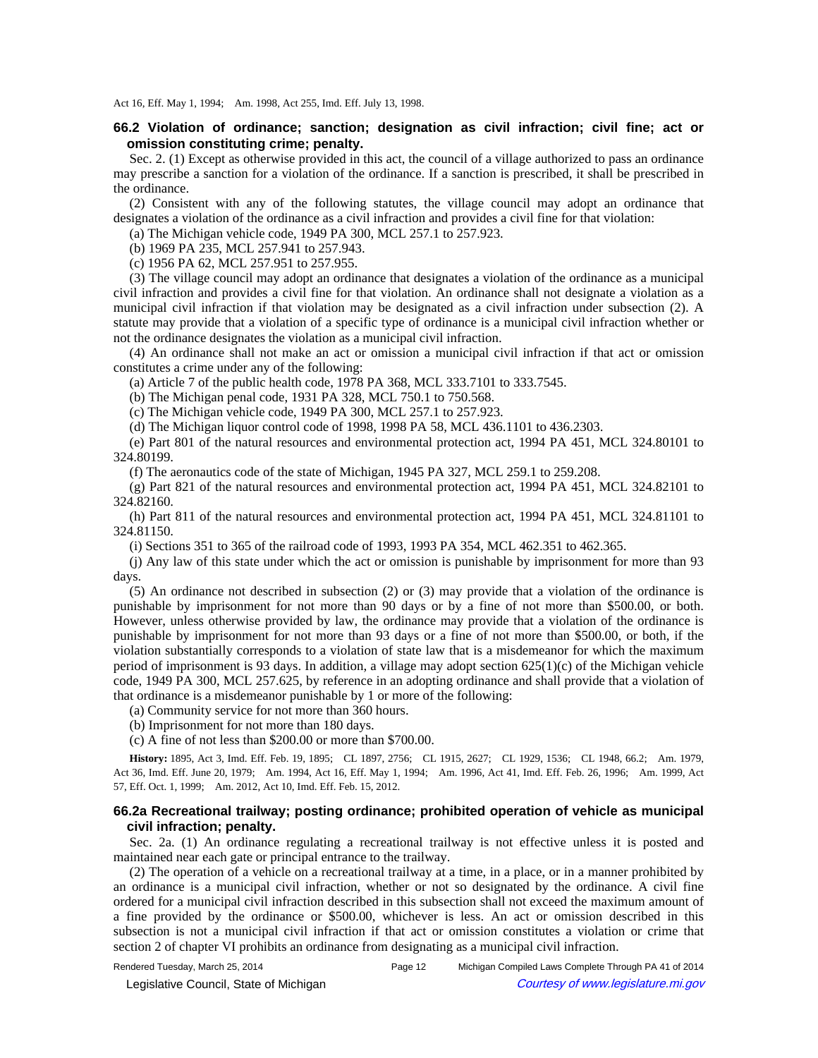Act 16, Eff. May 1, 1994; Am. 1998, Act 255, Imd. Eff. July 13, 1998.

### 66.2 Violation of ordinance; sanction; designation as civil infraction; civil fine; act or omission constituting crime; penalty.

Sec. 2. (1) Except as otherwise provided in this act, the council of a village authorized to pass an ordinance may prescribe a sanction for a violation of the ordinance. If a sanction is prescribed, it shall be prescribed in the ordinance.

(2) Consistent with any of the following statutes, the village council may adopt an ordinance that designates a violation of the ordinance as a civil infraction and provides a civil fine for that violation:

(a) The Michigan vehicle code, 1949 PA 300, MCL 257.1 to 257.923.

(b) 1969 PA 235, MCL 257.941 to 257.943.

(c) 1956 PA 62, MCL 257.951 to 257.955.

(3) The village council may adopt an ordinance that designates a violation of the ordinance as a municipal civil infraction and provides a civil fine for that violation. An ordinance shall not designate a violation as a municipal civil infraction if that violation may be designated as a civil infraction under subsection (2). A statute may provide that a violation of a specific type of ordinance is a municipal civil infraction whether or not the ordinance designates the violation as a municipal civil infraction.

(4) An ordinance shall not make an act or omission a municipal civil infraction if that act or omission constitutes a crime under any of the following:

(a) Article 7 of the public health code, 1978 PA 368, MCL 333.7101 to 333.7545.

(b) The Michigan penal code, 1931 PA 328, MCL 750.1 to 750.568.

(c) The Michigan vehicle code, 1949 PA 300, MCL 257.1 to 257.923.

(d) The Michigan liquor control code of 1998, 1998 PA 58, MCL 436.1101 to 436.2303.

(e) Part 801 of the natural resources and environmental protection act, 1994 PA 451, MCL 324.80101 to 324.80199.

(f) The aeronautics code of the state of Michigan, 1945 PA 327, MCL 259.1 to 259.208.

(g) Part 821 of the natural resources and environmental protection act, 1994 PA 451, MCL 324.82101 to 324.82160.

(h) Part 811 of the natural resources and environmental protection act, 1994 PA 451, MCL 324.81101 to 324.81150.

(i) Sections 351 to 365 of the railroad code of 1993, 1993 PA 354, MCL 462.351 to 462.365.

(j) Any law of this state under which the act or omission is punishable by imprisonment for more than 93 days.

(5) An ordinance not described in subsection (2) or (3) may provide that a violation of the ordinance is punishable by imprisonment for not more than 90 days or by a fine of not more than \$500.00, or both. However, unless otherwise provided by law, the ordinance may provide that a violation of the ordinance is punishable by imprisonment for not more than 93 days or a fine of not more than \$500.00, or both, if the violation substantially corresponds to a violation of state law that is a misdemeanor for which the maximum period of imprisonment is 93 days. In addition, a village may adopt section 625(1)(c) of the Michigan vehicle code, 1949 PA 300, MCL 257.625, by reference in an adopting ordinance and shall provide that a violation of that ordinance is a misdemeanor punishable by 1 or more of the following:

(a) Community service for not more than 360 hours.

(b) Imprisonment for not more than 180 days.

(c) A fine of not less than \$200.00 or more than \$700.00.

**History:** 1895, Act 3, Imd. Eff. Feb. 19, 1895; CL 1897, 2756; CL 1915, 2627; CL 1929, 1536; CL 1948, 66.2; Am. 1979, Act 36, Imd. Eff. June 20, 1979; Am. 1994, Act 16, Eff. May 1, 1994; Am. 1996, Act 41, Imd. Eff. Feb. 26, 1996; Am. 1999, Act 57, Eff. Oct. 1, 1999; Am. 2012, Act 10, Imd. Eff. Feb. 15, 2012.

### 66.2a Recreational trailway; posting ordinance; prohibited operation of vehicle as municipal civil infraction; penalty.

Sec. 2a. (1) An ordinance regulating a recreational trailway is not effective unless it is posted and maintained near each gate or principal entrance to the trailway.

(2) The operation of a vehicle on a recreational trailway at a time, in a place, or in a manner prohibited by an ordinance is a municipal civil infraction, whether or not so designated by the ordinance. A civil fine ordered for a municipal civil infraction described in this subsection shall not exceed the maximum amount of a fine provided by the ordinance or \$500.00, whichever is less. An act or omission described in this subsection is not a municipal civil infraction if that act or omission constitutes a violation or crime that section 2 of chapter VI prohibits an ordinance from designating as a municipal civil infraction.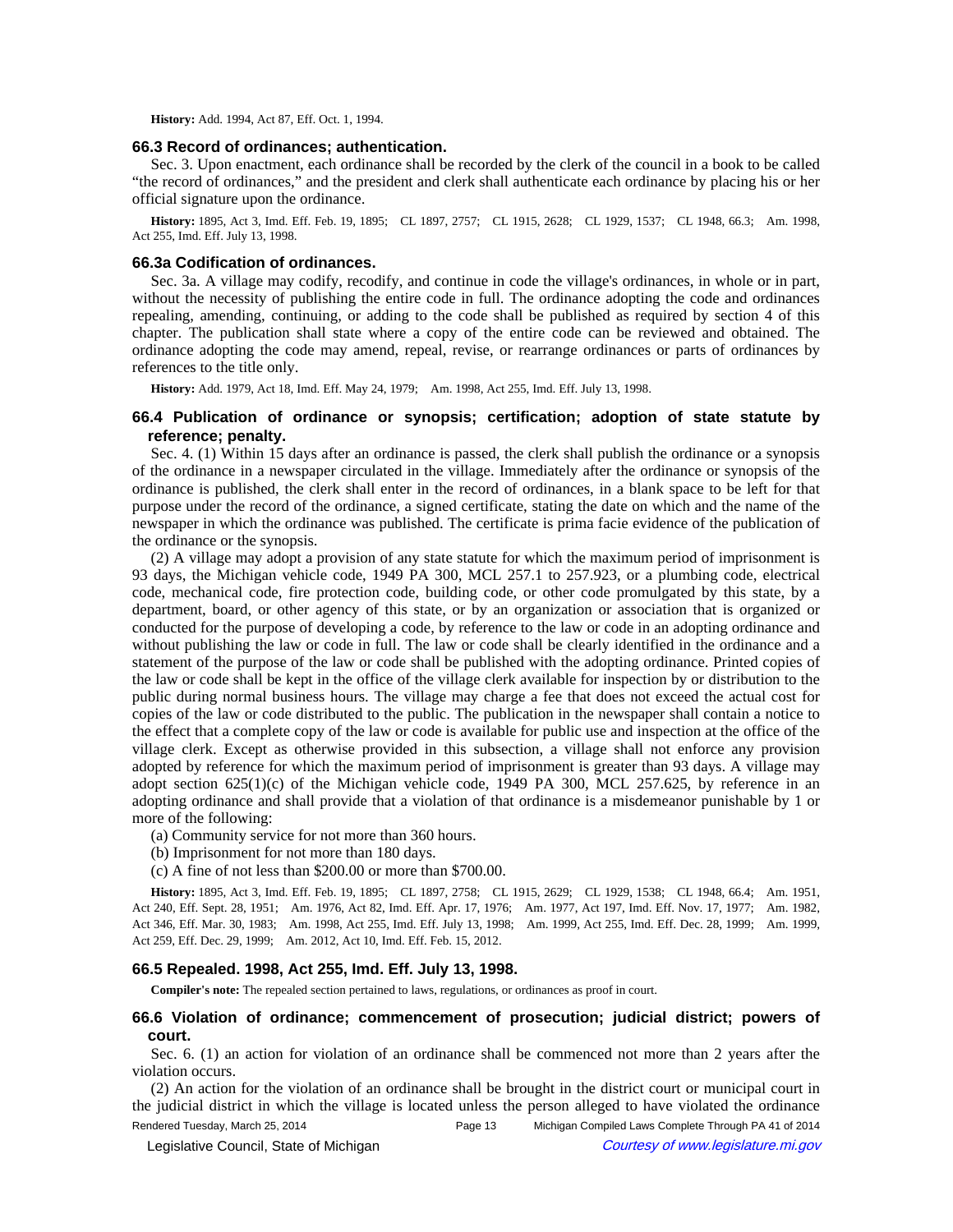**History:** Add. 1994, Act 87, Eff. Oct. 1, 1994.

### 66.3 Record of ordinances; authentication.

Sec. 3. Upon enactment, each ordinance shall be recorded by the clerk of the council in a book to be called "the record of ordinances," and the president and clerk shall authenticate each ordinance by placing his or her official signature upon the ordinance.

**History:** 1895, Act 3, Imd. Eff. Feb. 19, 1895; CL 1897, 2757; CL 1915, 2628; CL 1929, 1537; CL 1948, 66.3; Am. 1998, Act 255, Imd. Eff. July 13, 1998.

### 66.3a Codification of ordinances.

Sec. 3a. A village may codify, recodify, and continue in code the village's ordinances, in whole or in part, without the necessity of publishing the entire code in full. The ordinance adopting the code and ordinances repealing, amending, continuing, or adding to the code shall be published as required by section 4 of this chapter. The publication shall state where a copy of the entire code can be reviewed and obtained. The ordinance adopting the code may amend, repeal, revise, or rearrange ordinances or parts of ordinances by references to the title only.

**History:** Add. 1979, Act 18, Imd. Eff. May 24, 1979; Am. 1998, Act 255, Imd. Eff. July 13, 1998.

### 66.4 Publication of ordinance or synopsis; certification; adoption of state statute by reference; penalty.

Sec. 4. (1) Within 15 days after an ordinance is passed, the clerk shall publish the ordinance or a synopsis of the ordinance in a newspaper circulated in the village. Immediately after the ordinance or synopsis of the ordinance is published, the clerk shall enter in the record of ordinances, in a blank space to be left for that purpose under the record of the ordinance, a signed certificate, stating the date on which and the name of the newspaper in which the ordinance was published. The certificate is prima facie evidence of the publication of the ordinance or the synopsis.

(2) A village may adopt a provision of any state statute for which the maximum period of imprisonment is 93 days, the Michigan vehicle code, 1949 PA 300, MCL 257.1 to 257.923, or a plumbing code, electrical code, mechanical code, fire protection code, building code, or other code promulgated by this state, by a department, board, or other agency of this state, or by an organization or association that is organized or conducted for the purpose of developing a code, by reference to the law or code in an adopting ordinance and without publishing the law or code in full. The law or code shall be clearly identified in the ordinance and a statement of the purpose of the law or code shall be published with the adopting ordinance. Printed copies of the law or code shall be kept in the office of the village clerk available for inspection by or distribution to the public during normal business hours. The village may charge a fee that does not exceed the actual cost for copies of the law or code distributed to the public. The publication in the newspaper shall contain a notice to the effect that a complete copy of the law or code is available for public use and inspection at the office of the village clerk. Except as otherwise provided in this subsection, a village shall not enforce any provision adopted by reference for which the maximum period of imprisonment is greater than 93 days. A village may adopt section 625(1)(c) of the Michigan vehicle code, 1949 PA 300, MCL 257.625, by reference in an adopting ordinance and shall provide that a violation of that ordinance is a misdemeanor punishable by 1 or more of the following:

(a) Community service for not more than 360 hours.

(b) Imprisonment for not more than 180 days.

(c) A fine of not less than $200.00 or more than $700.00.

**History:** 1895, Act 3, Imd. Eff. Feb. 19, 1895; CL 1897, 2758; CL 1915, 2629; CL 1929, 1538; CL 1948, 66.4; Am. 1951, Act 240, Eff. Sept. 28, 1951; Am. 1976, Act 82, Imd. Eff. Apr. 17, 1976; Am. 1977, Act 197, Imd. Eff. Nov. 17, 1977; Am. 1982, Act 346, Eff. Mar. 30, 1983; Am. 1998, Act 255, Imd. Eff. July 13, 1998; Am. 1999, Act 255, Imd. Eff. Dec. 28, 1999; Am. 1999, Act 259, Eff. Dec. 29, 1999; Am. 2012, Act 10, Imd. Eff. Feb. 15, 2012.

### 66.5 Repealed. 1998, Act 255, Imd. Eff. July 13, 1998.

**Compiler's note:** The repealed section pertained to laws, regulations, or ordinances as proof in court.

### 66.6 Violation of ordinance; commencement of prosecution; judicial district; powers of court.

Sec. 6. (1) an action for violation of an ordinance shall be commenced not more than 2 years after the violation occurs.

(2) An action for the violation of an ordinance shall be brought in the district court or municipal court in the judicial district in which the village is located unless the person alleged to have violated the ordinance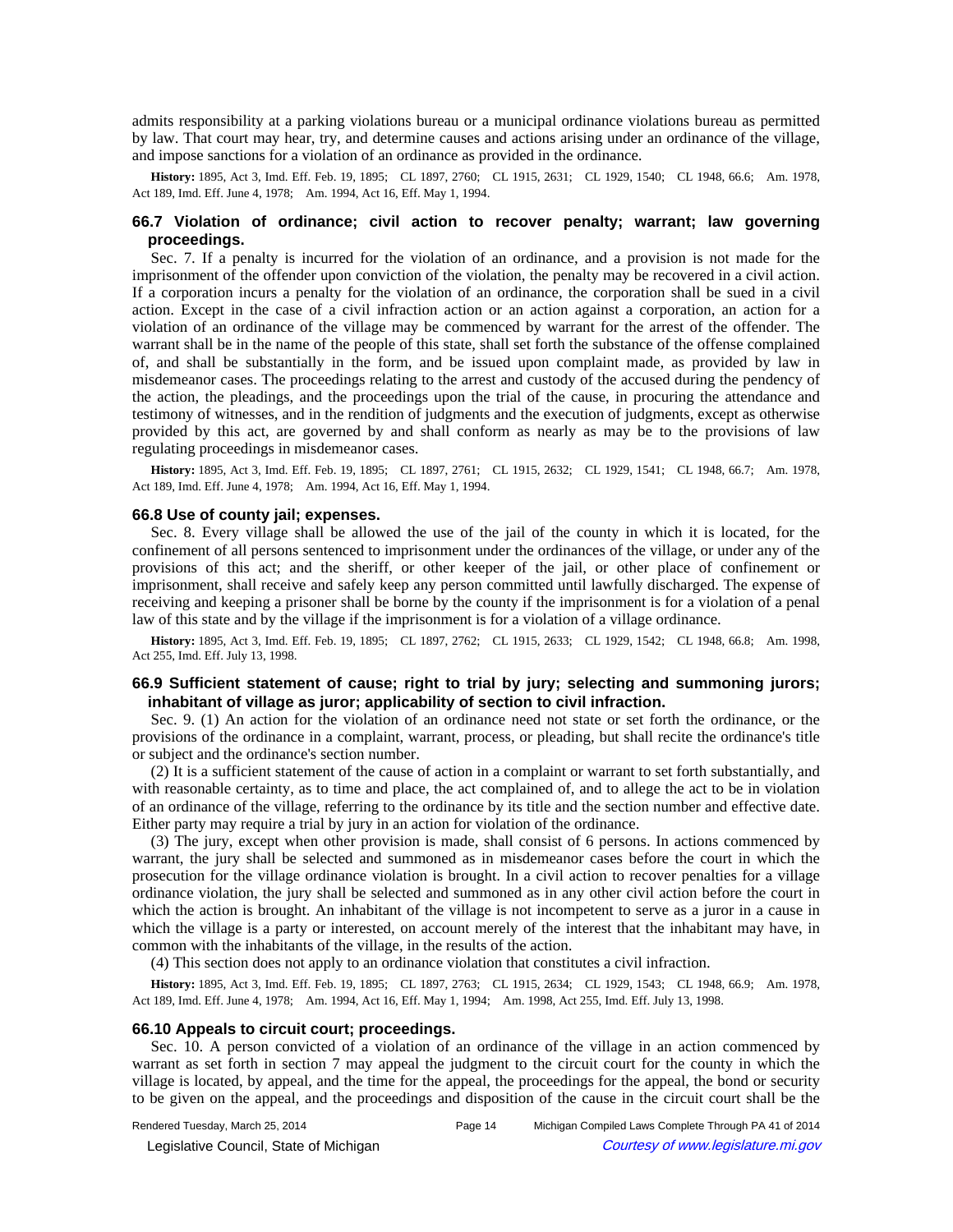admits responsibility at a parking violations bureau or a municipal ordinance violations bureau as permitted by law. That court may hear, try, and determine causes and actions arising under an ordinance of the village, and impose sanctions for a violation of an ordinance as provided in the ordinance.

**History:** 1895, Act 3, Imd. Eff. Feb. 19, 1895; CL 1897, 2760; CL 1915, 2631; CL 1929, 1540; CL 1948, 66.6; Am. 1978, Act 189, Imd. Eff. June 4, 1978; Am. 1994, Act 16, Eff. May 1, 1994.

### 66.7 Violation of ordinance; civil action to recover penalty; warrant; law governing proceedings.

Sec. 7. If a penalty is incurred for the violation of an ordinance, and a provision is not made for the imprisonment of the offender upon conviction of the violation, the penalty may be recovered in a civil action. If a corporation incurs a penalty for the violation of an ordinance, the corporation shall be sued in a civil action. Except in the case of a civil infraction action or an action against a corporation, an action for a violation of an ordinance of the village may be commenced by warrant for the arrest of the offender. The warrant shall be in the name of the people of this state, shall set forth the substance of the offense complained of, and shall be substantially in the form, and be issued upon complaint made, as provided by law in misdemeanor cases. The proceedings relating to the arrest and custody of the accused during the pendency of the action, the pleadings, and the proceedings upon the trial of the cause, in procuring the attendance and testimony of witnesses, and in the rendition of judgments and the execution of judgments, except as otherwise provided by this act, are governed by and shall conform as nearly as may be to the provisions of law regulating proceedings in misdemeanor cases.

**History:** 1895, Act 3, Imd. Eff. Feb. 19, 1895; CL 1897, 2761; CL 1915, 2632; CL 1929, 1541; CL 1948, 66.7; Am. 1978, Act 189, Imd. Eff. June 4, 1978; Am. 1994, Act 16, Eff. May 1, 1994.

### 66.8 Use of county jail; expenses.

Sec. 8. Every village shall be allowed the use of the jail of the county in which it is located, for the confinement of all persons sentenced to imprisonment under the ordinances of the village, or under any of the provisions of this act; and the sheriff, or other keeper of the jail, or other place of confinement or imprisonment, shall receive and safely keep any person committed until lawfully discharged. The expense of receiving and keeping a prisoner shall be borne by the county if the imprisonment is for a violation of a penal law of this state and by the village if the imprisonment is for a violation of a village ordinance.

**History:** 1895, Act 3, Imd. Eff. Feb. 19, 1895; CL 1897, 2762; CL 1915, 2633; CL 1929, 1542; CL 1948, 66.8; Am. 1998, Act 255, Imd. Eff. July 13, 1998.

### 66.9 Sufficient statement of cause; right to trial by jury; selecting and summoning jurors; inhabitant of village as juror; applicability of section to civil infraction.

Sec. 9. (1) An action for the violation of an ordinance need not state or set forth the ordinance, or the provisions of the ordinance in a complaint, warrant, process, or pleading, but shall recite the ordinance's title or subject and the ordinance's section number.

(2) It is a sufficient statement of the cause of action in a complaint or warrant to set forth substantially, and with reasonable certainty, as to time and place, the act complained of, and to allege the act to be in violation of an ordinance of the village, referring to the ordinance by its title and the section number and effective date. Either party may require a trial by jury in an action for violation of the ordinance.

(3) The jury, except when other provision is made, shall consist of 6 persons. In actions commenced by warrant, the jury shall be selected and summoned as in misdemeanor cases before the court in which the prosecution for the village ordinance violation is brought. In a civil action to recover penalties for a village ordinance violation, the jury shall be selected and summoned as in any other civil action before the court in which the action is brought. An inhabitant of the village is not incompetent to serve as a juror in a cause in which the village is a party or interested, on account merely of the interest that the inhabitant may have, in common with the inhabitants of the village, in the results of the action.

(4) This section does not apply to an ordinance violation that constitutes a civil infraction.

**History:** 1895, Act 3, Imd. Eff. Feb. 19, 1895; CL 1897, 2763; CL 1915, 2634; CL 1929, 1543; CL 1948, 66.9; Am. 1978, Act 189, Imd. Eff. June 4, 1978; Am. 1994, Act 16, Eff. May 1, 1994; Am. 1998, Act 255, Imd. Eff. July 13, 1998.

### 66.10 Appeals to circuit court; proceedings.

Sec. 10. A person convicted of a violation of an ordinance of the village in an action commenced by warrant as set forth in section 7 may appeal the judgment to the circuit court for the county in which the village is located, by appeal, and the time for the appeal, the proceedings for the appeal, the bond or security to be given on the appeal, and the proceedings and disposition of the cause in the circuit court shall be the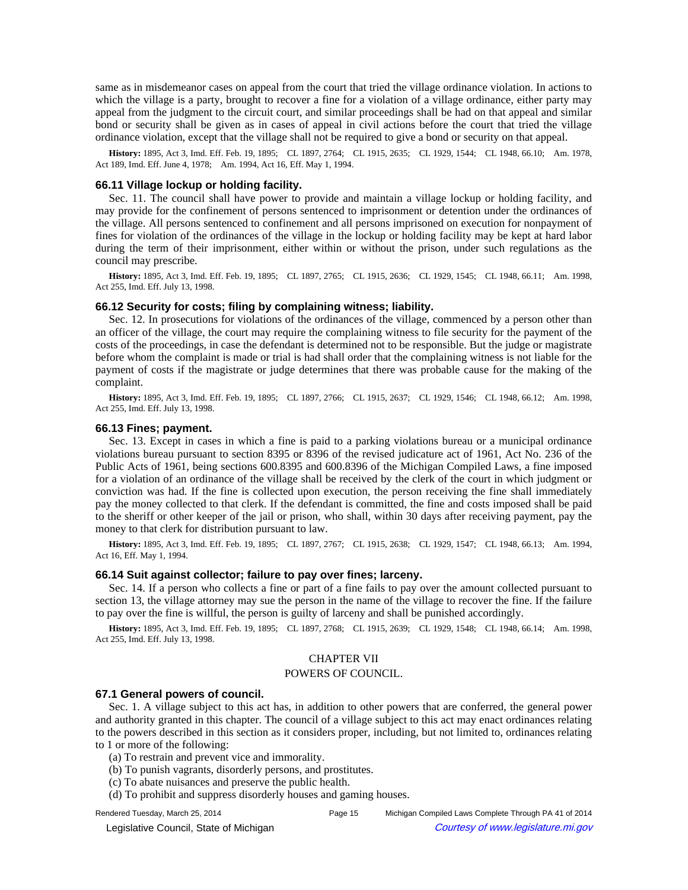same as in misdemeanor cases on appeal from the court that tried the village ordinance violation. In actions to which the village is a party, brought to recover a fine for a violation of a village ordinance, either party may appeal from the judgment to the circuit court, and similar proceedings shall be had on that appeal and similar bond or security shall be given as in cases of appeal in civil actions before the court that tried the village ordinance violation, except that the village shall not be required to give a bond or security on that appeal.

**History:** 1895, Act 3, Imd. Eff. Feb. 19, 1895; CL 1897, 2764; CL 1915, 2635; CL 1929, 1544; CL 1948, 66.10; Am. 1978, Act 189, Imd. Eff. June 4, 1978; Am. 1994, Act 16, Eff. May 1, 1994.

### 66.11 Village lockup or holding facility.

Sec. 11. The council shall have power to provide and maintain a village lockup or holding facility, and may provide for the confinement of persons sentenced to imprisonment or detention under the ordinances of the village. All persons sentenced to confinement and all persons imprisoned on execution for nonpayment of fines for violation of the ordinances of the village in the lockup or holding facility may be kept at hard labor during the term of their imprisonment, either within or without the prison, under such regulations as the council may prescribe.

**History:** 1895, Act 3, Imd. Eff. Feb. 19, 1895; CL 1897, 2765; CL 1915, 2636; CL 1929, 1545; CL 1948, 66.11; Am. 1998, Act 255, Imd. Eff. July 13, 1998.

### 66.12 Security for costs; filing by complaining witness; liability.

Sec. 12. In prosecutions for violations of the ordinances of the village, commenced by a person other than an officer of the village, the court may require the complaining witness to file security for the payment of the costs of the proceedings, in case the defendant is determined not to be responsible. But the judge or magistrate before whom the complaint is made or trial is had shall order that the complaining witness is not liable for the payment of costs if the magistrate or judge determines that there was probable cause for the making of the complaint.

**History:** 1895, Act 3, Imd. Eff. Feb. 19, 1895; CL 1897, 2766; CL 1915, 2637; CL 1929, 1546; CL 1948, 66.12; Am. 1998, Act 255, Imd. Eff. July 13, 1998.

### 66.13 Fines; payment.

Sec. 13. Except in cases in which a fine is paid to a parking violations bureau or a municipal ordinance violations bureau pursuant to section 8395 or 8396 of the revised judicature act of 1961, Act No. 236 of the Public Acts of 1961, being sections 600.8395 and 600.8396 of the Michigan Compiled Laws, a fine imposed for a violation of an ordinance of the village shall be received by the clerk of the court in which judgment or conviction was had. If the fine is collected upon execution, the person receiving the fine shall immediately pay the money collected to that clerk. If the defendant is committed, the fine and costs imposed shall be paid to the sheriff or other keeper of the jail or prison, who shall, within 30 days after receiving payment, pay the money to that clerk for distribution pursuant to law.

**History:** 1895, Act 3, Imd. Eff. Feb. 19, 1895; CL 1897, 2767; CL 1915, 2638; CL 1929, 1547; CL 1948, 66.13; Am. 1994, Act 16, Eff. May 1, 1994.

### 66.14 Suit against collector; failure to pay over fines; larceny.

Sec. 14. If a person who collects a fine or part of a fine fails to pay over the amount collected pursuant to section 13, the village attorney may sue the person in the name of the village to recover the fine. If the failure to pay over the fine is willful, the person is guilty of larceny and shall be punished accordingly.

**History:** 1895, Act 3, Imd. Eff. Feb. 19, 1895; CL 1897, 2768; CL 1915, 2639; CL 1929, 1548; CL 1948, 66.14; Am. 1998, Act 255, Imd. Eff. July 13, 1998.

## CHAPTER VII

## POWERS OF COUNCIL.

### 67.1 General powers of council.

Sec. 1. A village subject to this act has, in addition to other powers that are conferred, the general power and authority granted in this chapter. The council of a village subject to this act may enact ordinances relating to the powers described in this section as it considers proper, including, but not limited to, ordinances relating to 1 or more of the following:

(a) To restrain and prevent vice and immorality.

(b) To punish vagrants, disorderly persons, and prostitutes.

(c) To abate nuisances and preserve the public health.

(d) To prohibit and suppress disorderly houses and gaming houses.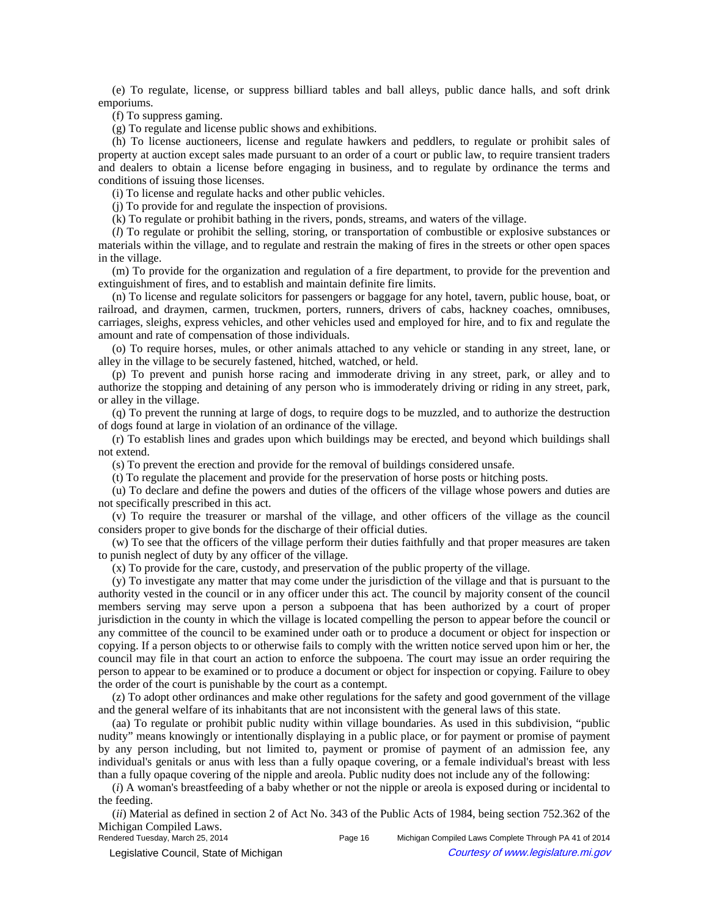(e) To regulate, license, or suppress billiard tables and ball alleys, public dance halls, and soft drink emporiums.

(f) To suppress gaming.

(g) To regulate and license public shows and exhibitions.

(h) To license auctioneers, license and regulate hawkers and peddlers, to regulate or prohibit sales of property at auction except sales made pursuant to an order of a court or public law, to require transient traders and dealers to obtain a license before engaging in business, and to regulate by ordinance the terms and conditions of issuing those licenses.

(i) To license and regulate hacks and other public vehicles.

(j) To provide for and regulate the inspection of provisions.

(k) To regulate or prohibit bathing in the rivers, ponds, streams, and waters of the village.

(*l*) To regulate or prohibit the selling, storing, or transportation of combustible or explosive substances or materials within the village, and to regulate and restrain the making of fires in the streets or other open spaces in the village.

(m) To provide for the organization and regulation of a fire department, to provide for the prevention and extinguishment of fires, and to establish and maintain definite fire limits.

(n) To license and regulate solicitors for passengers or baggage for any hotel, tavern, public house, boat, or railroad, and draymen, carmen, truckmen, porters, runners, drivers of cabs, hackney coaches, omnibuses, carriages, sleighs, express vehicles, and other vehicles used and employed for hire, and to fix and regulate the amount and rate of compensation of those individuals.

(o) To require horses, mules, or other animals attached to any vehicle or standing in any street, lane, or alley in the village to be securely fastened, hitched, watched, or held.

(p) To prevent and punish horse racing and immoderate driving in any street, park, or alley and to authorize the stopping and detaining of any person who is immoderately driving or riding in any street, park, or alley in the village.

(q) To prevent the running at large of dogs, to require dogs to be muzzled, and to authorize the destruction of dogs found at large in violation of an ordinance of the village.

(r) To establish lines and grades upon which buildings may be erected, and beyond which buildings shall not extend.

(s) To prevent the erection and provide for the removal of buildings considered unsafe.

(t) To regulate the placement and provide for the preservation of horse posts or hitching posts.

(u) To declare and define the powers and duties of the officers of the village whose powers and duties are not specifically prescribed in this act.

(v) To require the treasurer or marshal of the village, and other officers of the village as the council considers proper to give bonds for the discharge of their official duties.

(w) To see that the officers of the village perform their duties faithfully and that proper measures are taken to punish neglect of duty by any officer of the village.

(x) To provide for the care, custody, and preservation of the public property of the village.

(y) To investigate any matter that may come under the jurisdiction of the village and that is pursuant to the authority vested in the council or in any officer under this act. The council by majority consent of the council members serving may serve upon a person a subpoena that has been authorized by a court of proper jurisdiction in the county in which the village is located compelling the person to appear before the council or any committee of the council to be examined under oath or to produce a document or object for inspection or copying. If a person objects to or otherwise fails to comply with the written notice served upon him or her, the council may file in that court an action to enforce the subpoena. The court may issue an order requiring the person to appear to be examined or to produce a document or object for inspection or copying. Failure to obey the order of the court is punishable by the court as a contempt.

(z) To adopt other ordinances and make other regulations for the safety and good government of the village and the general welfare of its inhabitants that are not inconsistent with the general laws of this state.

(aa) To regulate or prohibit public nudity within village boundaries. As used in this subdivision, "public nudity" means knowingly or intentionally displaying in a public place, or for payment or promise of payment by any person including, but not limited to, payment or promise of payment of an admission fee, any individual's genitals or anus with less than a fully opaque covering, or a female individual's breast with less than a fully opaque covering of the nipple and areola. Public nudity does not include any of the following:

(*i*) A woman's breastfeeding of a baby whether or not the nipple or areola is exposed during or incidental to the feeding.

(*ii*) Material as defined in section 2 of Act No. 343 of the Public Acts of 1984, being section 752.362 of the Michigan Compiled Laws.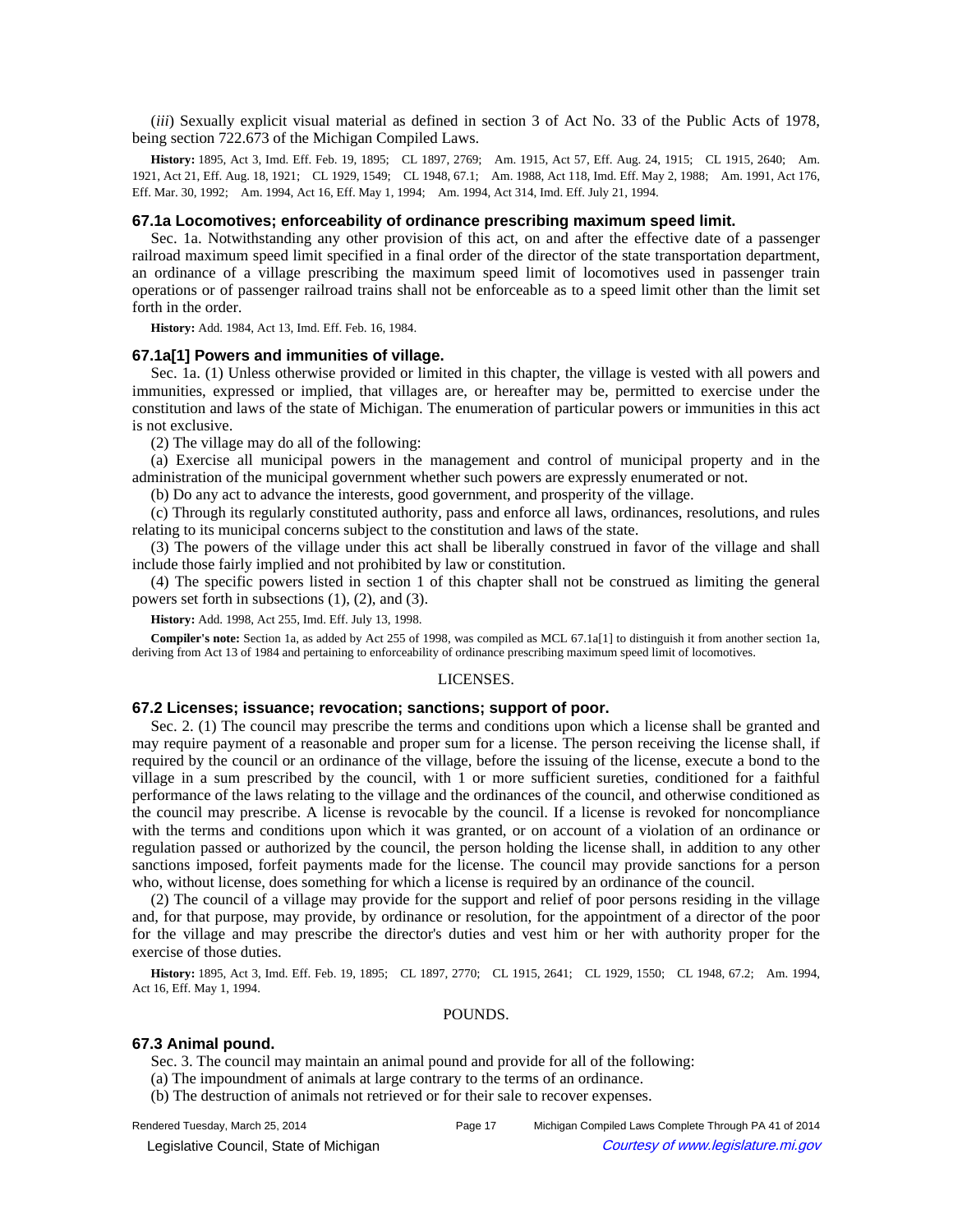(*iii*) Sexually explicit visual material as defined in section 3 of Act No. 33 of the Public Acts of 1978, being section 722.673 of the Michigan Compiled Laws.

**History:** 1895, Act 3, Imd. Eff. Feb. 19, 1895; CL 1897, 2769; Am. 1915, Act 57, Eff. Aug. 24, 1915; CL 1915, 2640; Am. 1921, Act 21, Eff. Aug. 18, 1921; CL 1929, 1549; CL 1948, 67.1; Am. 1988, Act 118, Imd. Eff. May 2, 1988; Am. 1991, Act 176, Eff. Mar. 30, 1992; Am. 1994, Act 16, Eff. May 1, 1994; Am. 1994, Act 314, Imd. Eff. July 21, 1994.

### 67.1a Locomotives; enforceability of ordinance prescribing maximum speed limit.

Sec. 1a. Notwithstanding any other provision of this act, on and after the effective date of a passenger railroad maximum speed limit specified in a final order of the director of the state transportation department, an ordinance of a village prescribing the maximum speed limit of locomotives used in passenger train operations or of passenger railroad trains shall not be enforceable as to a speed limit other than the limit set forth in the order.

**History:** Add. 1984, Act 13, Imd. Eff. Feb. 16, 1984.

### 67.1a[1] Powers and immunities of village.

Sec. 1a. (1) Unless otherwise provided or limited in this chapter, the village is vested with all powers and immunities, expressed or implied, that villages are, or hereafter may be, permitted to exercise under the constitution and laws of the state of Michigan. The enumeration of particular powers or immunities in this act is not exclusive.

(2) The village may do all of the following:

(a) Exercise all municipal powers in the management and control of municipal property and in the administration of the municipal government whether such powers are expressly enumerated or not.

(b) Do any act to advance the interests, good government, and prosperity of the village.

(c) Through its regularly constituted authority, pass and enforce all laws, ordinances, resolutions, and rules relating to its municipal concerns subject to the constitution and laws of the state.

(3) The powers of the village under this act shall be liberally construed in favor of the village and shall include those fairly implied and not prohibited by law or constitution.

(4) The specific powers listed in section 1 of this chapter shall not be construed as limiting the general powers set forth in subsections (1), (2), and (3).

**History:** Add. 1998, Act 255, Imd. Eff. July 13, 1998.

**Compiler's note:** Section 1a, as added by Act 255 of 1998, was compiled as MCL 67.1a[1] to distinguish it from another section 1a, deriving from Act 13 of 1984 and pertaining to enforceability of ordinance prescribing maximum speed limit of locomotives.

LICENSES.

### 67.2 Licenses; issuance; revocation; sanctions; support of poor.

Sec. 2. (1) The council may prescribe the terms and conditions upon which a license shall be granted and may require payment of a reasonable and proper sum for a license. The person receiving the license shall, if required by the council or an ordinance of the village, before the issuing of the license, execute a bond to the village in a sum prescribed by the council, with 1 or more sufficient sureties, conditioned for a faithful performance of the laws relating to the village and the ordinances of the council, and otherwise conditioned as the council may prescribe. A license is revocable by the council. If a license is revoked for noncompliance with the terms and conditions upon which it was granted, or on account of a violation of an ordinance or regulation passed or authorized by the council, the person holding the license shall, in addition to any other sanctions imposed, forfeit payments made for the license. The council may provide sanctions for a person who, without license, does something for which a license is required by an ordinance of the council.

(2) The council of a village may provide for the support and relief of poor persons residing in the village and, for that purpose, may provide, by ordinance or resolution, for the appointment of a director of the poor for the village and may prescribe the director's duties and vest him or her with authority proper for the exercise of those duties.

**History:** 1895, Act 3, Imd. Eff. Feb. 19, 1895; CL 1897, 2770; CL 1915, 2641; CL 1929, 1550; CL 1948, 67.2; Am. 1994, Act 16, Eff. May 1, 1994.

POUNDS.

### 67.3 Animal pound.

Sec. 3. The council may maintain an animal pound and provide for all of the following:

(a) The impoundment of animals at large contrary to the terms of an ordinance.

(b) The destruction of animals not retrieved or for their sale to recover expenses.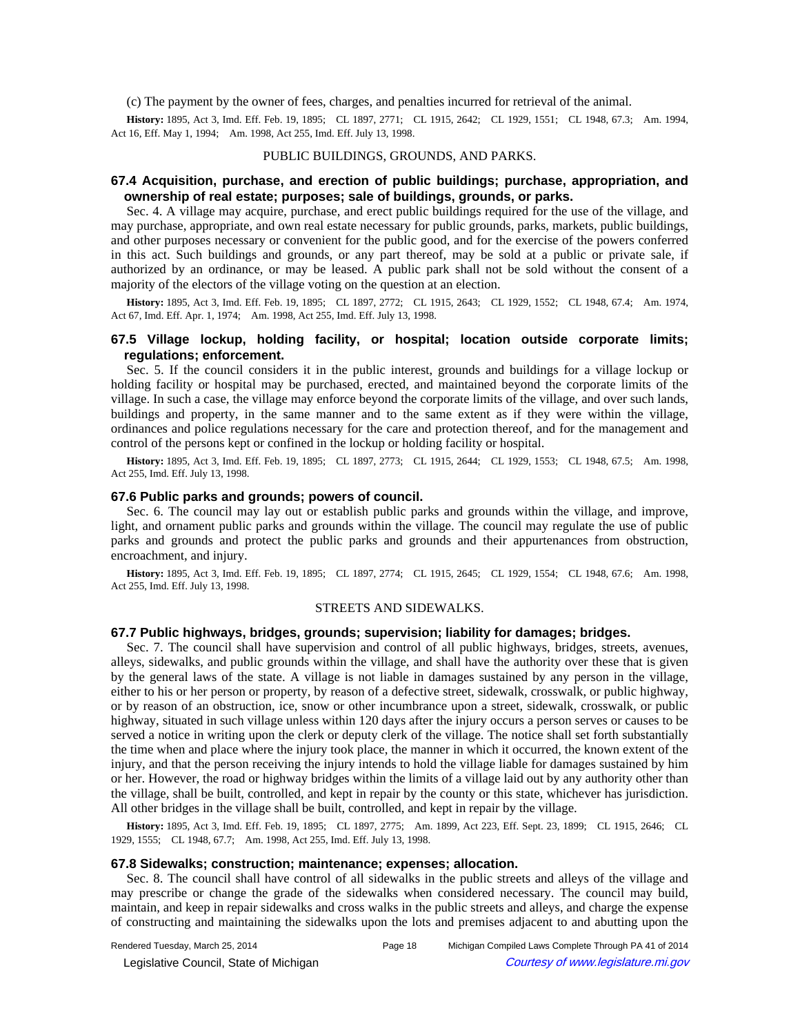(c) The payment by the owner of fees, charges, and penalties incurred for retrieval of the animal.

**History:** 1895, Act 3, Imd. Eff. Feb. 19, 1895; CL 1897, 2771; CL 1915, 2642; CL 1929, 1551; CL 1948, 67.3; Am. 1994, Act 16, Eff. May 1, 1994; Am. 1998, Act 255, Imd. Eff. July 13, 1998.

PUBLIC BUILDINGS, GROUNDS, AND PARKS.

### 67.4 Acquisition, purchase, and erection of public buildings; purchase, appropriation, and ownership of real estate; purposes; sale of buildings, grounds, or parks.

Sec. 4. A village may acquire, purchase, and erect public buildings required for the use of the village, and may purchase, appropriate, and own real estate necessary for public grounds, parks, markets, public buildings, and other purposes necessary or convenient for the public good, and for the exercise of the powers conferred in this act. Such buildings and grounds, or any part thereof, may be sold at a public or private sale, if authorized by an ordinance, or may be leased. A public park shall not be sold without the consent of a majority of the electors of the village voting on the question at an election.

**History:** 1895, Act 3, Imd. Eff. Feb. 19, 1895; CL 1897, 2772; CL 1915, 2643; CL 1929, 1552; CL 1948, 67.4; Am. 1974, Act 67, Imd. Eff. Apr. 1, 1974; Am. 1998, Act 255, Imd. Eff. July 13, 1998.

### 67.5 Village lockup, holding facility, or hospital; location outside corporate limits; regulations; enforcement.

Sec. 5. If the council considers it in the public interest, grounds and buildings for a village lockup or holding facility or hospital may be purchased, erected, and maintained beyond the corporate limits of the village. In such a case, the village may enforce beyond the corporate limits of the village, and over such lands, buildings and property, in the same manner and to the same extent as if they were within the village, ordinances and police regulations necessary for the care and protection thereof, and for the management and control of the persons kept or confined in the lockup or holding facility or hospital.

**History:** 1895, Act 3, Imd. Eff. Feb. 19, 1895; CL 1897, 2773; CL 1915, 2644; CL 1929, 1553; CL 1948, 67.5; Am. 1998, Act 255, Imd. Eff. July 13, 1998.

### 67.6 Public parks and grounds; powers of council.

Sec. 6. The council may lay out or establish public parks and grounds within the village, and improve, light, and ornament public parks and grounds within the village. The council may regulate the use of public parks and grounds and protect the public parks and grounds and their appurtenances from obstruction, encroachment, and injury.

**History:** 1895, Act 3, Imd. Eff. Feb. 19, 1895; CL 1897, 2774; CL 1915, 2645; CL 1929, 1554; CL 1948, 67.6; Am. 1998, Act 255, Imd. Eff. July 13, 1998.

STREETS AND SIDEWALKS.

### 67.7 Public highways, bridges, grounds; supervision; liability for damages; bridges.

Sec. 7. The council shall have supervision and control of all public highways, bridges, streets, avenues, alleys, sidewalks, and public grounds within the village, and shall have the authority over these that is given by the general laws of the state. A village is not liable in damages sustained by any person in the village, either to his or her person or property, by reason of a defective street, sidewalk, crosswalk, or public highway, or by reason of an obstruction, ice, snow or other incumbrance upon a street, sidewalk, crosswalk, or public highway, situated in such village unless within 120 days after the injury occurs a person serves or causes to be served a notice in writing upon the clerk or deputy clerk of the village. The notice shall set forth substantially the time when and place where the injury took place, the manner in which it occurred, the known extent of the injury, and that the person receiving the injury intends to hold the village liable for damages sustained by him or her. However, the road or highway bridges within the limits of a village laid out by any authority other than the village, shall be built, controlled, and kept in repair by the county or this state, whichever has jurisdiction. All other bridges in the village shall be built, controlled, and kept in repair by the village.

**History:** 1895, Act 3, Imd. Eff. Feb. 19, 1895; CL 1897, 2775; Am. 1899, Act 223, Eff. Sept. 23, 1899; CL 1915, 2646; CL 1929, 1555; CL 1948, 67.7; Am. 1998, Act 255, Imd. Eff. July 13, 1998.

### 67.8 Sidewalks; construction; maintenance; expenses; allocation.

Sec. 8. The council shall have control of all sidewalks in the public streets and alleys of the village and may prescribe or change the grade of the sidewalks when considered necessary. The council may build, maintain, and keep in repair sidewalks and cross walks in the public streets and alleys, and charge the expense of constructing and maintaining the sidewalks upon the lots and premises adjacent to and abutting upon the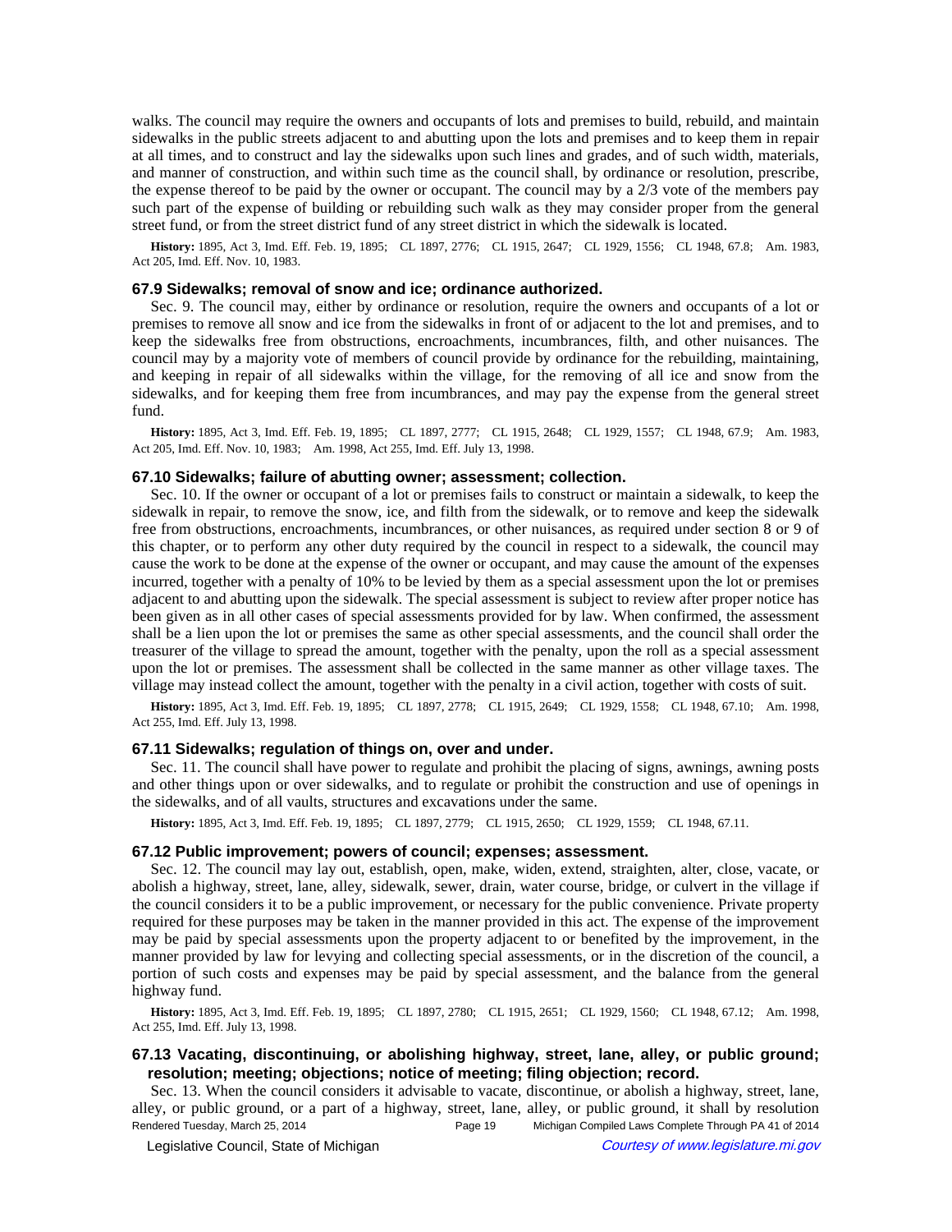walks. The council may require the owners and occupants of lots and premises to build, rebuild, and maintain sidewalks in the public streets adjacent to and abutting upon the lots and premises and to keep them in repair at all times, and to construct and lay the sidewalks upon such lines and grades, and of such width, materials, and manner of construction, and within such time as the council shall, by ordinance or resolution, prescribe, the expense thereof to be paid by the owner or occupant. The council may by a 2/3 vote of the members pay such part of the expense of building or rebuilding such walk as they may consider proper from the general street fund, or from the street district fund of any street district in which the sidewalk is located.

**History:** 1895, Act 3, Imd. Eff. Feb. 19, 1895; CL 1897, 2776; CL 1915, 2647; CL 1929, 1556; CL 1948, 67.8; Am. 1983, Act 205, Imd. Eff. Nov. 10, 1983.

### 67.9 Sidewalks; removal of snow and ice; ordinance authorized.

Sec. 9. The council may, either by ordinance or resolution, require the owners and occupants of a lot or premises to remove all snow and ice from the sidewalks in front of or adjacent to the lot and premises, and to keep the sidewalks free from obstructions, encroachments, incumbrances, filth, and other nuisances. The council may by a majority vote of members of council provide by ordinance for the rebuilding, maintaining, and keeping in repair of all sidewalks within the village, for the removing of all ice and snow from the sidewalks, and for keeping them free from incumbrances, and may pay the expense from the general street fund.

**History:** 1895, Act 3, Imd. Eff. Feb. 19, 1895; CL 1897, 2777; CL 1915, 2648; CL 1929, 1557; CL 1948, 67.9; Am. 1983, Act 205, Imd. Eff. Nov. 10, 1983; Am. 1998, Act 255, Imd. Eff. July 13, 1998.

### 67.10 Sidewalks; failure of abutting owner; assessment; collection.

Sec. 10. If the owner or occupant of a lot or premises fails to construct or maintain a sidewalk, to keep the sidewalk in repair, to remove the snow, ice, and filth from the sidewalk, or to remove and keep the sidewalk free from obstructions, encroachments, incumbrances, or other nuisances, as required under section 8 or 9 of this chapter, or to perform any other duty required by the council in respect to a sidewalk, the council may cause the work to be done at the expense of the owner or occupant, and may cause the amount of the expenses incurred, together with a penalty of 10% to be levied by them as a special assessment upon the lot or premises adjacent to and abutting upon the sidewalk. The special assessment is subject to review after proper notice has been given as in all other cases of special assessments provided for by law. When confirmed, the assessment shall be a lien upon the lot or premises the same as other special assessments, and the council shall order the treasurer of the village to spread the amount, together with the penalty, upon the roll as a special assessment upon the lot or premises. The assessment shall be collected in the same manner as other village taxes. The village may instead collect the amount, together with the penalty in a civil action, together with costs of suit.

**History:** 1895, Act 3, Imd. Eff. Feb. 19, 1895; CL 1897, 2778; CL 1915, 2649; CL 1929, 1558; CL 1948, 67.10; Am. 1998, Act 255, Imd. Eff. July 13, 1998.

### 67.11 Sidewalks; regulation of things on, over and under.

Sec. 11. The council shall have power to regulate and prohibit the placing of signs, awnings, awning posts and other things upon or over sidewalks, and to regulate or prohibit the construction and use of openings in the sidewalks, and of all vaults, structures and excavations under the same.

**History:** 1895, Act 3, Imd. Eff. Feb. 19, 1895; CL 1897, 2779; CL 1915, 2650; CL 1929, 1559; CL 1948, 67.11.

### 67.12 Public improvement; powers of council; expenses; assessment.

Sec. 12. The council may lay out, establish, open, make, widen, extend, straighten, alter, close, vacate, or abolish a highway, street, lane, alley, sidewalk, sewer, drain, water course, bridge, or culvert in the village if the council considers it to be a public improvement, or necessary for the public convenience. Private property required for these purposes may be taken in the manner provided in this act. The expense of the improvement may be paid by special assessments upon the property adjacent to or benefited by the improvement, in the manner provided by law for levying and collecting special assessments, or in the discretion of the council, a portion of such costs and expenses may be paid by special assessment, and the balance from the general highway fund.

**History:** 1895, Act 3, Imd. Eff. Feb. 19, 1895; CL 1897, 2780; CL 1915, 2651; CL 1929, 1560; CL 1948, 67.12; Am. 1998, Act 255, Imd. Eff. July 13, 1998.

### 67.13 Vacating, discontinuing, or abolishing highway, street, lane, alley, or public ground; resolution; meeting; objections; notice of meeting; filing objection; record.

Sec. 13. When the council considers it advisable to vacate, discontinue, or abolish a highway, street, lane, alley, or public ground, or a part of a highway, street, lane, alley, or public ground, it shall by resolution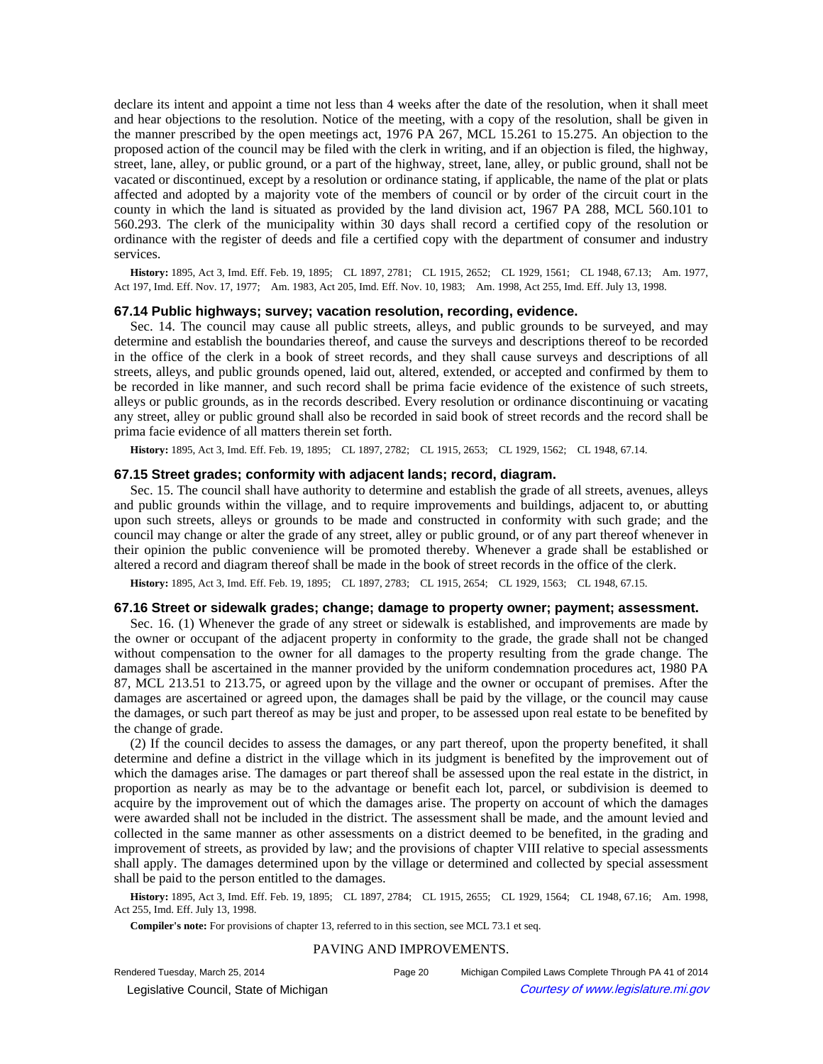declare its intent and appoint a time not less than 4 weeks after the date of the resolution, when it shall meet and hear objections to the resolution. Notice of the meeting, with a copy of the resolution, shall be given in the manner prescribed by the open meetings act, 1976 PA 267, MCL 15.261 to 15.275. An objection to the proposed action of the council may be filed with the clerk in writing, and if an objection is filed, the highway, street, lane, alley, or public ground, or a part of the highway, street, lane, alley, or public ground, shall not be vacated or discontinued, except by a resolution or ordinance stating, if applicable, the name of the plat or plats affected and adopted by a majority vote of the members of council or by order of the circuit court in the county in which the land is situated as provided by the land division act, 1967 PA 288, MCL 560.101 to 560.293. The clerk of the municipality within 30 days shall record a certified copy of the resolution or ordinance with the register of deeds and file a certified copy with the department of consumer and industry services.

**History:** 1895, Act 3, Imd. Eff. Feb. 19, 1895; CL 1897, 2781; CL 1915, 2652; CL 1929, 1561; CL 1948, 67.13; Am. 1977, Act 197, Imd. Eff. Nov. 17, 1977; Am. 1983, Act 205, Imd. Eff. Nov. 10, 1983; Am. 1998, Act 255, Imd. Eff. July 13, 1998.

### 67.14 Public highways; survey; vacation resolution, recording, evidence.

Sec. 14. The council may cause all public streets, alleys, and public grounds to be surveyed, and may determine and establish the boundaries thereof, and cause the surveys and descriptions thereof to be recorded in the office of the clerk in a book of street records, and they shall cause surveys and descriptions of all streets, alleys, and public grounds opened, laid out, altered, extended, or accepted and confirmed by them to be recorded in like manner, and such record shall be prima facie evidence of the existence of such streets, alleys or public grounds, as in the records described. Every resolution or ordinance discontinuing or vacating any street, alley or public ground shall also be recorded in said book of street records and the record shall be prima facie evidence of all matters therein set forth.

**History:** 1895, Act 3, Imd. Eff. Feb. 19, 1895; CL 1897, 2782; CL 1915, 2653; CL 1929, 1562; CL 1948, 67.14.

### 67.15 Street grades; conformity with adjacent lands; record, diagram.

Sec. 15. The council shall have authority to determine and establish the grade of all streets, avenues, alleys and public grounds within the village, and to require improvements and buildings, adjacent to, or abutting upon such streets, alleys or grounds to be made and constructed in conformity with such grade; and the council may change or alter the grade of any street, alley or public ground, or of any part thereof whenever in their opinion the public convenience will be promoted thereby. Whenever a grade shall be established or altered a record and diagram thereof shall be made in the book of street records in the office of the clerk.

**History:** 1895, Act 3, Imd. Eff. Feb. 19, 1895; CL 1897, 2783; CL 1915, 2654; CL 1929, 1563; CL 1948, 67.15.

### 67.16 Street or sidewalk grades; change; damage to property owner; payment; assessment.

Sec. 16. (1) Whenever the grade of any street or sidewalk is established, and improvements are made by the owner or occupant of the adjacent property in conformity to the grade, the grade shall not be changed without compensation to the owner for all damages to the property resulting from the grade change. The damages shall be ascertained in the manner provided by the uniform condemnation procedures act, 1980 PA 87, MCL 213.51 to 213.75, or agreed upon by the village and the owner or occupant of premises. After the damages are ascertained or agreed upon, the damages shall be paid by the village, or the council may cause the damages, or such part thereof as may be just and proper, to be assessed upon real estate to be benefited by the change of grade.

(2) If the council decides to assess the damages, or any part thereof, upon the property benefited, it shall determine and define a district in the village which in its judgment is benefited by the improvement out of which the damages arise. The damages or part thereof shall be assessed upon the real estate in the district, in proportion as nearly as may be to the advantage or benefit each lot, parcel, or subdivision is deemed to acquire by the improvement out of which the damages arise. The property on account of which the damages were awarded shall not be included in the district. The assessment shall be made, and the amount levied and collected in the same manner as other assessments on a district deemed to be benefited, in the grading and improvement of streets, as provided by law; and the provisions of chapter VIII relative to special assessments shall apply. The damages determined upon by the village or determined and collected by special assessment shall be paid to the person entitled to the damages.

**History:** 1895, Act 3, Imd. Eff. Feb. 19, 1895; CL 1897, 2784; CL 1915, 2655; CL 1929, 1564; CL 1948, 67.16; Am. 1998, Act 255, Imd. Eff. July 13, 1998.

**Compiler's note:** For provisions of chapter 13, referred to in this section, see MCL 73.1 et seq.

PAVING AND IMPROVEMENTS.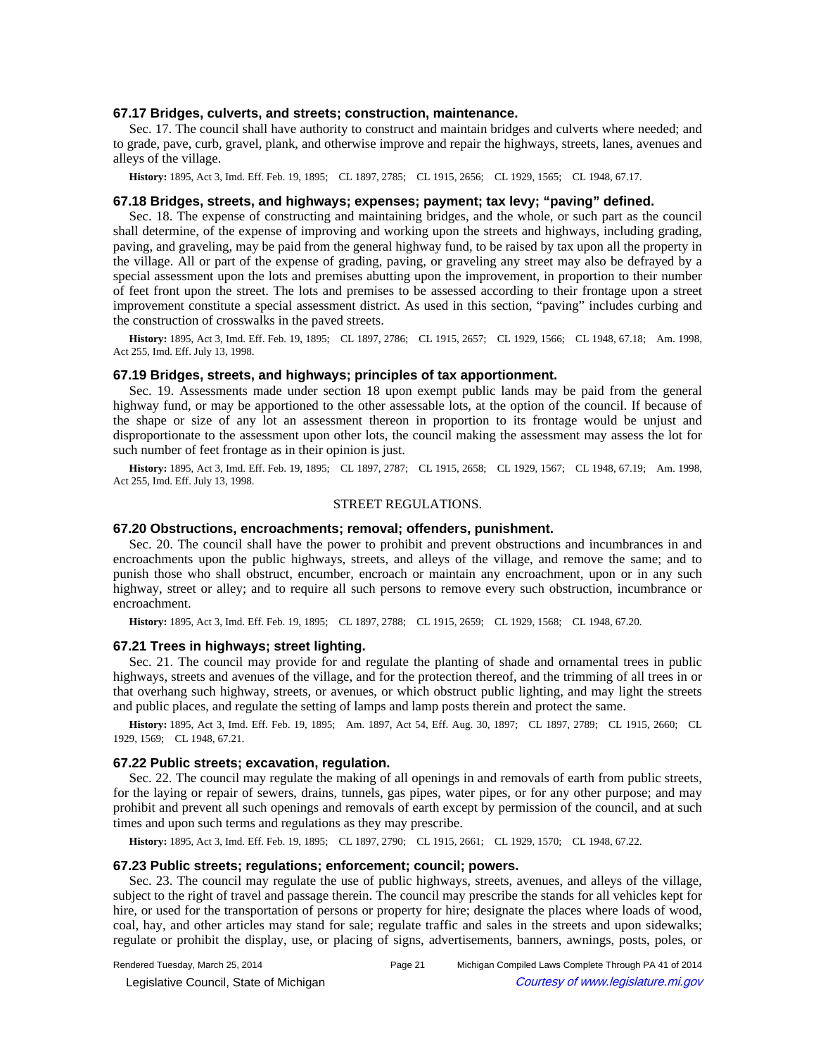### 67.17 Bridges, culverts, and streets; construction, maintenance.

Sec. 17. The council shall have authority to construct and maintain bridges and culverts where needed; and to grade, pave, curb, gravel, plank, and otherwise improve and repair the highways, streets, lanes, avenues and alleys of the village.

**History:** 1895, Act 3, Imd. Eff. Feb. 19, 1895; CL 1897, 2785; CL 1915, 2656; CL 1929, 1565; CL 1948, 67.17.

### 67.18 Bridges, streets, and highways; expenses; payment; tax levy; "paving" defined.

Sec. 18. The expense of constructing and maintaining bridges, and the whole, or such part as the council shall determine, of the expense of improving and working upon the streets and highways, including grading, paving, and graveling, may be paid from the general highway fund, to be raised by tax upon all the property in the village. All or part of the expense of grading, paving, or graveling any street may also be defrayed by a special assessment upon the lots and premises abutting upon the improvement, in proportion to their number of feet front upon the street. The lots and premises to be assessed according to their frontage upon a street improvement constitute a special assessment district. As used in this section, "paving" includes curbing and the construction of crosswalks in the paved streets.

**History:** 1895, Act 3, Imd. Eff. Feb. 19, 1895; CL 1897, 2786; CL 1915, 2657; CL 1929, 1566; CL 1948, 67.18; Am. 1998, Act 255, Imd. Eff. July 13, 1998.

### 67.19 Bridges, streets, and highways; principles of tax apportionment.

Sec. 19. Assessments made under section 18 upon exempt public lands may be paid from the general highway fund, or may be apportioned to the other assessable lots, at the option of the council. If because of the shape or size of any lot an assessment thereon in proportion to its frontage would be unjust and disproportionate to the assessment upon other lots, the council making the assessment may assess the lot for such number of feet frontage as in their opinion is just.

**History:** 1895, Act 3, Imd. Eff. Feb. 19, 1895; CL 1897, 2787; CL 1915, 2658; CL 1929, 1567; CL 1948, 67.19; Am. 1998, Act 255, Imd. Eff. July 13, 1998.

STREET REGULATIONS.

### 67.20 Obstructions, encroachments; removal; offenders, punishment.

Sec. 20. The council shall have the power to prohibit and prevent obstructions and incumbrances in and encroachments upon the public highways, streets, and alleys of the village, and remove the same; and to punish those who shall obstruct, encumber, encroach or maintain any encroachment, upon or in any such highway, street or alley; and to require all such persons to remove every such obstruction, incumbrance or encroachment.

**History:** 1895, Act 3, Imd. Eff. Feb. 19, 1895; CL 1897, 2788; CL 1915, 2659; CL 1929, 1568; CL 1948, 67.20.

### 67.21 Trees in highways; street lighting.

Sec. 21. The council may provide for and regulate the planting of shade and ornamental trees in public highways, streets and avenues of the village, and for the protection thereof, and the trimming of all trees in or that overhang such highway, streets, or avenues, or which obstruct public lighting, and may light the streets and public places, and regulate the setting of lamps and lamp posts therein and protect the same.

**History:** 1895, Act 3, Imd. Eff. Feb. 19, 1895; Am. 1897, Act 54, Eff. Aug. 30, 1897; CL 1897, 2789; CL 1915, 2660; CL 1929, 1569; CL 1948, 67.21.

### 67.22 Public streets; excavation, regulation.

Sec. 22. The council may regulate the making of all openings in and removals of earth from public streets, for the laying or repair of sewers, drains, tunnels, gas pipes, water pipes, or for any other purpose; and may prohibit and prevent all such openings and removals of earth except by permission of the council, and at such times and upon such terms and regulations as they may prescribe.

**History:** 1895, Act 3, Imd. Eff. Feb. 19, 1895; CL 1897, 2790; CL 1915, 2661; CL 1929, 1570; CL 1948, 67.22.

### 67.23 Public streets; regulations; enforcement; council; powers.

Sec. 23. The council may regulate the use of public highways, streets, avenues, and alleys of the village, subject to the right of travel and passage therein. The council may prescribe the stands for all vehicles kept for hire, or used for the transportation of persons or property for hire; designate the places where loads of wood, coal, hay, and other articles may stand for sale; regulate traffic and sales in the streets and upon sidewalks; regulate or prohibit the display, use, or placing of signs, advertisements, banners, awnings, posts, poles, or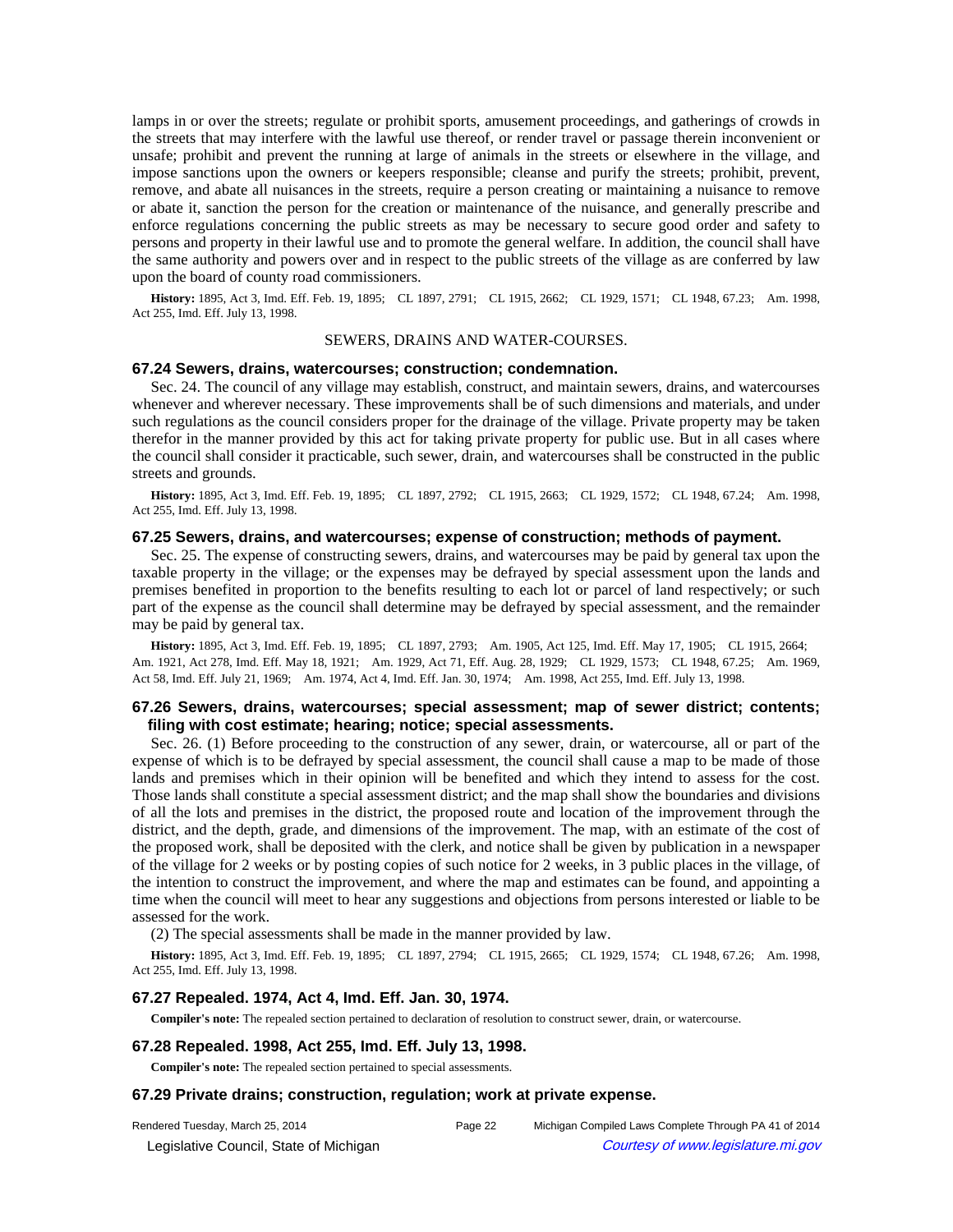lamps in or over the streets; regulate or prohibit sports, amusement proceedings, and gatherings of crowds in the streets that may interfere with the lawful use thereof, or render travel or passage therein inconvenient or unsafe; prohibit and prevent the running at large of animals in the streets or elsewhere in the village, and impose sanctions upon the owners or keepers responsible; cleanse and purify the streets; prohibit, prevent, remove, and abate all nuisances in the streets, require a person creating or maintaining a nuisance to remove or abate it, sanction the person for the creation or maintenance of the nuisance, and generally prescribe and enforce regulations concerning the public streets as may be necessary to secure good order and safety to persons and property in their lawful use and to promote the general welfare. In addition, the council shall have the same authority and powers over and in respect to the public streets of the village as are conferred by law upon the board of county road commissioners.

**History:** 1895, Act 3, Imd. Eff. Feb. 19, 1895; CL 1897, 2791; CL 1915, 2662; CL 1929, 1571; CL 1948, 67.23; Am. 1998, Act 255, Imd. Eff. July 13, 1998.

SEWERS, DRAINS AND WATER-COURSES.

### 67.24 Sewers, drains, watercourses; construction; condemnation.

Sec. 24. The council of any village may establish, construct, and maintain sewers, drains, and watercourses whenever and wherever necessary. These improvements shall be of such dimensions and materials, and under such regulations as the council considers proper for the drainage of the village. Private property may be taken therefor in the manner provided by this act for taking private property for public use. But in all cases where the council shall consider it practicable, such sewer, drain, and watercourses shall be constructed in the public streets and grounds.

**History:** 1895, Act 3, Imd. Eff. Feb. 19, 1895; CL 1897, 2792; CL 1915, 2663; CL 1929, 1572; CL 1948, 67.24; Am. 1998, Act 255, Imd. Eff. July 13, 1998.

### 67.25 Sewers, drains, and watercourses; expense of construction; methods of payment.

Sec. 25. The expense of constructing sewers, drains, and watercourses may be paid by general tax upon the taxable property in the village; or the expenses may be defrayed by special assessment upon the lands and premises benefited in proportion to the benefits resulting to each lot or parcel of land respectively; or such part of the expense as the council shall determine may be defrayed by special assessment, and the remainder may be paid by general tax.

**History:** 1895, Act 3, Imd. Eff. Feb. 19, 1895; CL 1897, 2793; Am. 1905, Act 125, Imd. Eff. May 17, 1905; CL 1915, 2664; Am. 1921, Act 278, Imd. Eff. May 18, 1921; Am. 1929, Act 71, Eff. Aug. 28, 1929; CL 1929, 1573; CL 1948, 67.25; Am. 1969, Act 58, Imd. Eff. July 21, 1969; Am. 1974, Act 4, Imd. Eff. Jan. 30, 1974; Am. 1998, Act 255, Imd. Eff. July 13, 1998.

### 67.26 Sewers, drains, watercourses; special assessment; map of sewer district; contents; filing with cost estimate; hearing; notice; special assessments.

Sec. 26. (1) Before proceeding to the construction of any sewer, drain, or watercourse, all or part of the expense of which is to be defrayed by special assessment, the council shall cause a map to be made of those lands and premises which in their opinion will be benefited and which they intend to assess for the cost. Those lands shall constitute a special assessment district; and the map shall show the boundaries and divisions of all the lots and premises in the district, the proposed route and location of the improvement through the district, and the depth, grade, and dimensions of the improvement. The map, with an estimate of the cost of the proposed work, shall be deposited with the clerk, and notice shall be given by publication in a newspaper of the village for 2 weeks or by posting copies of such notice for 2 weeks, in 3 public places in the village, of the intention to construct the improvement, and where the map and estimates can be found, and appointing a time when the council will meet to hear any suggestions and objections from persons interested or liable to be assessed for the work.

(2) The special assessments shall be made in the manner provided by law.

**History:** 1895, Act 3, Imd. Eff. Feb. 19, 1895; CL 1897, 2794; CL 1915, 2665; CL 1929, 1574; CL 1948, 67.26; Am. 1998, Act 255, Imd. Eff. July 13, 1998.

### 67.27 Repealed. 1974, Act 4, Imd. Eff. Jan. 30, 1974.

**Compiler's note:** The repealed section pertained to declaration of resolution to construct sewer, drain, or watercourse.

### 67.28 Repealed. 1998, Act 255, Imd. Eff. July 13, 1998.

**Compiler's note:** The repealed section pertained to special assessments.

### 67.29 Private drains; construction, regulation; work at private expense.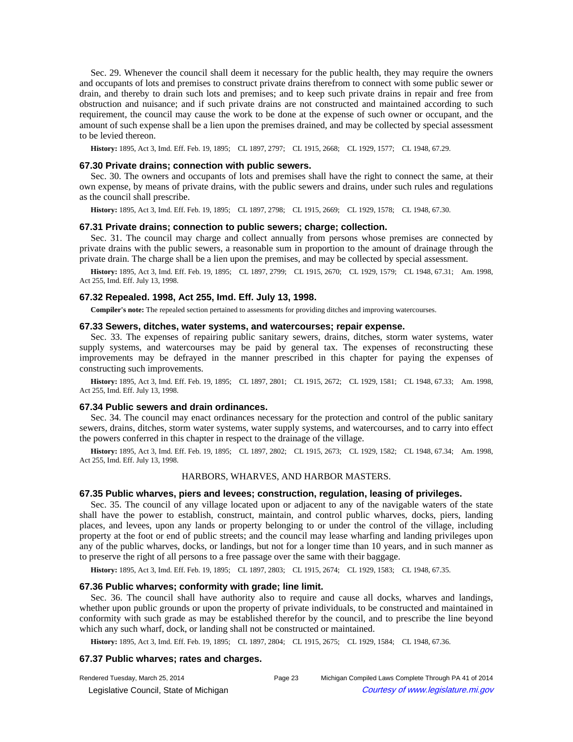Sec. 29. Whenever the council shall deem it necessary for the public health, they may require the owners and occupants of lots and premises to construct private drains therefrom to connect with some public sewer or drain, and thereby to drain such lots and premises; and to keep such private drains in repair and free from obstruction and nuisance; and if such private drains are not constructed and maintained according to such requirement, the council may cause the work to be done at the expense of such owner or occupant, and the amount of such expense shall be a lien upon the premises drained, and may be collected by special assessment to be levied thereon.

**History:** 1895, Act 3, Imd. Eff. Feb. 19, 1895; CL 1897, 2797; CL 1915, 2668; CL 1929, 1577; CL 1948, 67.29.

### 67.30 Private drains; connection with public sewers.

Sec. 30. The owners and occupants of lots and premises shall have the right to connect the same, at their own expense, by means of private drains, with the public sewers and drains, under such rules and regulations as the council shall prescribe.

**History:** 1895, Act 3, Imd. Eff. Feb. 19, 1895; CL 1897, 2798; CL 1915, 2669; CL 1929, 1578; CL 1948, 67.30.

### 67.31 Private drains; connection to public sewers; charge; collection.

Sec. 31. The council may charge and collect annually from persons whose premises are connected by private drains with the public sewers, a reasonable sum in proportion to the amount of drainage through the private drain. The charge shall be a lien upon the premises, and may be collected by special assessment.

**History:** 1895, Act 3, Imd. Eff. Feb. 19, 1895; CL 1897, 2799; CL 1915, 2670; CL 1929, 1579; CL 1948, 67.31; Am. 1998, Act 255, Imd. Eff. July 13, 1998.

### 67.32 Repealed. 1998, Act 255, Imd. Eff. July 13, 1998.

**Compiler's note:** The repealed section pertained to assessments for providing ditches and improving watercourses.

### 67.33 Sewers, ditches, water systems, and watercourses; repair expense.

Sec. 33. The expenses of repairing public sanitary sewers, drains, ditches, storm water systems, water supply systems, and watercourses may be paid by general tax. The expenses of reconstructing these improvements may be defrayed in the manner prescribed in this chapter for paying the expenses of constructing such improvements.

**History:** 1895, Act 3, Imd. Eff. Feb. 19, 1895; CL 1897, 2801; CL 1915, 2672; CL 1929, 1581; CL 1948, 67.33; Am. 1998, Act 255, Imd. Eff. July 13, 1998.

### 67.34 Public sewers and drain ordinances.

Sec. 34. The council may enact ordinances necessary for the protection and control of the public sanitary sewers, drains, ditches, storm water systems, water supply systems, and watercourses, and to carry into effect the powers conferred in this chapter in respect to the drainage of the village.

**History:** 1895, Act 3, Imd. Eff. Feb. 19, 1895; CL 1897, 2802; CL 1915, 2673; CL 1929, 1582; CL 1948, 67.34; Am. 1998, Act 255, Imd. Eff. July 13, 1998.

## HARBORS, WHARVES, AND HARBOR MASTERS.

### 67.35 Public wharves, piers and levees; construction, regulation, leasing of privileges.

Sec. 35. The council of any village located upon or adjacent to any of the navigable waters of the state shall have the power to establish, construct, maintain, and control public wharves, docks, piers, landing places, and levees, upon any lands or property belonging to or under the control of the village, including property at the foot or end of public streets; and the council may lease wharfing and landing privileges upon any of the public wharves, docks, or landings, but not for a longer time than 10 years, and in such manner as to preserve the right of all persons to a free passage over the same with their baggage.

**History:** 1895, Act 3, Imd. Eff. Feb. 19, 1895; CL 1897, 2803; CL 1915, 2674; CL 1929, 1583; CL 1948, 67.35.

### 67.36 Public wharves; conformity with grade; line limit.

Sec. 36. The council shall have authority also to require and cause all docks, wharves and landings, whether upon public grounds or upon the property of private individuals, to be constructed and maintained in conformity with such grade as may be established therefor by the council, and to prescribe the line beyond which any such wharf, dock, or landing shall not be constructed or maintained.

**History:** 1895, Act 3, Imd. Eff. Feb. 19, 1895; CL 1897, 2804; CL 1915, 2675; CL 1929, 1584; CL 1948, 67.36.

### 67.37 Public wharves; rates and charges.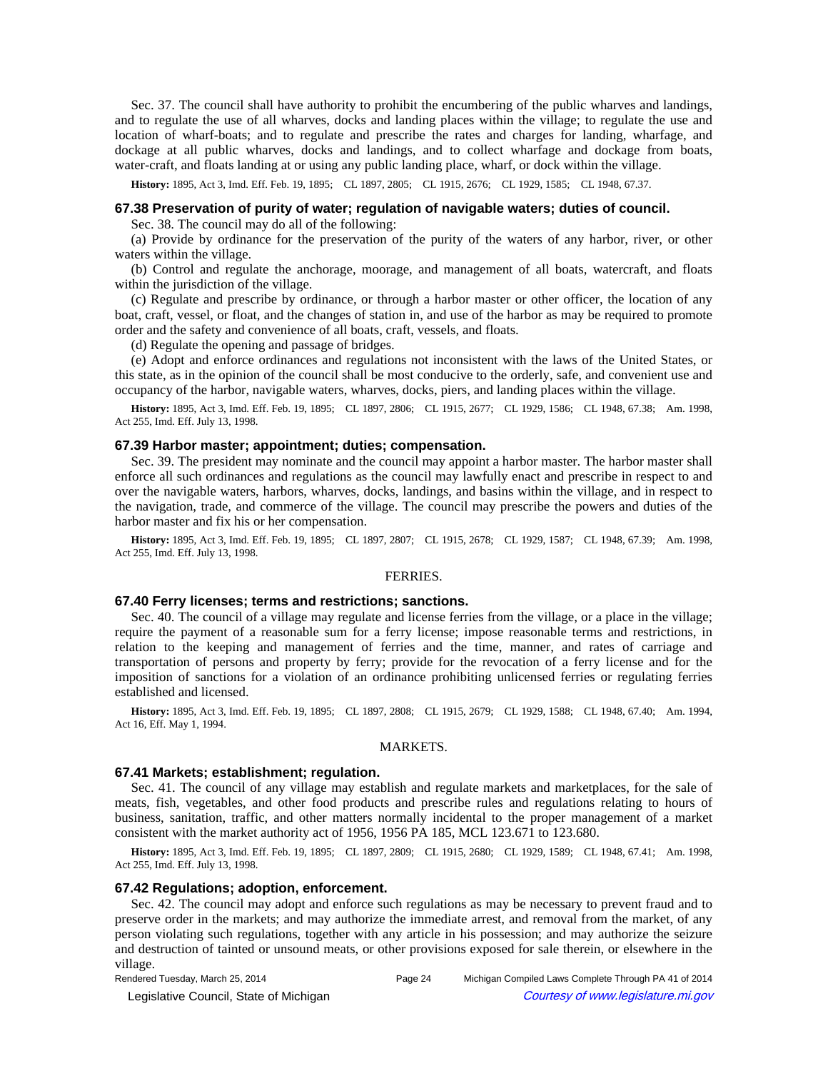Sec. 37. The council shall have authority to prohibit the encumbering of the public wharves and landings, and to regulate the use of all wharves, docks and landing places within the village; to regulate the use and location of wharf-boats; and to regulate and prescribe the rates and charges for landing, wharfage, and dockage at all public wharves, docks and landings, and to collect wharfage and dockage from boats, water-craft, and floats landing at or using any public landing place, wharf, or dock within the village.

**History:** 1895, Act 3, Imd. Eff. Feb. 19, 1895; CL 1897, 2805; CL 1915, 2676; CL 1929, 1585; CL 1948, 67.37.

### 67.38 Preservation of purity of water; regulation of navigable waters; duties of council.

Sec. 38. The council may do all of the following:

(a) Provide by ordinance for the preservation of the purity of the waters of any harbor, river, or other waters within the village.

(b) Control and regulate the anchorage, moorage, and management of all boats, watercraft, and floats within the jurisdiction of the village.

(c) Regulate and prescribe by ordinance, or through a harbor master or other officer, the location of any boat, craft, vessel, or float, and the changes of station in, and use of the harbor as may be required to promote order and the safety and convenience of all boats, craft, vessels, and floats.

(d) Regulate the opening and passage of bridges.

(e) Adopt and enforce ordinances and regulations not inconsistent with the laws of the United States, or this state, as in the opinion of the council shall be most conducive to the orderly, safe, and convenient use and occupancy of the harbor, navigable waters, wharves, docks, piers, and landing places within the village.

**History:** 1895, Act 3, Imd. Eff. Feb. 19, 1895; CL 1897, 2806; CL 1915, 2677; CL 1929, 1586; CL 1948, 67.38; Am. 1998, Act 255, Imd. Eff. July 13, 1998.

### 67.39 Harbor master; appointment; duties; compensation.

Sec. 39. The president may nominate and the council may appoint a harbor master. The harbor master shall enforce all such ordinances and regulations as the council may lawfully enact and prescribe in respect to and over the navigable waters, harbors, wharves, docks, landings, and basins within the village, and in respect to the navigation, trade, and commerce of the village. The council may prescribe the powers and duties of the harbor master and fix his or her compensation.

**History:** 1895, Act 3, Imd. Eff. Feb. 19, 1895; CL 1897, 2807; CL 1915, 2678; CL 1929, 1587; CL 1948, 67.39; Am. 1998, Act 255, Imd. Eff. July 13, 1998.

## FERRIES.

### 67.40 Ferry licenses; terms and restrictions; sanctions.

Sec. 40. The council of a village may regulate and license ferries from the village, or a place in the village; require the payment of a reasonable sum for a ferry license; impose reasonable terms and restrictions, in relation to the keeping and management of ferries and the time, manner, and rates of carriage and transportation of persons and property by ferry; provide for the revocation of a ferry license and for the imposition of sanctions for a violation of an ordinance prohibiting unlicensed ferries or regulating ferries established and licensed.

**History:** 1895, Act 3, Imd. Eff. Feb. 19, 1895; CL 1897, 2808; CL 1915, 2679; CL 1929, 1588; CL 1948, 67.40; Am. 1994, Act 16, Eff. May 1, 1994.

## MARKETS.

### 67.41 Markets; establishment; regulation.

Sec. 41. The council of any village may establish and regulate markets and marketplaces, for the sale of meats, fish, vegetables, and other food products and prescribe rules and regulations relating to hours of business, sanitation, traffic, and other matters normally incidental to the proper management of a market consistent with the market authority act of 1956, 1956 PA 185, MCL 123.671 to 123.680.

**History:** 1895, Act 3, Imd. Eff. Feb. 19, 1895; CL 1897, 2809; CL 1915, 2680; CL 1929, 1589; CL 1948, 67.41; Am. 1998, Act 255, Imd. Eff. July 13, 1998.

### 67.42 Regulations; adoption, enforcement.

Sec. 42. The council may adopt and enforce such regulations as may be necessary to prevent fraud and to preserve order in the markets; and may authorize the immediate arrest, and removal from the market, of any person violating such regulations, together with any article in his possession; and may authorize the seizure and destruction of tainted or unsound meats, or other provisions exposed for sale therein, or elsewhere in the village.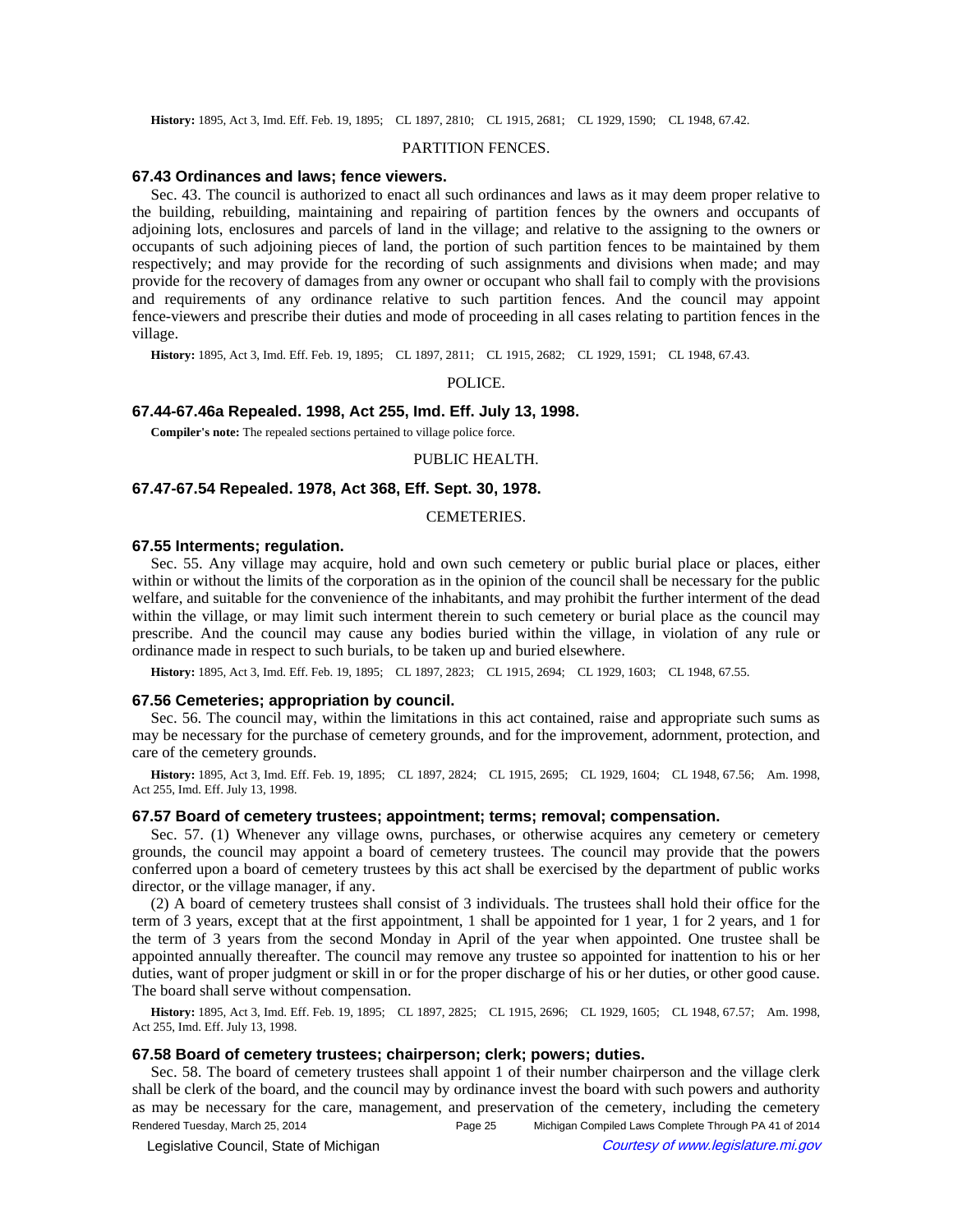**History:** 1895, Act 3, Imd. Eff. Feb. 19, 1895; CL 1897, 2810; CL 1915, 2681; CL 1929, 1590; CL 1948, 67.42.

PARTITION FENCES.

### 67.43 Ordinances and laws; fence viewers.

Sec. 43. The council is authorized to enact all such ordinances and laws as it may deem proper relative to the building, rebuilding, maintaining and repairing of partition fences by the owners and occupants of adjoining lots, enclosures and parcels of land in the village; and relative to the assigning to the owners or occupants of such adjoining pieces of land, the portion of such partition fences to be maintained by them respectively; and may provide for the recording of such assignments and divisions when made; and may provide for the recovery of damages from any owner or occupant who shall fail to comply with the provisions and requirements of any ordinance relative to such partition fences. And the council may appoint fence-viewers and prescribe their duties and mode of proceeding in all cases relating to partition fences in the village.

**History:** 1895, Act 3, Imd. Eff. Feb. 19, 1895; CL 1897, 2811; CL 1915, 2682; CL 1929, 1591; CL 1948, 67.43.

POLICE.

### 67.44-67.46a Repealed. 1998, Act 255, Imd. Eff. July 13, 1998.

**Compiler's note:** The repealed sections pertained to village police force.

PUBLIC HEALTH.

### 67.47-67.54 Repealed. 1978, Act 368, Eff. Sept. 30, 1978.

CEMETERIES.

### 67.55 Interments; regulation.

Sec. 55. Any village may acquire, hold and own such cemetery or public burial place or places, either within or without the limits of the corporation as in the opinion of the council shall be necessary for the public welfare, and suitable for the convenience of the inhabitants, and may prohibit the further interment of the dead within the village, or may limit such interment therein to such cemetery or burial place as the council may prescribe. And the council may cause any bodies buried within the village, in violation of any rule or ordinance made in respect to such burials, to be taken up and buried elsewhere.

**History:** 1895, Act 3, Imd. Eff. Feb. 19, 1895; CL 1897, 2823; CL 1915, 2694; CL 1929, 1603; CL 1948, 67.55.

### 67.56 Cemeteries; appropriation by council.

Sec. 56. The council may, within the limitations in this act contained, raise and appropriate such sums as may be necessary for the purchase of cemetery grounds, and for the improvement, adornment, protection, and care of the cemetery grounds.

**History:** 1895, Act 3, Imd. Eff. Feb. 19, 1895; CL 1897, 2824; CL 1915, 2695; CL 1929, 1604; CL 1948, 67.56; Am. 1998, Act 255, Imd. Eff. July 13, 1998.

### 67.57 Board of cemetery trustees; appointment; terms; removal; compensation.

Sec. 57. (1) Whenever any village owns, purchases, or otherwise acquires any cemetery or cemetery grounds, the council may appoint a board of cemetery trustees. The council may provide that the powers conferred upon a board of cemetery trustees by this act shall be exercised by the department of public works director, or the village manager, if any.

(2) A board of cemetery trustees shall consist of 3 individuals. The trustees shall hold their office for the term of 3 years, except that at the first appointment, 1 shall be appointed for 1 year, 1 for 2 years, and 1 for the term of 3 years from the second Monday in April of the year when appointed. One trustee shall be appointed annually thereafter. The council may remove any trustee so appointed for inattention to his or her duties, want of proper judgment or skill in or for the proper discharge of his or her duties, or other good cause. The board shall serve without compensation.

**History:** 1895, Act 3, Imd. Eff. Feb. 19, 1895; CL 1897, 2825; CL 1915, 2696; CL 1929, 1605; CL 1948, 67.57; Am. 1998, Act 255, Imd. Eff. July 13, 1998.

### 67.58 Board of cemetery trustees; chairperson; clerk; powers; duties.

Sec. 58. The board of cemetery trustees shall appoint 1 of their number chairperson and the village clerk shall be clerk of the board, and the council may by ordinance invest the board with such powers and authority as may be necessary for the care, management, and preservation of the cemetery, including the cemetery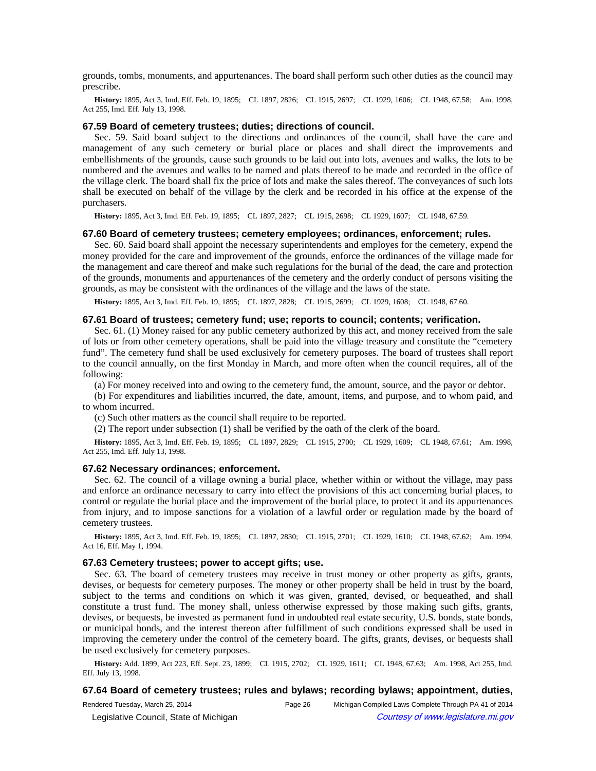grounds, tombs, monuments, and appurtenances. The board shall perform such other duties as the council may prescribe.

**History:** 1895, Act 3, Imd. Eff. Feb. 19, 1895; CL 1897, 2826; CL 1915, 2697; CL 1929, 1606; CL 1948, 67.58; Am. 1998, Act 255, Imd. Eff. July 13, 1998.

### 67.59 Board of cemetery trustees; duties; directions of council.

Sec. 59. Said board subject to the directions and ordinances of the council, shall have the care and management of any such cemetery or burial place or places and shall direct the improvements and embellishments of the grounds, cause such grounds to be laid out into lots, avenues and walks, the lots to be numbered and the avenues and walks to be named and plats thereof to be made and recorded in the office of the village clerk. The board shall fix the price of lots and make the sales thereof. The conveyances of such lots shall be executed on behalf of the village by the clerk and be recorded in his office at the expense of the purchasers.

**History:** 1895, Act 3, Imd. Eff. Feb. 19, 1895; CL 1897, 2827; CL 1915, 2698; CL 1929, 1607; CL 1948, 67.59.

### 67.60 Board of cemetery trustees; cemetery employees; ordinances, enforcement; rules.

Sec. 60. Said board shall appoint the necessary superintendents and employes for the cemetery, expend the money provided for the care and improvement of the grounds, enforce the ordinances of the village made for the management and care thereof and make such regulations for the burial of the dead, the care and protection of the grounds, monuments and appurtenances of the cemetery and the orderly conduct of persons visiting the grounds, as may be consistent with the ordinances of the village and the laws of the state.

**History:** 1895, Act 3, Imd. Eff. Feb. 19, 1895; CL 1897, 2828; CL 1915, 2699; CL 1929, 1608; CL 1948, 67.60.

### 67.61 Board of trustees; cemetery fund; use; reports to council; contents; verification.

Sec. 61. (1) Money raised for any public cemetery authorized by this act, and money received from the sale of lots or from other cemetery operations, shall be paid into the village treasury and constitute the "cemetery fund". The cemetery fund shall be used exclusively for cemetery purposes. The board of trustees shall report to the council annually, on the first Monday in March, and more often when the council requires, all of the following:

(a) For money received into and owing to the cemetery fund, the amount, source, and the payor or debtor.

(b) For expenditures and liabilities incurred, the date, amount, items, and purpose, and to whom paid, and to whom incurred.

(c) Such other matters as the council shall require to be reported.

(2) The report under subsection (1) shall be verified by the oath of the clerk of the board.

**History:** 1895, Act 3, Imd. Eff. Feb. 19, 1895; CL 1897, 2829; CL 1915, 2700; CL 1929, 1609; CL 1948, 67.61; Am. 1998, Act 255, Imd. Eff. July 13, 1998.

### 67.62 Necessary ordinances; enforcement.

Sec. 62. The council of a village owning a burial place, whether within or without the village, may pass and enforce an ordinance necessary to carry into effect the provisions of this act concerning burial places, to control or regulate the burial place and the improvement of the burial place, to protect it and its appurtenances from injury, and to impose sanctions for a violation of a lawful order or regulation made by the board of cemetery trustees.

**History:** 1895, Act 3, Imd. Eff. Feb. 19, 1895; CL 1897, 2830; CL 1915, 2701; CL 1929, 1610; CL 1948, 67.62; Am. 1994, Act 16, Eff. May 1, 1994.

### 67.63 Cemetery trustees; power to accept gifts; use.

Sec. 63. The board of cemetery trustees may receive in trust money or other property as gifts, grants, devises, or bequests for cemetery purposes. The money or other property shall be held in trust by the board, subject to the terms and conditions on which it was given, granted, devised, or bequeathed, and shall constitute a trust fund. The money shall, unless otherwise expressed by those making such gifts, grants, devises, or bequests, be invested as permanent fund in undoubted real estate security, U.S. bonds, state bonds, or municipal bonds, and the interest thereon after fulfillment of such conditions expressed shall be used in improving the cemetery under the control of the cemetery board. The gifts, grants, devises, or bequests shall be used exclusively for cemetery purposes.

**History:** Add. 1899, Act 223, Eff. Sept. 23, 1899; CL 1915, 2702; CL 1929, 1611; CL 1948, 67.63; Am. 1998, Act 255, Imd. Eff. July 13, 1998.

### 67.64 Board of cemetery trustees; rules and bylaws; recording bylaws; appointment, duties,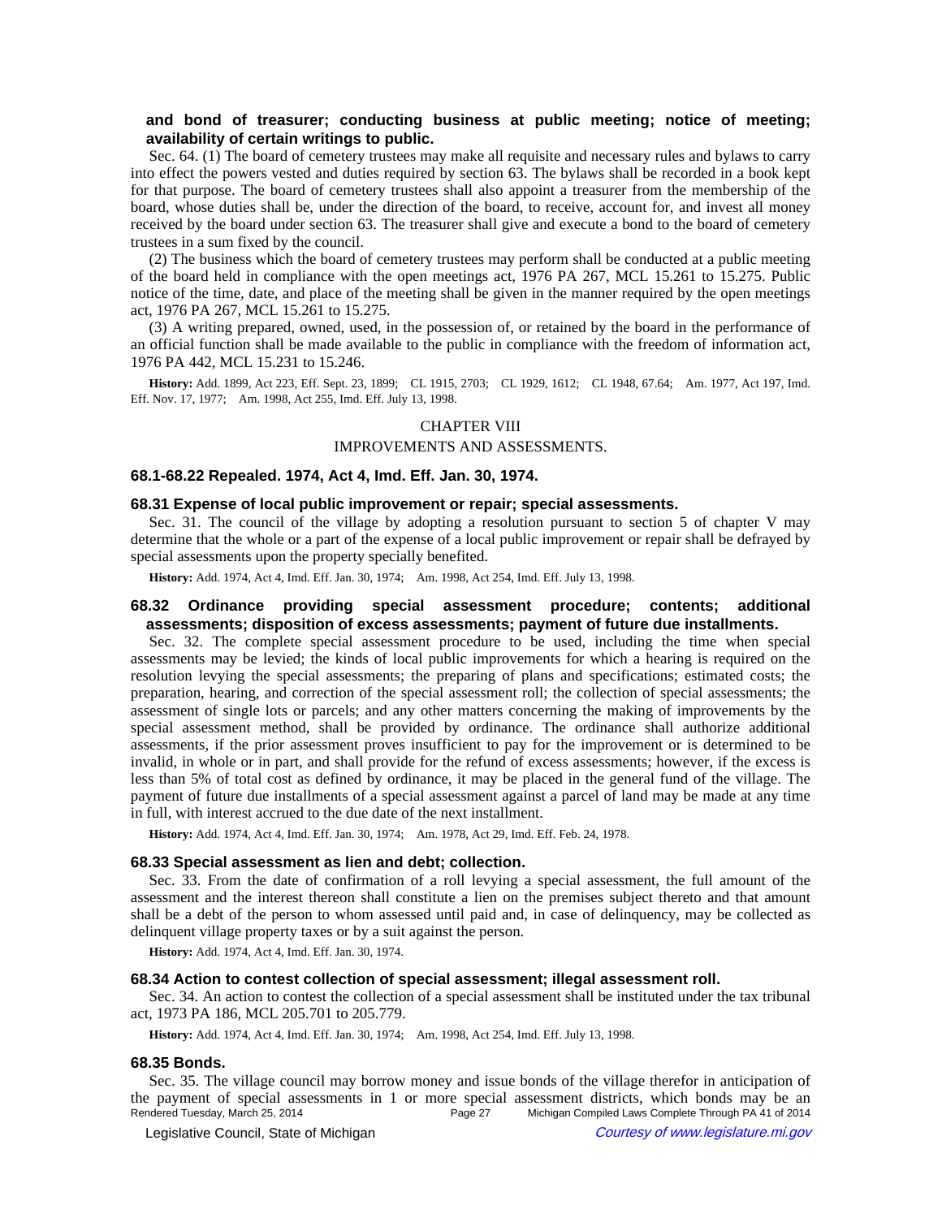**and bond of treasurer; conducting business at public meeting; notice of meeting; availability of certain writings to public.**

Sec. 64. (1) The board of cemetery trustees may make all requisite and necessary rules and bylaws to carry into effect the powers vested and duties required by section 63. The bylaws shall be recorded in a book kept for that purpose. The board of cemetery trustees shall also appoint a treasurer from the membership of the board, whose duties shall be, under the direction of the board, to receive, account for, and invest all money received by the board under section 63. The treasurer shall give and execute a bond to the board of cemetery trustees in a sum fixed by the council.

(2) The business which the board of cemetery trustees may perform shall be conducted at a public meeting of the board held in compliance with the open meetings act, 1976 PA 267, MCL 15.261 to 15.275. Public notice of the time, date, and place of the meeting shall be given in the manner required by the open meetings act, 1976 PA 267, MCL 15.261 to 15.275.

(3) A writing prepared, owned, used, in the possession of, or retained by the board in the performance of an official function shall be made available to the public in compliance with the freedom of information act, 1976 PA 442, MCL 15.231 to 15.246.

**History:** Add. 1899, Act 223, Eff. Sept. 23, 1899;—CL 1915, 2703;—CL 1929, 1612;—CL 1948, 67.64;—Am. 1977, Act 197, Imd. Eff. Nov. 17, 1977;—Am. 1998, Act 255, Imd. Eff. July 13, 1998.

## CHAPTER VIII

## IMPROVEMENTS AND ASSESSMENTS.

### 68.1-68.22 Repealed. 1974, Act 4, Imd. Eff. Jan. 30, 1974.

### 68.31 Expense of local public improvement or repair; special assessments.

Sec. 31. The council of the village by adopting a resolution pursuant to section 5 of chapter V may determine that the whole or a part of the expense of a local public improvement or repair shall be defrayed by special assessments upon the property specially benefited.

**History:** Add. 1974, Act 4, Imd. Eff. Jan. 30, 1974;—Am. 1998, Act 254, Imd. Eff. July 13, 1998.

### 68.32 Ordinance providing special assessment procedure; contents; additional assessments; disposition of excess assessments; payment of future due installments.

Sec. 32. The complete special assessment procedure to be used, including the time when special assessments may be levied; the kinds of local public improvements for which a hearing is required on the resolution levying the special assessments; the preparing of plans and specifications; estimated costs; the preparation, hearing, and correction of the special assessment roll; the collection of special assessments; the assessment of single lots or parcels; and any other matters concerning the making of improvements by the special assessment method, shall be provided by ordinance. The ordinance shall authorize additional assessments, if the prior assessment proves insufficient to pay for the improvement or is determined to be invalid, in whole or in part, and shall provide for the refund of excess assessments; however, if the excess is less than 5% of total cost as defined by ordinance, it may be placed in the general fund of the village. The payment of future due installments of a special assessment against a parcel of land may be made at any time in full, with interest accrued to the due date of the next installment.

**History:** Add. 1974, Act 4, Imd. Eff. Jan. 30, 1974;—Am. 1978, Act 29, Imd. Eff. Feb. 24, 1978.

### 68.33 Special assessment as lien and debt; collection.

Sec. 33. From the date of confirmation of a roll levying a special assessment, the full amount of the assessment and the interest thereon shall constitute a lien on the premises subject thereto and that amount shall be a debt of the person to whom assessed until paid and, in case of delinquency, may be collected as delinquent village property taxes or by a suit against the person.

**History:** Add. 1974, Act 4, Imd. Eff. Jan. 30, 1974.

### 68.34 Action to contest collection of special assessment; illegal assessment roll.

Sec. 34. An action to contest the collection of a special assessment shall be instituted under the tax tribunal act, 1973 PA 186, MCL 205.701 to 205.779.

**History:** Add. 1974, Act 4, Imd. Eff. Jan. 30, 1974;—Am. 1998, Act 254, Imd. Eff. July 13, 1998.

### 68.35 Bonds.

Sec. 35. The village council may borrow money and issue bonds of the village therefor in anticipation of the payment of special assessments in 1 or more special assessment districts, which bonds may be an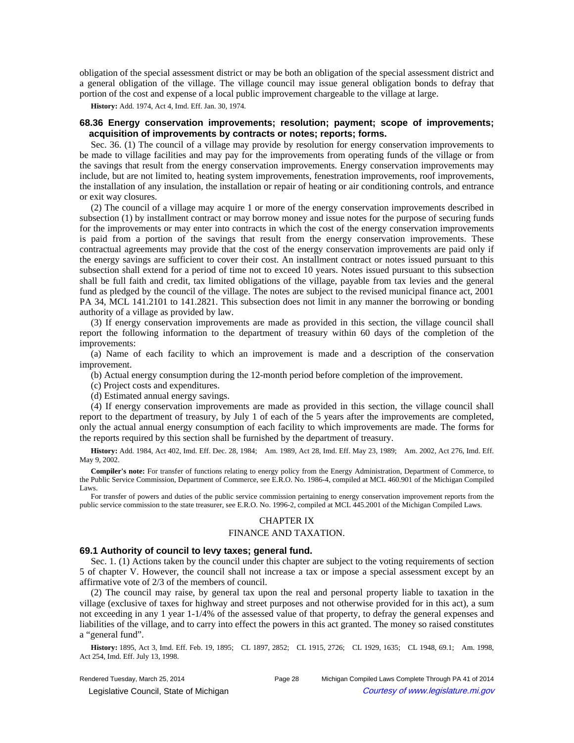obligation of the special assessment district or may be both an obligation of the special assessment district and a general obligation of the village. The village council may issue general obligation bonds to defray that portion of the cost and expense of a local public improvement chargeable to the village at large.

**History:** Add. 1974, Act 4, Imd. Eff. Jan. 30, 1974.

### 68.36 Energy conservation improvements; resolution; payment; scope of improvements; acquisition of improvements by contracts or notes; reports; forms.

Sec. 36. (1) The council of a village may provide by resolution for energy conservation improvements to be made to village facilities and may pay for the improvements from operating funds of the village or from the savings that result from the energy conservation improvements. Energy conservation improvements may include, but are not limited to, heating system improvements, fenestration improvements, roof improvements, the installation of any insulation, the installation or repair of heating or air conditioning controls, and entrance or exit way closures.

(2) The council of a village may acquire 1 or more of the energy conservation improvements described in subsection (1) by installment contract or may borrow money and issue notes for the purpose of securing funds for the improvements or may enter into contracts in which the cost of the energy conservation improvements is paid from a portion of the savings that result from the energy conservation improvements. These contractual agreements may provide that the cost of the energy conservation improvements are paid only if the energy savings are sufficient to cover their cost. An installment contract or notes issued pursuant to this subsection shall extend for a period of time not to exceed 10 years. Notes issued pursuant to this subsection shall be full faith and credit, tax limited obligations of the village, payable from tax levies and the general fund as pledged by the council of the village. The notes are subject to the revised municipal finance act, 2001 PA 34, MCL 141.2101 to 141.2821. This subsection does not limit in any manner the borrowing or bonding authority of a village as provided by law.

(3) If energy conservation improvements are made as provided in this section, the village council shall report the following information to the department of treasury within 60 days of the completion of the improvements:

(a) Name of each facility to which an improvement is made and a description of the conservation improvement.

(b) Actual energy consumption during the 12-month period before completion of the improvement.

(c) Project costs and expenditures.

(d) Estimated annual energy savings.

(4) If energy conservation improvements are made as provided in this section, the village council shall report to the department of treasury, by July 1 of each of the 5 years after the improvements are completed, only the actual annual energy consumption of each facility to which improvements are made. The forms for the reports required by this section shall be furnished by the department of treasury.

**History:** Add. 1984, Act 402, Imd. Eff. Dec. 28, 1984; Am. 1989, Act 28, Imd. Eff. May 23, 1989; Am. 2002, Act 276, Imd. Eff. May 9, 2002.

**Compiler's note:** For transfer of functions relating to energy policy from the Energy Administration, Department of Commerce, to the Public Service Commission, Department of Commerce, see E.R.O. No. 1986-4, compiled at MCL 460.901 of the Michigan Compiled Laws.

For transfer of powers and duties of the public service commission pertaining to energy conservation improvement reports from the public service commission to the state treasurer, see E.R.O. No. 1996-2, compiled at MCL 445.2001 of the Michigan Compiled Laws.

## CHAPTER IX

## FINANCE AND TAXATION.

### 69.1 Authority of council to levy taxes; general fund.

Sec. 1. (1) Actions taken by the council under this chapter are subject to the voting requirements of section 5 of chapter V. However, the council shall not increase a tax or impose a special assessment except by an affirmative vote of 2/3 of the members of council.

(2) The council may raise, by general tax upon the real and personal property liable to taxation in the village (exclusive of taxes for highway and street purposes and not otherwise provided for in this act), a sum not exceeding in any 1 year 1-1/4% of the assessed value of that property, to defray the general expenses and liabilities of the village, and to carry into effect the powers in this act granted. The money so raised constitutes a "general fund".

**History:** 1895, Act 3, Imd. Eff. Feb. 19, 1895; CL 1897, 2852; CL 1915, 2726; CL 1929, 1635; CL 1948, 69.1; Am. 1998, Act 254, Imd. Eff. July 13, 1998.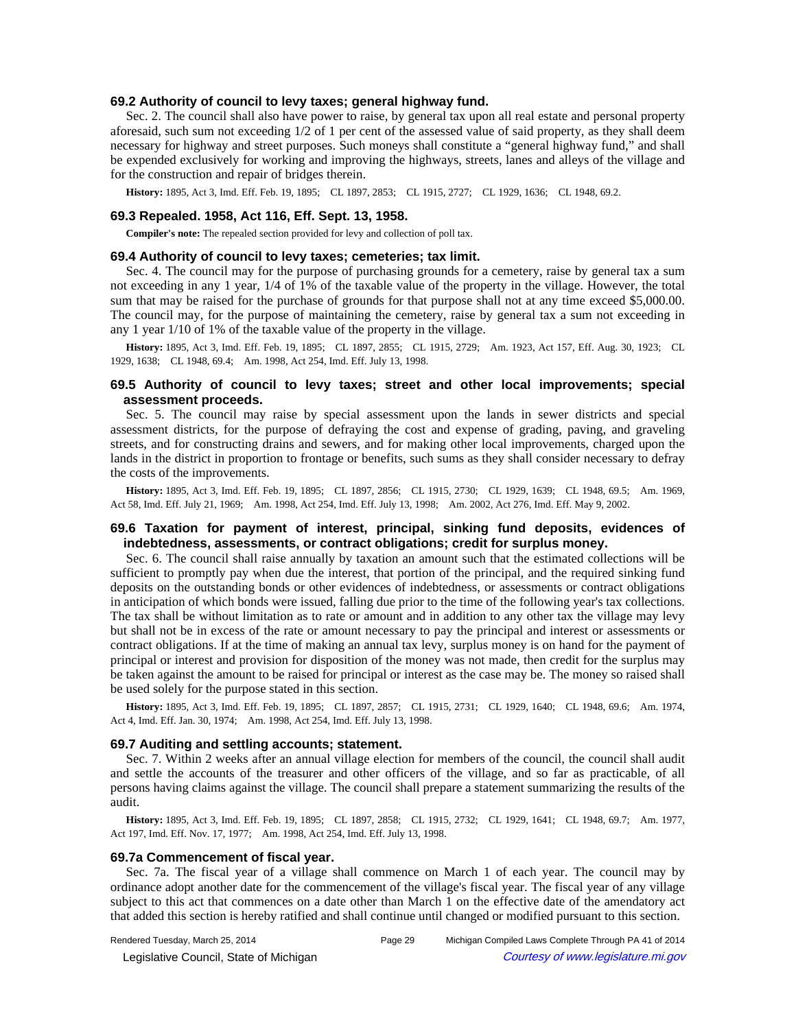### 69.2 Authority of council to levy taxes; general highway fund.

Sec. 2. The council shall also have power to raise, by general tax upon all real estate and personal property aforesaid, such sum not exceeding 1/2 of 1 per cent of the assessed value of said property, as they shall deem necessary for highway and street purposes. Such moneys shall constitute a "general highway fund," and shall be expended exclusively for working and improving the highways, streets, lanes and alleys of the village and for the construction and repair of bridges therein.

**History:** 1895, Act 3, Imd. Eff. Feb. 19, 1895; CL 1897, 2853; CL 1915, 2727; CL 1929, 1636; CL 1948, 69.2.

### 69.3 Repealed. 1958, Act 116, Eff. Sept. 13, 1958.

**Compiler's note:** The repealed section provided for levy and collection of poll tax.

### 69.4 Authority of council to levy taxes; cemeteries; tax limit.

Sec. 4. The council may for the purpose of purchasing grounds for a cemetery, raise by general tax a sum not exceeding in any 1 year, 1/4 of 1% of the taxable value of the property in the village. However, the total sum that may be raised for the purchase of grounds for that purpose shall not at any time exceed $5,000.00. The council may, for the purpose of maintaining the cemetery, raise by general tax a sum not exceeding in any 1 year 1/10 of 1% of the taxable value of the property in the village.

**History:** 1895, Act 3, Imd. Eff. Feb. 19, 1895; CL 1897, 2855; CL 1915, 2729; Am. 1923, Act 157, Eff. Aug. 30, 1923; CL 1929, 1638; CL 1948, 69.4; Am. 1998, Act 254, Imd. Eff. July 13, 1998.

### 69.5 Authority of council to levy taxes; street and other local improvements; special assessment proceeds.

Sec. 5. The council may raise by special assessment upon the lands in sewer districts and special assessment districts, for the purpose of defraying the cost and expense of grading, paving, and graveling streets, and for constructing drains and sewers, and for making other local improvements, charged upon the lands in the district in proportion to frontage or benefits, such sums as they shall consider necessary to defray the costs of the improvements.

**History:** 1895, Act 3, Imd. Eff. Feb. 19, 1895; CL 1897, 2856; CL 1915, 2730; CL 1929, 1639; CL 1948, 69.5; Am. 1969, Act 58, Imd. Eff. July 21, 1969; Am. 1998, Act 254, Imd. Eff. July 13, 1998; Am. 2002, Act 276, Imd. Eff. May 9, 2002.

### 69.6 Taxation for payment of interest, principal, sinking fund deposits, evidences of indebtedness, assessments, or contract obligations; credit for surplus money.

Sec. 6. The council shall raise annually by taxation an amount such that the estimated collections will be sufficient to promptly pay when due the interest, that portion of the principal, and the required sinking fund deposits on the outstanding bonds or other evidences of indebtedness, or assessments or contract obligations in anticipation of which bonds were issued, falling due prior to the time of the following year's tax collections. The tax shall be without limitation as to rate or amount and in addition to any other tax the village may levy but shall not be in excess of the rate or amount necessary to pay the principal and interest or assessments or contract obligations. If at the time of making an annual tax levy, surplus money is on hand for the payment of principal or interest and provision for disposition of the money was not made, then credit for the surplus may be taken against the amount to be raised for principal or interest as the case may be. The money so raised shall be used solely for the purpose stated in this section.

**History:** 1895, Act 3, Imd. Eff. Feb. 19, 1895; CL 1897, 2857; CL 1915, 2731; CL 1929, 1640; CL 1948, 69.6; Am. 1974, Act 4, Imd. Eff. Jan. 30, 1974; Am. 1998, Act 254, Imd. Eff. July 13, 1998.

### 69.7 Auditing and settling accounts; statement.

Sec. 7. Within 2 weeks after an annual village election for members of the council, the council shall audit and settle the accounts of the treasurer and other officers of the village, and so far as practicable, of all persons having claims against the village. The council shall prepare a statement summarizing the results of the audit.

**History:** 1895, Act 3, Imd. Eff. Feb. 19, 1895; CL 1897, 2858; CL 1915, 2732; CL 1929, 1641; CL 1948, 69.7; Am. 1977, Act 197, Imd. Eff. Nov. 17, 1977; Am. 1998, Act 254, Imd. Eff. July 13, 1998.

### 69.7a Commencement of fiscal year.

Sec. 7a. The fiscal year of a village shall commence on March 1 of each year. The council may by ordinance adopt another date for the commencement of the village's fiscal year. The fiscal year of any village subject to this act that commences on a date other than March 1 on the effective date of the amendatory act that added this section is hereby ratified and shall continue until changed or modified pursuant to this section.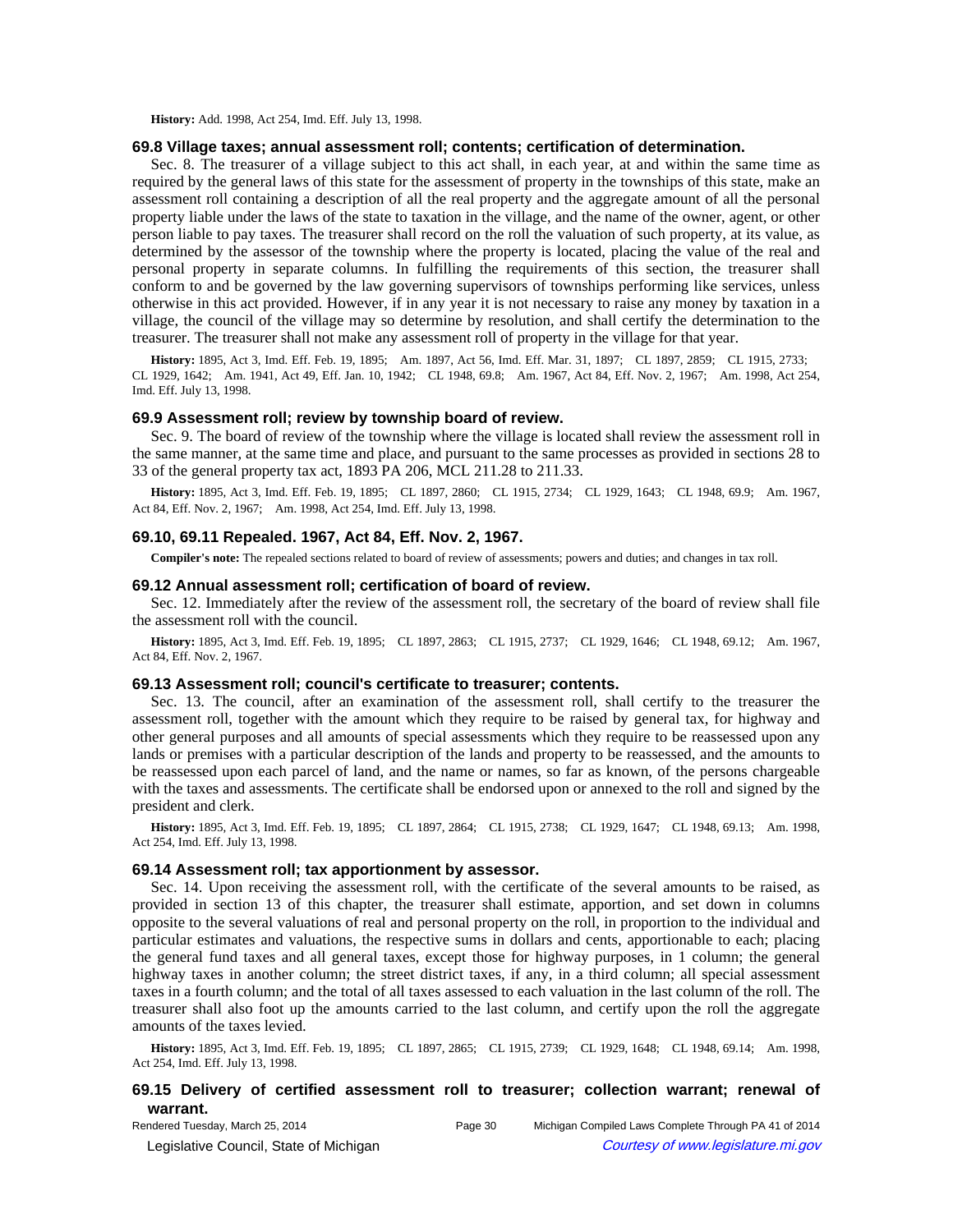**History:** Add. 1998, Act 254, Imd. Eff. July 13, 1998.

### 69.8 Village taxes; annual assessment roll; contents; certification of determination.

Sec. 8. The treasurer of a village subject to this act shall, in each year, at and within the same time as required by the general laws of this state for the assessment of property in the townships of this state, make an assessment roll containing a description of all the real property and the aggregate amount of all the personal property liable under the laws of the state to taxation in the village, and the name of the owner, agent, or other person liable to pay taxes. The treasurer shall record on the roll the valuation of such property, at its value, as determined by the assessor of the township where the property is located, placing the value of the real and personal property in separate columns. In fulfilling the requirements of this section, the treasurer shall conform to and be governed by the law governing supervisors of townships performing like services, unless otherwise in this act provided. However, if in any year it is not necessary to raise any money by taxation in a village, the council of the village may so determine by resolution, and shall certify the determination to the treasurer. The treasurer shall not make any assessment roll of property in the village for that year.

**History:** 1895, Act 3, Imd. Eff. Feb. 19, 1895; Am. 1897, Act 56, Imd. Eff. Mar. 31, 1897; CL 1897, 2859; CL 1915, 2733; CL 1929, 1642; Am. 1941, Act 49, Eff. Jan. 10, 1942; CL 1948, 69.8; Am. 1967, Act 84, Eff. Nov. 2, 1967; Am. 1998, Act 254, Imd. Eff. July 13, 1998.

### 69.9 Assessment roll; review by township board of review.

Sec. 9. The board of review of the township where the village is located shall review the assessment roll in the same manner, at the same time and place, and pursuant to the same processes as provided in sections 28 to 33 of the general property tax act, 1893 PA 206, MCL 211.28 to 211.33.

**History:** 1895, Act 3, Imd. Eff. Feb. 19, 1895; CL 1897, 2860; CL 1915, 2734; CL 1929, 1643; CL 1948, 69.9; Am. 1967, Act 84, Eff. Nov. 2, 1967; Am. 1998, Act 254, Imd. Eff. July 13, 1998.

### 69.10, 69.11 Repealed. 1967, Act 84, Eff. Nov. 2, 1967.

**Compiler's note:** The repealed sections related to board of review of assessments; powers and duties; and changes in tax roll.

### 69.12 Annual assessment roll; certification of board of review.

Sec. 12. Immediately after the review of the assessment roll, the secretary of the board of review shall file the assessment roll with the council.

**History:** 1895, Act 3, Imd. Eff. Feb. 19, 1895; CL 1897, 2863; CL 1915, 2737; CL 1929, 1646; CL 1948, 69.12; Am. 1967, Act 84, Eff. Nov. 2, 1967.

### 69.13 Assessment roll; council's certificate to treasurer; contents.

Sec. 13. The council, after an examination of the assessment roll, shall certify to the treasurer the assessment roll, together with the amount which they require to be raised by general tax, for highway and other general purposes and all amounts of special assessments which they require to be reassessed upon any lands or premises with a particular description of the lands and property to be reassessed, and the amounts to be reassessed upon each parcel of land, and the name or names, so far as known, of the persons chargeable with the taxes and assessments. The certificate shall be endorsed upon or annexed to the roll and signed by the president and clerk.

**History:** 1895, Act 3, Imd. Eff. Feb. 19, 1895; CL 1897, 2864; CL 1915, 2738; CL 1929, 1647; CL 1948, 69.13; Am. 1998, Act 254, Imd. Eff. July 13, 1998.

### 69.14 Assessment roll; tax apportionment by assessor.

Sec. 14. Upon receiving the assessment roll, with the certificate of the several amounts to be raised, as provided in section 13 of this chapter, the treasurer shall estimate, apportion, and set down in columns opposite to the several valuations of real and personal property on the roll, in proportion to the individual and particular estimates and valuations, the respective sums in dollars and cents, apportionable to each; placing the general fund taxes and all general taxes, except those for highway purposes, in 1 column; the general highway taxes in another column; the street district taxes, if any, in a third column; all special assessment taxes in a fourth column; and the total of all taxes assessed to each valuation in the last column of the roll. The treasurer shall also foot up the amounts carried to the last column, and certify upon the roll the aggregate amounts of the taxes levied.

**History:** 1895, Act 3, Imd. Eff. Feb. 19, 1895; CL 1897, 2865; CL 1915, 2739; CL 1929, 1648; CL 1948, 69.14; Am. 1998, Act 254, Imd. Eff. July 13, 1998.

### 69.15 Delivery of certified assessment roll to treasurer; collection warrant; renewal of warrant.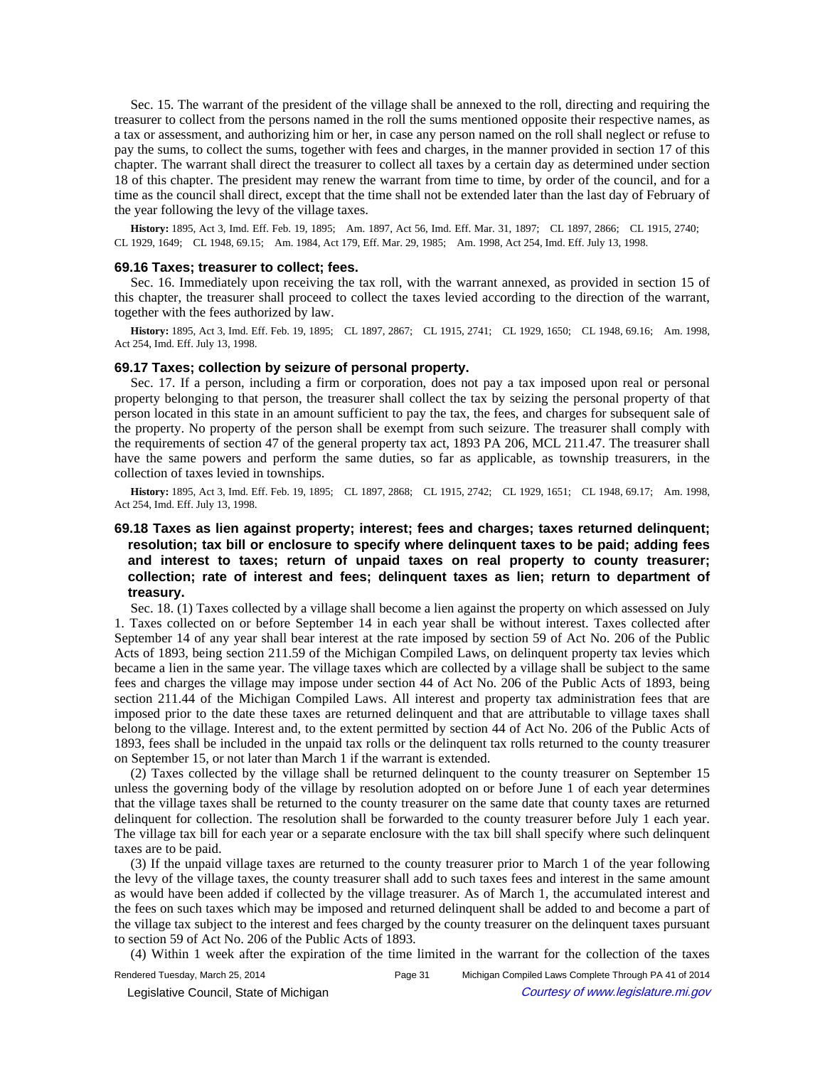Sec. 15. The warrant of the president of the village shall be annexed to the roll, directing and requiring the treasurer to collect from the persons named in the roll the sums mentioned opposite their respective names, as a tax or assessment, and authorizing him or her, in case any person named on the roll shall neglect or refuse to pay the sums, to collect the sums, together with fees and charges, in the manner provided in section 17 of this chapter. The warrant shall direct the treasurer to collect all taxes by a certain day as determined under section 18 of this chapter. The president may renew the warrant from time to time, by order of the council, and for a time as the council shall direct, except that the time shall not be extended later than the last day of February of the year following the levy of the village taxes.

**History:** 1895, Act 3, Imd. Eff. Feb. 19, 1895; Am. 1897, Act 56, Imd. Eff. Mar. 31, 1897; CL 1897, 2866; CL 1915, 2740; CL 1929, 1649; CL 1948, 69.15; Am. 1984, Act 179, Eff. Mar. 29, 1985; Am. 1998, Act 254, Imd. Eff. July 13, 1998.

### 69.16 Taxes; treasurer to collect; fees.

Sec. 16. Immediately upon receiving the tax roll, with the warrant annexed, as provided in section 15 of this chapter, the treasurer shall proceed to collect the taxes levied according to the direction of the warrant, together with the fees authorized by law.

**History:** 1895, Act 3, Imd. Eff. Feb. 19, 1895; CL 1897, 2867; CL 1915, 2741; CL 1929, 1650; CL 1948, 69.16; Am. 1998, Act 254, Imd. Eff. July 13, 1998.

### 69.17 Taxes; collection by seizure of personal property.

Sec. 17. If a person, including a firm or corporation, does not pay a tax imposed upon real or personal property belonging to that person, the treasurer shall collect the tax by seizing the personal property of that person located in this state in an amount sufficient to pay the tax, the fees, and charges for subsequent sale of the property. No property of the person shall be exempt from such seizure. The treasurer shall comply with the requirements of section 47 of the general property tax act, 1893 PA 206, MCL 211.47. The treasurer shall have the same powers and perform the same duties, so far as applicable, as township treasurers, in the collection of taxes levied in townships.

**History:** 1895, Act 3, Imd. Eff. Feb. 19, 1895; CL 1897, 2868; CL 1915, 2742; CL 1929, 1651; CL 1948, 69.17; Am. 1998, Act 254, Imd. Eff. July 13, 1998.

### 69.18 Taxes as lien against property; interest; fees and charges; taxes returned delinquent; resolution; tax bill or enclosure to specify where delinquent taxes to be paid; adding fees and interest to taxes; return of unpaid taxes on real property to county treasurer; collection; rate of interest and fees; delinquent taxes as lien; return to department of treasury.

Sec. 18. (1) Taxes collected by a village shall become a lien against the property on which assessed on July 1. Taxes collected on or before September 14 in each year shall be without interest. Taxes collected after September 14 of any year shall bear interest at the rate imposed by section 59 of Act No. 206 of the Public Acts of 1893, being section 211.59 of the Michigan Compiled Laws, on delinquent property tax levies which became a lien in the same year. The village taxes which are collected by a village shall be subject to the same fees and charges the village may impose under section 44 of Act No. 206 of the Public Acts of 1893, being section 211.44 of the Michigan Compiled Laws. All interest and property tax administration fees that are imposed prior to the date these taxes are returned delinquent and that are attributable to village taxes shall belong to the village. Interest and, to the extent permitted by section 44 of Act No. 206 of the Public Acts of 1893, fees shall be included in the unpaid tax rolls or the delinquent tax rolls returned to the county treasurer on September 15, or not later than March 1 if the warrant is extended.

(2) Taxes collected by the village shall be returned delinquent to the county treasurer on September 15 unless the governing body of the village by resolution adopted on or before June 1 of each year determines that the village taxes shall be returned to the county treasurer on the same date that county taxes are returned delinquent for collection. The resolution shall be forwarded to the county treasurer before July 1 each year. The village tax bill for each year or a separate enclosure with the tax bill shall specify where such delinquent taxes are to be paid.

(3) If the unpaid village taxes are returned to the county treasurer prior to March 1 of the year following the levy of the village taxes, the county treasurer shall add to such taxes fees and interest in the same amount as would have been added if collected by the village treasurer. As of March 1, the accumulated interest and the fees on such taxes which may be imposed and returned delinquent shall be added to and become a part of the village tax subject to the interest and fees charged by the county treasurer on the delinquent taxes pursuant to section 59 of Act No. 206 of the Public Acts of 1893.

(4) Within 1 week after the expiration of the time limited in the warrant for the collection of the taxes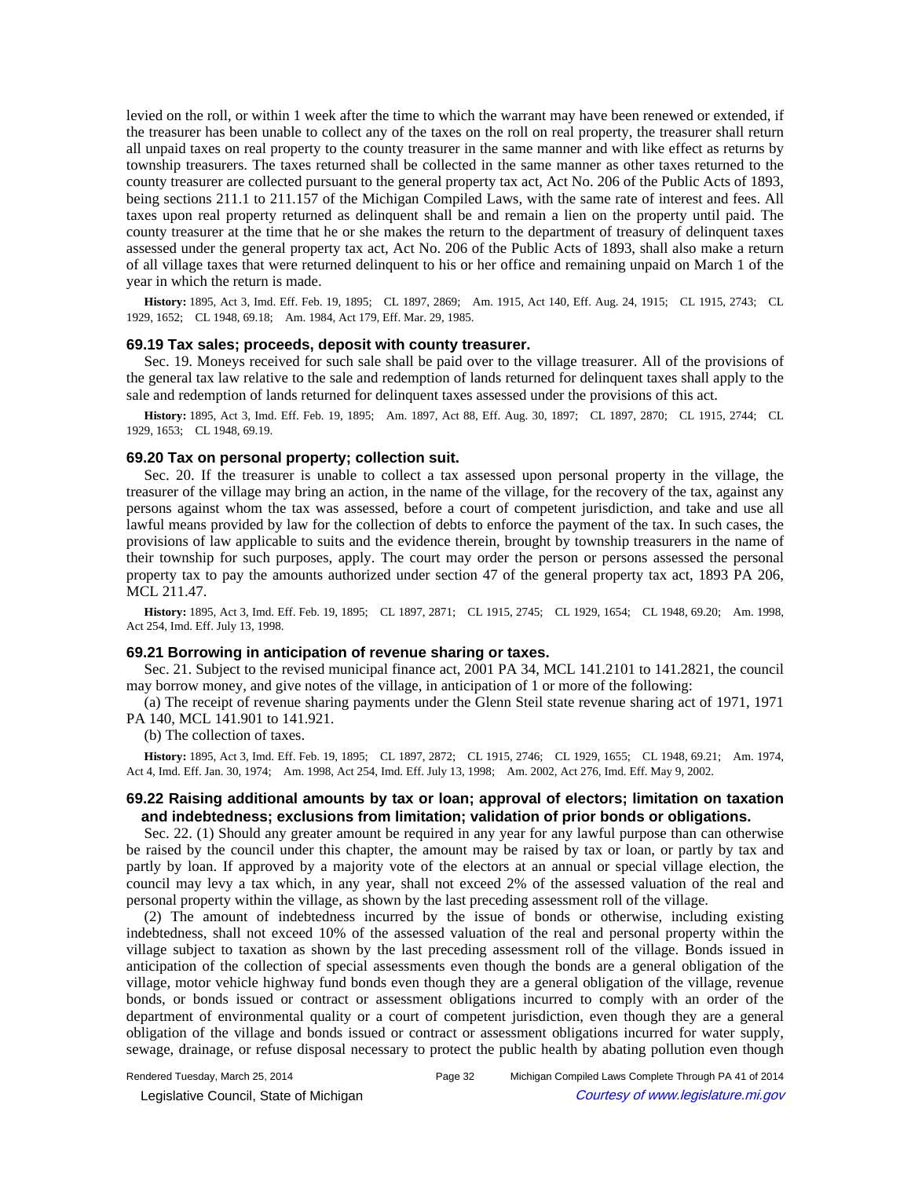levied on the roll, or within 1 week after the time to which the warrant may have been renewed or extended, if the treasurer has been unable to collect any of the taxes on the roll on real property, the treasurer shall return all unpaid taxes on real property to the county treasurer in the same manner and with like effect as returns by township treasurers. The taxes returned shall be collected in the same manner as other taxes returned to the county treasurer are collected pursuant to the general property tax act, Act No. 206 of the Public Acts of 1893, being sections 211.1 to 211.157 of the Michigan Compiled Laws, with the same rate of interest and fees. All taxes upon real property returned as delinquent shall be and remain a lien on the property until paid. The county treasurer at the time that he or she makes the return to the department of treasury of delinquent taxes assessed under the general property tax act, Act No. 206 of the Public Acts of 1893, shall also make a return of all village taxes that were returned delinquent to his or her office and remaining unpaid on March 1 of the year in which the return is made.

**History:** 1895, Act 3, Imd. Eff. Feb. 19, 1895; CL 1897, 2869; Am. 1915, Act 140, Eff. Aug. 24, 1915; CL 1915, 2743; CL 1929, 1652; CL 1948, 69.18; Am. 1984, Act 179, Eff. Mar. 29, 1985.

### 69.19 Tax sales; proceeds, deposit with county treasurer.

Sec. 19. Moneys received for such sale shall be paid over to the village treasurer. All of the provisions of the general tax law relative to the sale and redemption of lands returned for delinquent taxes shall apply to the sale and redemption of lands returned for delinquent taxes assessed under the provisions of this act.

**History:** 1895, Act 3, Imd. Eff. Feb. 19, 1895; Am. 1897, Act 88, Eff. Aug. 30, 1897; CL 1897, 2870; CL 1915, 2744; CL 1929, 1653; CL 1948, 69.19.

### 69.20 Tax on personal property; collection suit.

Sec. 20. If the treasurer is unable to collect a tax assessed upon personal property in the village, the treasurer of the village may bring an action, in the name of the village, for the recovery of the tax, against any persons against whom the tax was assessed, before a court of competent jurisdiction, and take and use all lawful means provided by law for the collection of debts to enforce the payment of the tax. In such cases, the provisions of law applicable to suits and the evidence therein, brought by township treasurers in the name of their township for such purposes, apply. The court may order the person or persons assessed the personal property tax to pay the amounts authorized under section 47 of the general property tax act, 1893 PA 206, MCL 211.47.

**History:** 1895, Act 3, Imd. Eff. Feb. 19, 1895; CL 1897, 2871; CL 1915, 2745; CL 1929, 1654; CL 1948, 69.20; Am. 1998, Act 254, Imd. Eff. July 13, 1998.

### 69.21 Borrowing in anticipation of revenue sharing or taxes.

Sec. 21. Subject to the revised municipal finance act, 2001 PA 34, MCL 141.2101 to 141.2821, the council may borrow money, and give notes of the village, in anticipation of 1 or more of the following:

(a) The receipt of revenue sharing payments under the Glenn Steil state revenue sharing act of 1971, 1971 PA 140, MCL 141.901 to 141.921.

(b) The collection of taxes.

**History:** 1895, Act 3, Imd. Eff. Feb. 19, 1895; CL 1897, 2872; CL 1915, 2746; CL 1929, 1655; CL 1948, 69.21; Am. 1974, Act 4, Imd. Eff. Jan. 30, 1974; Am. 1998, Act 254, Imd. Eff. July 13, 1998; Am. 2002, Act 276, Imd. Eff. May 9, 2002.

### 69.22 Raising additional amounts by tax or loan; approval of electors; limitation on taxation and indebtedness; exclusions from limitation; validation of prior bonds or obligations.

Sec. 22. (1) Should any greater amount be required in any year for any lawful purpose than can otherwise be raised by the council under this chapter, the amount may be raised by tax or loan, or partly by tax and partly by loan. If approved by a majority vote of the electors at an annual or special village election, the council may levy a tax which, in any year, shall not exceed 2% of the assessed valuation of the real and personal property within the village, as shown by the last preceding assessment roll of the village.

(2) The amount of indebtedness incurred by the issue of bonds or otherwise, including existing indebtedness, shall not exceed 10% of the assessed valuation of the real and personal property within the village subject to taxation as shown by the last preceding assessment roll of the village. Bonds issued in anticipation of the collection of special assessments even though the bonds are a general obligation of the village, motor vehicle highway fund bonds even though they are a general obligation of the village, revenue bonds, or bonds issued or contract or assessment obligations incurred to comply with an order of the department of environmental quality or a court of competent jurisdiction, even though they are a general obligation of the village and bonds issued or contract or assessment obligations incurred for water supply, sewage, drainage, or refuse disposal necessary to protect the public health by abating pollution even though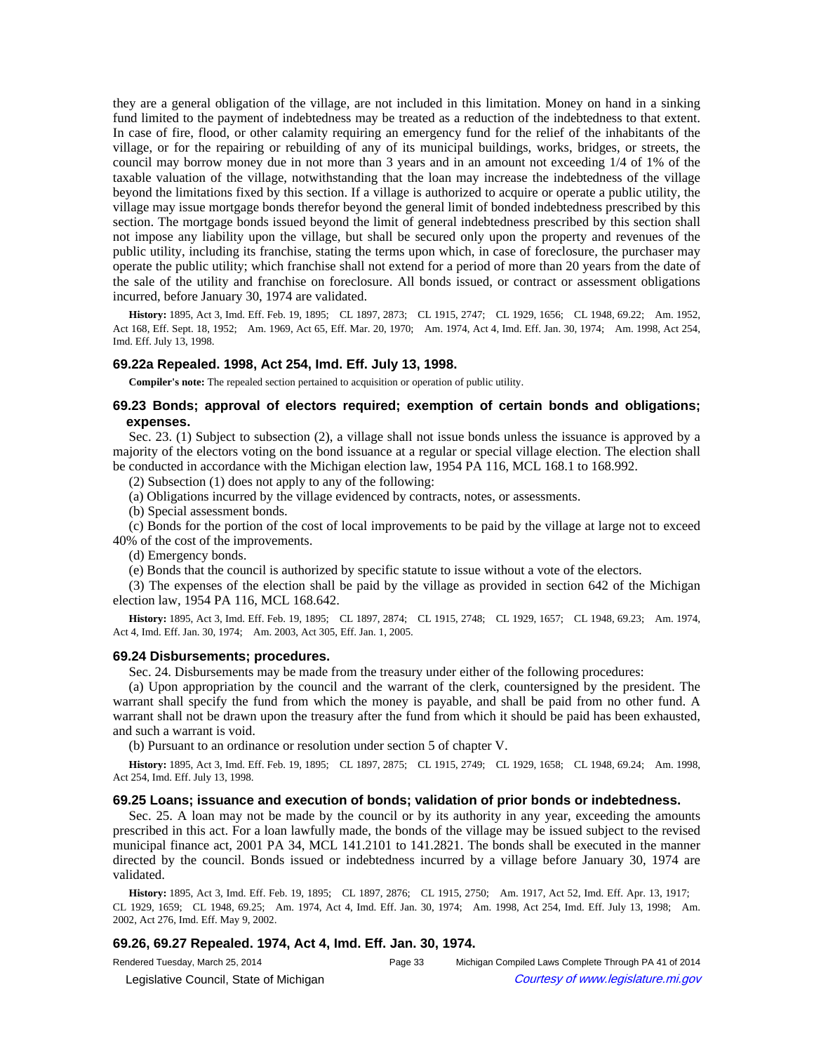they are a general obligation of the village, are not included in this limitation. Money on hand in a sinking fund limited to the payment of indebtedness may be treated as a reduction of the indebtedness to that extent. In case of fire, flood, or other calamity requiring an emergency fund for the relief of the inhabitants of the village, or for the repairing or rebuilding of any of its municipal buildings, works, bridges, or streets, the council may borrow money due in not more than 3 years and in an amount not exceeding 1/4 of 1% of the taxable valuation of the village, notwithstanding that the loan may increase the indebtedness of the village beyond the limitations fixed by this section. If a village is authorized to acquire or operate a public utility, the village may issue mortgage bonds therefor beyond the general limit of bonded indebtedness prescribed by this section. The mortgage bonds issued beyond the limit of general indebtedness prescribed by this section shall not impose any liability upon the village, but shall be secured only upon the property and revenues of the public utility, including its franchise, stating the terms upon which, in case of foreclosure, the purchaser may operate the public utility; which franchise shall not extend for a period of more than 20 years from the date of the sale of the utility and franchise on foreclosure. All bonds issued, or contract or assessment obligations incurred, before January 30, 1974 are validated.

**History:** 1895, Act 3, Imd. Eff. Feb. 19, 1895; CL 1897, 2873; CL 1915, 2747; CL 1929, 1656; CL 1948, 69.22; Am. 1952, Act 168, Eff. Sept. 18, 1952; Am. 1969, Act 65, Eff. Mar. 20, 1970; Am. 1974, Act 4, Imd. Eff. Jan. 30, 1974; Am. 1998, Act 254, Imd. Eff. July 13, 1998.

### 69.22a Repealed. 1998, Act 254, Imd. Eff. July 13, 1998.

**Compiler's note:** The repealed section pertained to acquisition or operation of public utility.

### 69.23 Bonds; approval of electors required; exemption of certain bonds and obligations; expenses.

Sec. 23. (1) Subject to subsection (2), a village shall not issue bonds unless the issuance is approved by a majority of the electors voting on the bond issuance at a regular or special village election. The election shall be conducted in accordance with the Michigan election law, 1954 PA 116, MCL 168.1 to 168.992.

(2) Subsection (1) does not apply to any of the following:

(a) Obligations incurred by the village evidenced by contracts, notes, or assessments.

(b) Special assessment bonds.

(c) Bonds for the portion of the cost of local improvements to be paid by the village at large not to exceed 40% of the cost of the improvements.

(d) Emergency bonds.

(e) Bonds that the council is authorized by specific statute to issue without a vote of the electors.

(3) The expenses of the election shall be paid by the village as provided in section 642 of the Michigan election law, 1954 PA 116, MCL 168.642.

**History:** 1895, Act 3, Imd. Eff. Feb. 19, 1895; CL 1897, 2874; CL 1915, 2748; CL 1929, 1657; CL 1948, 69.23; Am. 1974, Act 4, Imd. Eff. Jan. 30, 1974; Am. 2003, Act 305, Eff. Jan. 1, 2005.

### 69.24 Disbursements; procedures.

Sec. 24. Disbursements may be made from the treasury under either of the following procedures:

(a) Upon appropriation by the council and the warrant of the clerk, countersigned by the president. The warrant shall specify the fund from which the money is payable, and shall be paid from no other fund. A warrant shall not be drawn upon the treasury after the fund from which it should be paid has been exhausted, and such a warrant is void.

(b) Pursuant to an ordinance or resolution under section 5 of chapter V.

**History:** 1895, Act 3, Imd. Eff. Feb. 19, 1895; CL 1897, 2875; CL 1915, 2749; CL 1929, 1658; CL 1948, 69.24; Am. 1998, Act 254, Imd. Eff. July 13, 1998.

### 69.25 Loans; issuance and execution of bonds; validation of prior bonds or indebtedness.

Sec. 25. A loan may not be made by the council or by its authority in any year, exceeding the amounts prescribed in this act. For a loan lawfully made, the bonds of the village may be issued subject to the revised municipal finance act, 2001 PA 34, MCL 141.2101 to 141.2821. The bonds shall be executed in the manner directed by the council. Bonds issued or indebtedness incurred by a village before January 30, 1974 are validated.

**History:** 1895, Act 3, Imd. Eff. Feb. 19, 1895; CL 1897, 2876; CL 1915, 2750; Am. 1917, Act 52, Imd. Eff. Apr. 13, 1917; CL 1929, 1659; CL 1948, 69.25; Am. 1974, Act 4, Imd. Eff. Jan. 30, 1974; Am. 1998, Act 254, Imd. Eff. July 13, 1998; Am. 2002, Act 276, Imd. Eff. May 9, 2002.

### 69.26, 69.27 Repealed. 1974, Act 4, Imd. Eff. Jan. 30, 1974.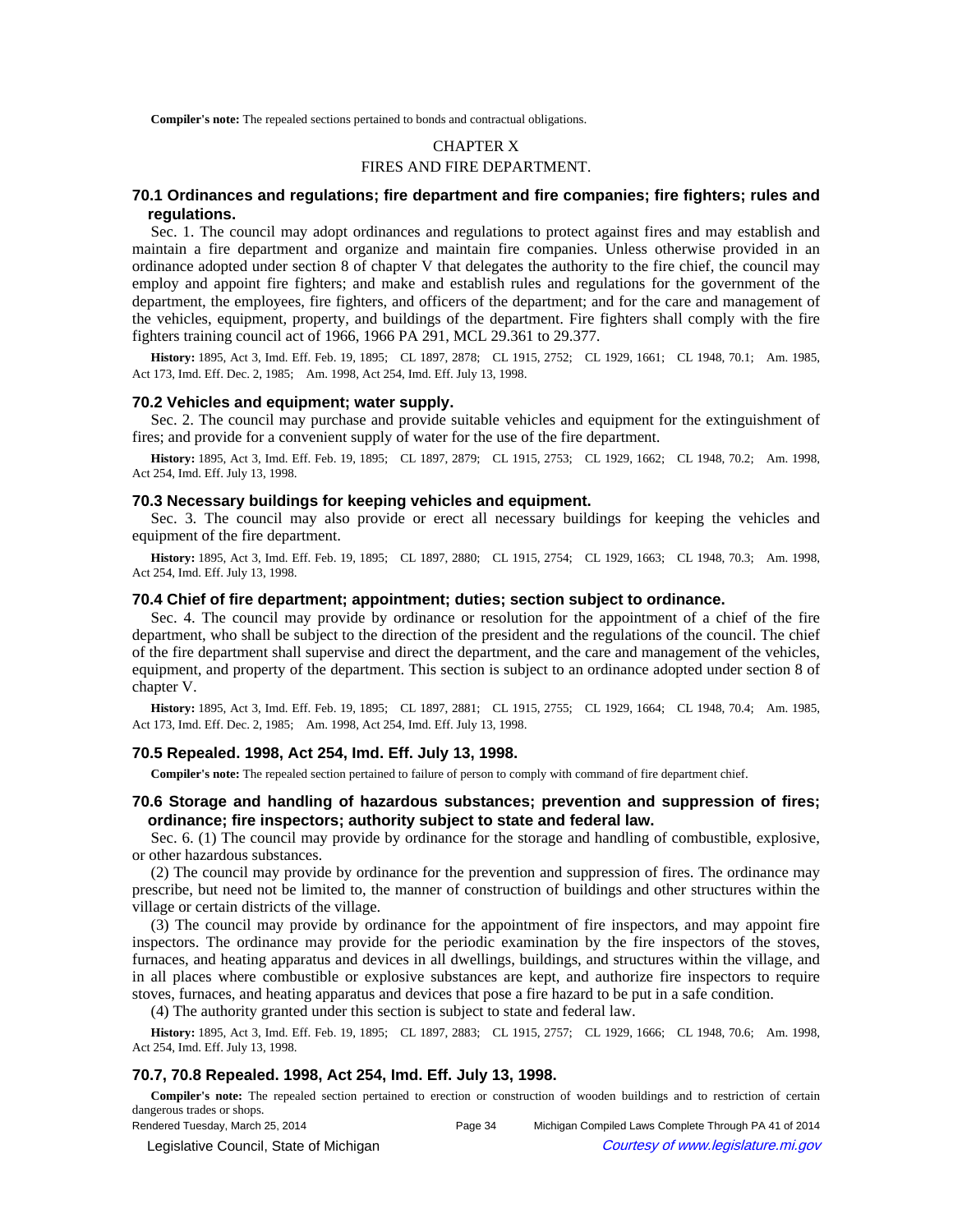**Compiler's note:** The repealed sections pertained to bonds and contractual obligations.

## CHAPTER X

## FIRES AND FIRE DEPARTMENT.

### 70.1 Ordinances and regulations; fire department and fire companies; fire fighters; rules and regulations.

Sec. 1. The council may adopt ordinances and regulations to protect against fires and may establish and maintain a fire department and organize and maintain fire companies. Unless otherwise provided in an ordinance adopted under section 8 of chapter V that delegates the authority to the fire chief, the council may employ and appoint fire fighters; and make and establish rules and regulations for the government of the department, the employees, fire fighters, and officers of the department; and for the care and management of the vehicles, equipment, property, and buildings of the department. Fire fighters shall comply with the fire fighters training council act of 1966, 1966 PA 291, MCL 29.361 to 29.377.

**History:** 1895, Act 3, Imd. Eff. Feb. 19, 1895; CL 1897, 2878; CL 1915, 2752; CL 1929, 1661; CL 1948, 70.1; Am. 1985, Act 173, Imd. Eff. Dec. 2, 1985; Am. 1998, Act 254, Imd. Eff. July 13, 1998.

### 70.2 Vehicles and equipment; water supply.

Sec. 2. The council may purchase and provide suitable vehicles and equipment for the extinguishment of fires; and provide for a convenient supply of water for the use of the fire department.

**History:** 1895, Act 3, Imd. Eff. Feb. 19, 1895; CL 1897, 2879; CL 1915, 2753; CL 1929, 1662; CL 1948, 70.2; Am. 1998, Act 254, Imd. Eff. July 13, 1998.

### 70.3 Necessary buildings for keeping vehicles and equipment.

Sec. 3. The council may also provide or erect all necessary buildings for keeping the vehicles and equipment of the fire department.

**History:** 1895, Act 3, Imd. Eff. Feb. 19, 1895; CL 1897, 2880; CL 1915, 2754; CL 1929, 1663; CL 1948, 70.3; Am. 1998, Act 254, Imd. Eff. July 13, 1998.

### 70.4 Chief of fire department; appointment; duties; section subject to ordinance.

Sec. 4. The council may provide by ordinance or resolution for the appointment of a chief of the fire department, who shall be subject to the direction of the president and the regulations of the council. The chief of the fire department shall supervise and direct the department, and the care and management of the vehicles, equipment, and property of the department. This section is subject to an ordinance adopted under section 8 of chapter V.

**History:** 1895, Act 3, Imd. Eff. Feb. 19, 1895; CL 1897, 2881; CL 1915, 2755; CL 1929, 1664; CL 1948, 70.4; Am. 1985, Act 173, Imd. Eff. Dec. 2, 1985; Am. 1998, Act 254, Imd. Eff. July 13, 1998.

### 70.5 Repealed. 1998, Act 254, Imd. Eff. July 13, 1998.

**Compiler's note:** The repealed section pertained to failure of person to comply with command of fire department chief.

### 70.6 Storage and handling of hazardous substances; prevention and suppression of fires; ordinance; fire inspectors; authority subject to state and federal law.

Sec. 6. (1) The council may provide by ordinance for the storage and handling of combustible, explosive, or other hazardous substances.

(2) The council may provide by ordinance for the prevention and suppression of fires. The ordinance may prescribe, but need not be limited to, the manner of construction of buildings and other structures within the village or certain districts of the village.

(3) The council may provide by ordinance for the appointment of fire inspectors, and may appoint fire inspectors. The ordinance may provide for the periodic examination by the fire inspectors of the stoves, furnaces, and heating apparatus and devices in all dwellings, buildings, and structures within the village, and in all places where combustible or explosive substances are kept, and authorize fire inspectors to require stoves, furnaces, and heating apparatus and devices that pose a fire hazard to be put in a safe condition.

(4) The authority granted under this section is subject to state and federal law.

**History:** 1895, Act 3, Imd. Eff. Feb. 19, 1895; CL 1897, 2883; CL 1915, 2757; CL 1929, 1666; CL 1948, 70.6; Am. 1998, Act 254, Imd. Eff. July 13, 1998.

### 70.7, 70.8 Repealed. 1998, Act 254, Imd. Eff. July 13, 1998.

**Compiler's note:** The repealed section pertained to erection or construction of wooden buildings and to restriction of certain dangerous trades or shops.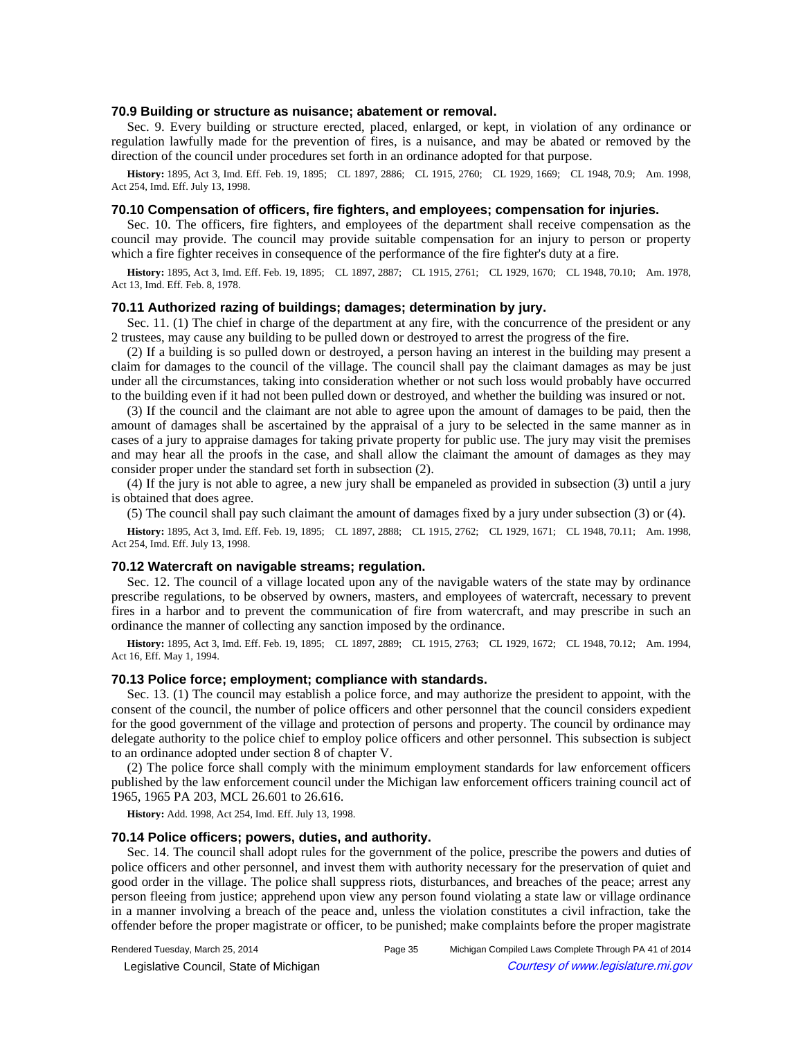### 70.9 Building or structure as nuisance; abatement or removal.

Sec. 9. Every building or structure erected, placed, enlarged, or kept, in violation of any ordinance or regulation lawfully made for the prevention of fires, is a nuisance, and may be abated or removed by the direction of the council under procedures set forth in an ordinance adopted for that purpose.

**History:** 1895, Act 3, Imd. Eff. Feb. 19, 1895; CL 1897, 2886; CL 1915, 2760; CL 1929, 1669; CL 1948, 70.9; Am. 1998, Act 254, Imd. Eff. July 13, 1998.

### 70.10 Compensation of officers, fire fighters, and employees; compensation for injuries.

Sec. 10. The officers, fire fighters, and employees of the department shall receive compensation as the council may provide. The council may provide suitable compensation for an injury to person or property which a fire fighter receives in consequence of the performance of the fire fighter's duty at a fire.

**History:** 1895, Act 3, Imd. Eff. Feb. 19, 1895; CL 1897, 2887; CL 1915, 2761; CL 1929, 1670; CL 1948, 70.10; Am. 1978, Act 13, Imd. Eff. Feb. 8, 1978.

### 70.11 Authorized razing of buildings; damages; determination by jury.

Sec. 11. (1) The chief in charge of the department at any fire, with the concurrence of the president or any 2 trustees, may cause any building to be pulled down or destroyed to arrest the progress of the fire.

(2) If a building is so pulled down or destroyed, a person having an interest in the building may present a claim for damages to the council of the village. The council shall pay the claimant damages as may be just under all the circumstances, taking into consideration whether or not such loss would probably have occurred to the building even if it had not been pulled down or destroyed, and whether the building was insured or not.

(3) If the council and the claimant are not able to agree upon the amount of damages to be paid, then the amount of damages shall be ascertained by the appraisal of a jury to be selected in the same manner as in cases of a jury to appraise damages for taking private property for public use. The jury may visit the premises and may hear all the proofs in the case, and shall allow the claimant the amount of damages as they may consider proper under the standard set forth in subsection (2).

(4) If the jury is not able to agree, a new jury shall be empaneled as provided in subsection (3) until a jury is obtained that does agree.

(5) The council shall pay such claimant the amount of damages fixed by a jury under subsection (3) or (4).

**History:** 1895, Act 3, Imd. Eff. Feb. 19, 1895; CL 1897, 2888; CL 1915, 2762; CL 1929, 1671; CL 1948, 70.11; Am. 1998, Act 254, Imd. Eff. July 13, 1998.

### 70.12 Watercraft on navigable streams; regulation.

Sec. 12. The council of a village located upon any of the navigable waters of the state may by ordinance prescribe regulations, to be observed by owners, masters, and employees of watercraft, necessary to prevent fires in a harbor and to prevent the communication of fire from watercraft, and may prescribe in such an ordinance the manner of collecting any sanction imposed by the ordinance.

**History:** 1895, Act 3, Imd. Eff. Feb. 19, 1895; CL 1897, 2889; CL 1915, 2763; CL 1929, 1672; CL 1948, 70.12; Am. 1994, Act 16, Eff. May 1, 1994.

### 70.13 Police force; employment; compliance with standards.

Sec. 13. (1) The council may establish a police force, and may authorize the president to appoint, with the consent of the council, the number of police officers and other personnel that the council considers expedient for the good government of the village and protection of persons and property. The council by ordinance may delegate authority to the police chief to employ police officers and other personnel. This subsection is subject to an ordinance adopted under section 8 of chapter V.

(2) The police force shall comply with the minimum employment standards for law enforcement officers published by the law enforcement council under the Michigan law enforcement officers training council act of 1965, 1965 PA 203, MCL 26.601 to 26.616.

**History:** Add. 1998, Act 254, Imd. Eff. July 13, 1998.

### 70.14 Police officers; powers, duties, and authority.

Sec. 14. The council shall adopt rules for the government of the police, prescribe the powers and duties of police officers and other personnel, and invest them with authority necessary for the preservation of quiet and good order in the village. The police shall suppress riots, disturbances, and breaches of the peace; arrest any person fleeing from justice; apprehend upon view any person found violating a state law or village ordinance in a manner involving a breach of the peace and, unless the violation constitutes a civil infraction, take the offender before the proper magistrate or officer, to be punished; make complaints before the proper magistrate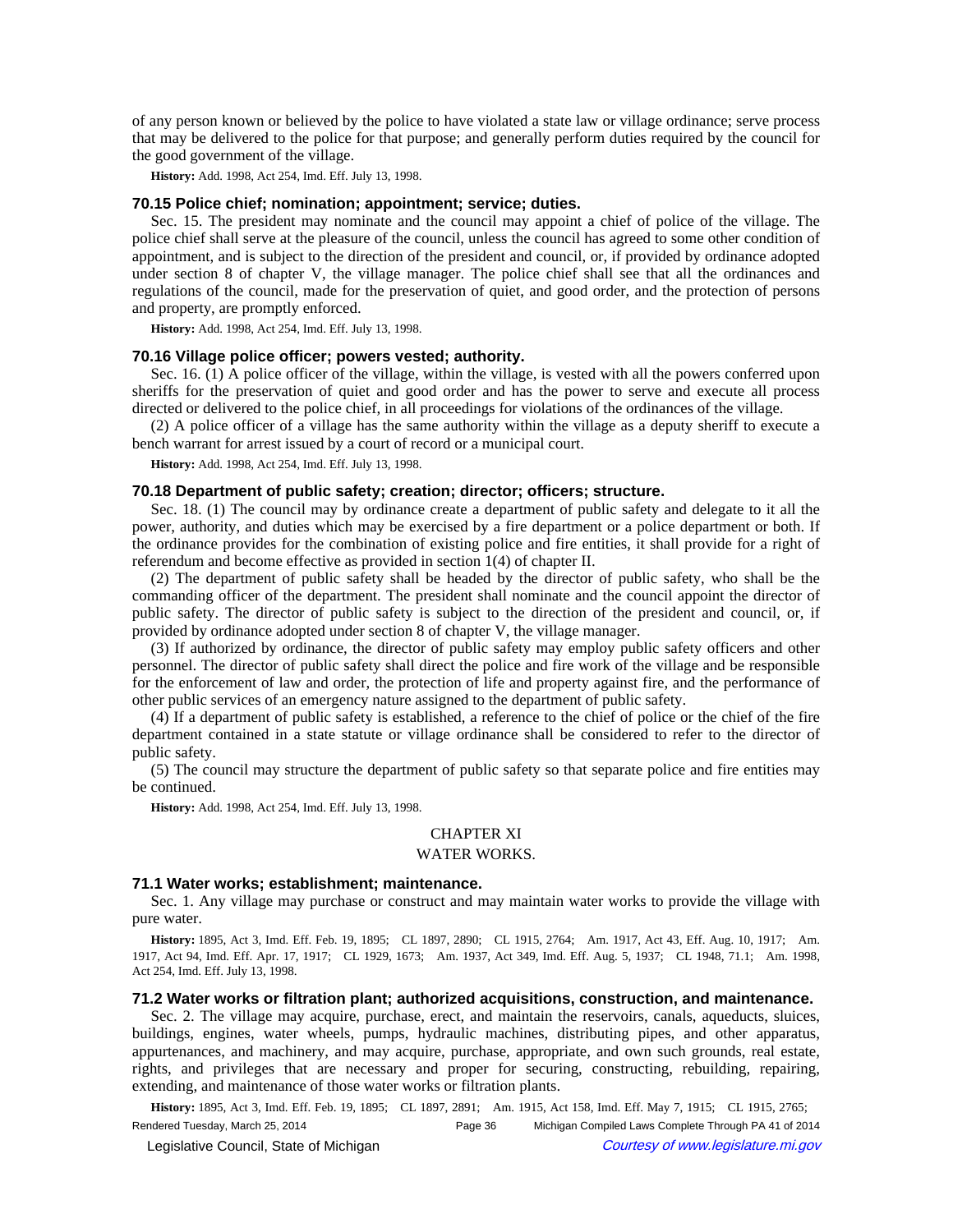of any person known or believed by the police to have violated a state law or village ordinance; serve process that may be delivered to the police for that purpose; and generally perform duties required by the council for the good government of the village.

**History:** Add. 1998, Act 254, Imd. Eff. July 13, 1998.

### 70.15 Police chief; nomination; appointment; service; duties.

Sec. 15. The president may nominate and the council may appoint a chief of police of the village. The police chief shall serve at the pleasure of the council, unless the council has agreed to some other condition of appointment, and is subject to the direction of the president and council, or, if provided by ordinance adopted under section 8 of chapter V, the village manager. The police chief shall see that all the ordinances and regulations of the council, made for the preservation of quiet, and good order, and the protection of persons and property, are promptly enforced.

**History:** Add. 1998, Act 254, Imd. Eff. July 13, 1998.

### 70.16 Village police officer; powers vested; authority.

Sec. 16. (1) A police officer of the village, within the village, is vested with all the powers conferred upon sheriffs for the preservation of quiet and good order and has the power to serve and execute all process directed or delivered to the police chief, in all proceedings for violations of the ordinances of the village.

(2) A police officer of a village has the same authority within the village as a deputy sheriff to execute a bench warrant for arrest issued by a court of record or a municipal court.

**History:** Add. 1998, Act 254, Imd. Eff. July 13, 1998.

### 70.18 Department of public safety; creation; director; officers; structure.

Sec. 18. (1) The council may by ordinance create a department of public safety and delegate to it all the power, authority, and duties which may be exercised by a fire department or a police department or both. If the ordinance provides for the combination of existing police and fire entities, it shall provide for a right of referendum and become effective as provided in section 1(4) of chapter II.

(2) The department of public safety shall be headed by the director of public safety, who shall be the commanding officer of the department. The president shall nominate and the council appoint the director of public safety. The director of public safety is subject to the direction of the president and council, or, if provided by ordinance adopted under section 8 of chapter V, the village manager.

(3) If authorized by ordinance, the director of public safety may employ public safety officers and other personnel. The director of public safety shall direct the police and fire work of the village and be responsible for the enforcement of law and order, the protection of life and property against fire, and the performance of other public services of an emergency nature assigned to the department of public safety.

(4) If a department of public safety is established, a reference to the chief of police or the chief of the fire department contained in a state statute or village ordinance shall be considered to refer to the director of public safety.

(5) The council may structure the department of public safety so that separate police and fire entities may be continued.

**History:** Add. 1998, Act 254, Imd. Eff. July 13, 1998.

## CHAPTER XI

## WATER WORKS.

### 71.1 Water works; establishment; maintenance.

Sec. 1. Any village may purchase or construct and may maintain water works to provide the village with pure water.

**History:** 1895, Act 3, Imd. Eff. Feb. 19, 1895; CL 1897, 2890; CL 1915, 2764; Am. 1917, Act 43, Eff. Aug. 10, 1917; Am. 1917, Act 94, Imd. Eff. Apr. 17, 1917; CL 1929, 1673; Am. 1937, Act 349, Imd. Eff. Aug. 5, 1937; CL 1948, 71.1; Am. 1998, Act 254, Imd. Eff. July 13, 1998.

### 71.2 Water works or filtration plant; authorized acquisitions, construction, and maintenance.

Sec. 2. The village may acquire, purchase, erect, and maintain the reservoirs, canals, aqueducts, sluices, buildings, engines, water wheels, pumps, hydraulic machines, distributing pipes, and other apparatus, appurtenances, and machinery, and may acquire, purchase, appropriate, and own such grounds, real estate, rights, and privileges that are necessary and proper for securing, constructing, rebuilding, repairing, extending, and maintenance of those water works or filtration plants.

**History:** 1895, Act 3, Imd. Eff. Feb. 19, 1895; CL 1897, 2891; Am. 1915, Act 158, Imd. Eff. May 7, 1915; CL 1915, 2765;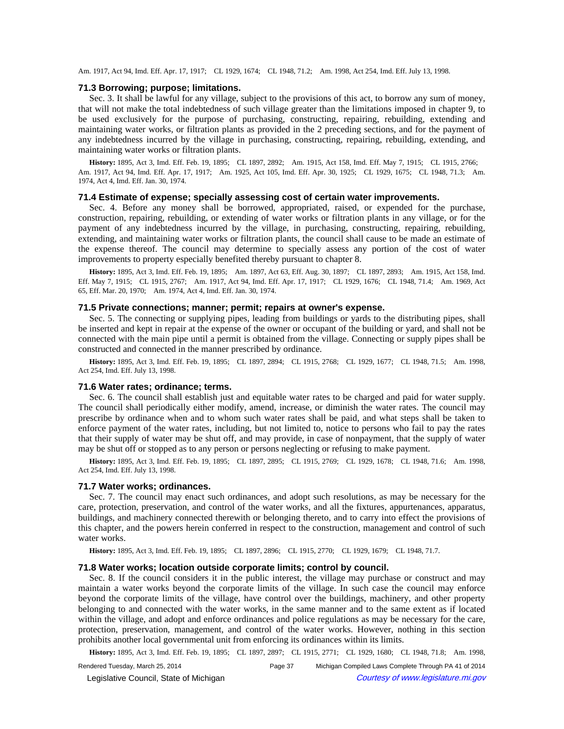Am. 1917, Act 94, Imd. Eff. Apr. 17, 1917; CL 1929, 1674; CL 1948, 71.2; Am. 1998, Act 254, Imd. Eff. July 13, 1998.

### 71.3 Borrowing; purpose; limitations.

Sec. 3. It shall be lawful for any village, subject to the provisions of this act, to borrow any sum of money, that will not make the total indebtedness of such village greater than the limitations imposed in chapter 9, to be used exclusively for the purpose of purchasing, constructing, repairing, rebuilding, extending and maintaining water works, or filtration plants as provided in the 2 preceding sections, and for the payment of any indebtedness incurred by the village in purchasing, constructing, repairing, rebuilding, extending, and maintaining water works or filtration plants.

**History:** 1895, Act 3, Imd. Eff. Feb. 19, 1895; CL 1897, 2892; Am. 1915, Act 158, Imd. Eff. May 7, 1915; CL 1915, 2766; Am. 1917, Act 94, Imd. Eff. Apr. 17, 1917; Am. 1925, Act 105, Imd. Eff. Apr. 30, 1925; CL 1929, 1675; CL 1948, 71.3; Am. 1974, Act 4, Imd. Eff. Jan. 30, 1974.

### 71.4 Estimate of expense; specially assessing cost of certain water improvements.

Sec. 4. Before any money shall be borrowed, appropriated, raised, or expended for the purchase, construction, repairing, rebuilding, or extending of water works or filtration plants in any village, or for the payment of any indebtedness incurred by the village, in purchasing, constructing, repairing, rebuilding, extending, and maintaining water works or filtration plants, the council shall cause to be made an estimate of the expense thereof. The council may determine to specially assess any portion of the cost of water improvements to property especially benefited thereby pursuant to chapter 8.

**History:** 1895, Act 3, Imd. Eff. Feb. 19, 1895; Am. 1897, Act 63, Eff. Aug. 30, 1897; CL 1897, 2893; Am. 1915, Act 158, Imd. Eff. May 7, 1915; CL 1915, 2767; Am. 1917, Act 94, Imd. Eff. Apr. 17, 1917; CL 1929, 1676; CL 1948, 71.4; Am. 1969, Act 65, Eff. Mar. 20, 1970; Am. 1974, Act 4, Imd. Eff. Jan. 30, 1974.

### 71.5 Private connections; manner; permit; repairs at owner's expense.

Sec. 5. The connecting or supplying pipes, leading from buildings or yards to the distributing pipes, shall be inserted and kept in repair at the expense of the owner or occupant of the building or yard, and shall not be connected with the main pipe until a permit is obtained from the village. Connecting or supply pipes shall be constructed and connected in the manner prescribed by ordinance.

**History:** 1895, Act 3, Imd. Eff. Feb. 19, 1895; CL 1897, 2894; CL 1915, 2768; CL 1929, 1677; CL 1948, 71.5; Am. 1998, Act 254, Imd. Eff. July 13, 1998.

### 71.6 Water rates; ordinance; terms.

Sec. 6. The council shall establish just and equitable water rates to be charged and paid for water supply. The council shall periodically either modify, amend, increase, or diminish the water rates. The council may prescribe by ordinance when and to whom such water rates shall be paid, and what steps shall be taken to enforce payment of the water rates, including, but not limited to, notice to persons who fail to pay the rates that their supply of water may be shut off, and may provide, in case of nonpayment, that the supply of water may be shut off or stopped as to any person or persons neglecting or refusing to make payment.

**History:** 1895, Act 3, Imd. Eff. Feb. 19, 1895; CL 1897, 2895; CL 1915, 2769; CL 1929, 1678; CL 1948, 71.6; Am. 1998, Act 254, Imd. Eff. July 13, 1998.

### 71.7 Water works; ordinances.

Sec. 7. The council may enact such ordinances, and adopt such resolutions, as may be necessary for the care, protection, preservation, and control of the water works, and all the fixtures, appurtenances, apparatus, buildings, and machinery connected therewith or belonging thereto, and to carry into effect the provisions of this chapter, and the powers herein conferred in respect to the construction, management and control of such water works.

**History:** 1895, Act 3, Imd. Eff. Feb. 19, 1895; CL 1897, 2896; CL 1915, 2770; CL 1929, 1679; CL 1948, 71.7.

### 71.8 Water works; location outside corporate limits; control by council.

Sec. 8. If the council considers it in the public interest, the village may purchase or construct and may maintain a water works beyond the corporate limits of the village. In such case the council may enforce beyond the corporate limits of the village, have control over the buildings, machinery, and other property belonging to and connected with the water works, in the same manner and to the same extent as if located within the village, and adopt and enforce ordinances and police regulations as may be necessary for the care, protection, preservation, management, and control of the water works. However, nothing in this section prohibits another local governmental unit from enforcing its ordinances within its limits.

**History:** 1895, Act 3, Imd. Eff. Feb. 19, 1895; CL 1897, 2897; CL 1915, 2771; CL 1929, 1680; CL 1948, 71.8; Am. 1998,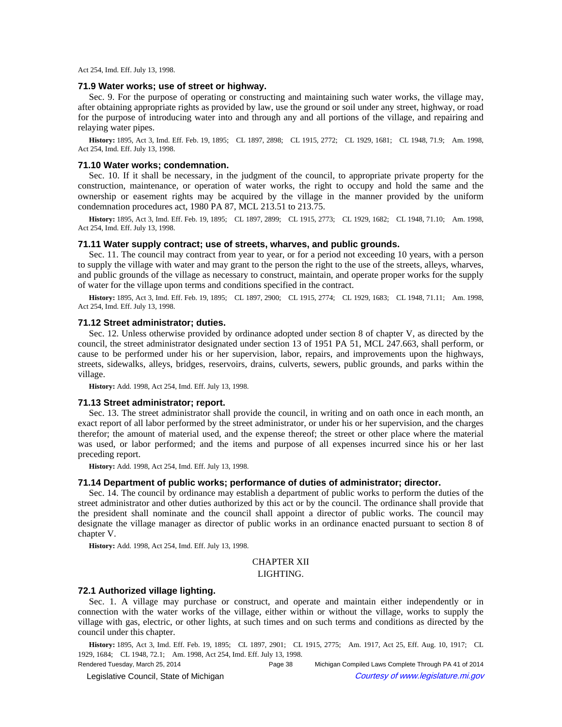Act 254, Imd. Eff. July 13, 1998.

### 71.9 Water works; use of street or highway.

Sec. 9. For the purpose of operating or constructing and maintaining such water works, the village may, after obtaining appropriate rights as provided by law, use the ground or soil under any street, highway, or road for the purpose of introducing water into and through any and all portions of the village, and repairing and relaying water pipes.

**History:** 1895, Act 3, Imd. Eff. Feb. 19, 1895; CL 1897, 2898; CL 1915, 2772; CL 1929, 1681; CL 1948, 71.9; Am. 1998, Act 254, Imd. Eff. July 13, 1998.

### 71.10 Water works; condemnation.

Sec. 10. If it shall be necessary, in the judgment of the council, to appropriate private property for the construction, maintenance, or operation of water works, the right to occupy and hold the same and the ownership or easement rights may be acquired by the village in the manner provided by the uniform condemnation procedures act, 1980 PA 87, MCL 213.51 to 213.75.

**History:** 1895, Act 3, Imd. Eff. Feb. 19, 1895; CL 1897, 2899; CL 1915, 2773; CL 1929, 1682; CL 1948, 71.10; Am. 1998, Act 254, Imd. Eff. July 13, 1998.

### 71.11 Water supply contract; use of streets, wharves, and public grounds.

Sec. 11. The council may contract from year to year, or for a period not exceeding 10 years, with a person to supply the village with water and may grant to the person the right to the use of the streets, alleys, wharves, and public grounds of the village as necessary to construct, maintain, and operate proper works for the supply of water for the village upon terms and conditions specified in the contract.

**History:** 1895, Act 3, Imd. Eff. Feb. 19, 1895; CL 1897, 2900; CL 1915, 2774; CL 1929, 1683; CL 1948, 71.11; Am. 1998, Act 254, Imd. Eff. July 13, 1998.

### 71.12 Street administrator; duties.

Sec. 12. Unless otherwise provided by ordinance adopted under section 8 of chapter V, as directed by the council, the street administrator designated under section 13 of 1951 PA 51, MCL 247.663, shall perform, or cause to be performed under his or her supervision, labor, repairs, and improvements upon the highways, streets, sidewalks, alleys, bridges, reservoirs, drains, culverts, sewers, public grounds, and parks within the village.

**History:** Add. 1998, Act 254, Imd. Eff. July 13, 1998.

### 71.13 Street administrator; report.

Sec. 13. The street administrator shall provide the council, in writing and on oath once in each month, an exact report of all labor performed by the street administrator, or under his or her supervision, and the charges therefor; the amount of material used, and the expense thereof; the street or other place where the material was used, or labor performed; and the items and purpose of all expenses incurred since his or her last preceding report.

**History:** Add. 1998, Act 254, Imd. Eff. July 13, 1998.

### 71.14 Department of public works; performance of duties of administrator; director.

Sec. 14. The council by ordinance may establish a department of public works to perform the duties of the street administrator and other duties authorized by this act or by the council. The ordinance shall provide that the president shall nominate and the council shall appoint a director of public works. The council may designate the village manager as director of public works in an ordinance enacted pursuant to section 8 of chapter V.

**History:** Add. 1998, Act 254, Imd. Eff. July 13, 1998.

## CHAPTER XII
## LIGHTING.

### 72.1 Authorized village lighting.

Sec. 1. A village may purchase or construct, and operate and maintain either independently or in connection with the water works of the village, either within or without the village, works to supply the village with gas, electric, or other lights, at such times and on such terms and conditions as directed by the council under this chapter.

**History:** 1895, Act 3, Imd. Eff. Feb. 19, 1895; CL 1897, 2901; CL 1915, 2775; Am. 1917, Act 25, Eff. Aug. 10, 1917; CL 1929, 1684; CL 1948, 72.1; Am. 1998, Act 254, Imd. Eff. July 13, 1998.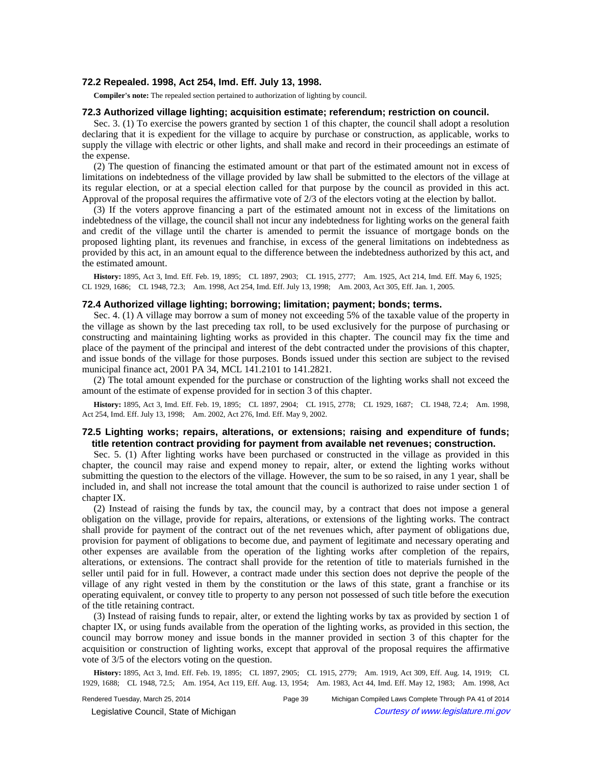### 72.2 Repealed. 1998, Act 254, Imd. Eff. July 13, 1998.

**Compiler's note:** The repealed section pertained to authorization of lighting by council.

### 72.3 Authorized village lighting; acquisition estimate; referendum; restriction on council.

Sec. 3. (1) To exercise the powers granted by section 1 of this chapter, the council shall adopt a resolution declaring that it is expedient for the village to acquire by purchase or construction, as applicable, works to supply the village with electric or other lights, and shall make and record in their proceedings an estimate of the expense.

(2) The question of financing the estimated amount or that part of the estimated amount not in excess of limitations on indebtedness of the village provided by law shall be submitted to the electors of the village at its regular election, or at a special election called for that purpose by the council as provided in this act. Approval of the proposal requires the affirmative vote of 2/3 of the electors voting at the election by ballot.

(3) If the voters approve financing a part of the estimated amount not in excess of the limitations on indebtedness of the village, the council shall not incur any indebtedness for lighting works on the general faith and credit of the village until the charter is amended to permit the issuance of mortgage bonds on the proposed lighting plant, its revenues and franchise, in excess of the general limitations on indebtedness as provided by this act, in an amount equal to the difference between the indebtedness authorized by this act, and the estimated amount.

**History:** 1895, Act 3, Imd. Eff. Feb. 19, 1895; CL 1897, 2903; CL 1915, 2777; Am. 1925, Act 214, Imd. Eff. May 6, 1925; CL 1929, 1686; CL 1948, 72.3; Am. 1998, Act 254, Imd. Eff. July 13, 1998; Am. 2003, Act 305, Eff. Jan. 1, 2005.

### 72.4 Authorized village lighting; borrowing; limitation; payment; bonds; terms.

Sec. 4. (1) A village may borrow a sum of money not exceeding 5% of the taxable value of the property in the village as shown by the last preceding tax roll, to be used exclusively for the purpose of purchasing or constructing and maintaining lighting works as provided in this chapter. The council may fix the time and place of the payment of the principal and interest of the debt contracted under the provisions of this chapter, and issue bonds of the village for those purposes. Bonds issued under this section are subject to the revised municipal finance act, 2001 PA 34, MCL 141.2101 to 141.2821.

(2) The total amount expended for the purchase or construction of the lighting works shall not exceed the amount of the estimate of expense provided for in section 3 of this chapter.

**History:** 1895, Act 3, Imd. Eff. Feb. 19, 1895; CL 1897, 2904; CL 1915, 2778; CL 1929, 1687; CL 1948, 72.4; Am. 1998, Act 254, Imd. Eff. July 13, 1998; Am. 2002, Act 276, Imd. Eff. May 9, 2002.

### 72.5 Lighting works; repairs, alterations, or extensions; raising and expenditure of funds; title retention contract providing for payment from available net revenues; construction.

Sec. 5. (1) After lighting works have been purchased or constructed in the village as provided in this chapter, the council may raise and expend money to repair, alter, or extend the lighting works without submitting the question to the electors of the village. However, the sum to be so raised, in any 1 year, shall be included in, and shall not increase the total amount that the council is authorized to raise under section 1 of chapter IX.

(2) Instead of raising the funds by tax, the council may, by a contract that does not impose a general obligation on the village, provide for repairs, alterations, or extensions of the lighting works. The contract shall provide for payment of the contract out of the net revenues which, after payment of obligations due, provision for payment of obligations to become due, and payment of legitimate and necessary operating and other expenses are available from the operation of the lighting works after completion of the repairs, alterations, or extensions. The contract shall provide for the retention of title to materials furnished in the seller until paid for in full. However, a contract made under this section does not deprive the people of the village of any right vested in them by the constitution or the laws of this state, grant a franchise or its operating equivalent, or convey title to property to any person not possessed of such title before the execution of the title retaining contract.

(3) Instead of raising funds to repair, alter, or extend the lighting works by tax as provided by section 1 of chapter IX, or using funds available from the operation of the lighting works, as provided in this section, the council may borrow money and issue bonds in the manner provided in section 3 of this chapter for the acquisition or construction of lighting works, except that approval of the proposal requires the affirmative vote of 3/5 of the electors voting on the question.

**History:** 1895, Act 3, Imd. Eff. Feb. 19, 1895; CL 1897, 2905; CL 1915, 2779; Am. 1919, Act 309, Eff. Aug. 14, 1919; CL 1929, 1688; CL 1948, 72.5; Am. 1954, Act 119, Eff. Aug. 13, 1954; Am. 1983, Act 44, Imd. Eff. May 12, 1983; Am. 1998, Act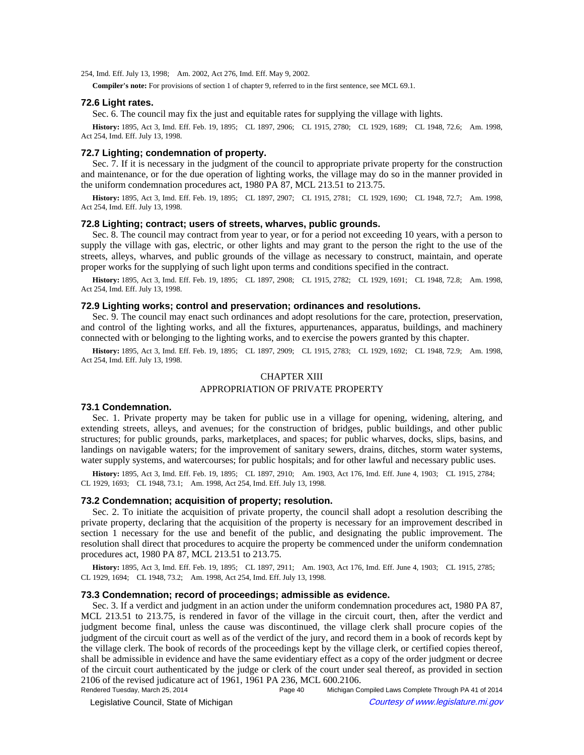254, Imd. Eff. July 13, 1998; Am. 2002, Act 276, Imd. Eff. May 9, 2002.

**Compiler's note:** For provisions of section 1 of chapter 9, referred to in the first sentence, see MCL 69.1.

### 72.6 Light rates.

Sec. 6. The council may fix the just and equitable rates for supplying the village with lights.

**History:** 1895, Act 3, Imd. Eff. Feb. 19, 1895; CL 1897, 2906; CL 1915, 2780; CL 1929, 1689; CL 1948, 72.6; Am. 1998, Act 254, Imd. Eff. July 13, 1998.

### 72.7 Lighting; condemnation of property.

Sec. 7. If it is necessary in the judgment of the council to appropriate private property for the construction and maintenance, or for the due operation of lighting works, the village may do so in the manner provided in the uniform condemnation procedures act, 1980 PA 87, MCL 213.51 to 213.75.

**History:** 1895, Act 3, Imd. Eff. Feb. 19, 1895; CL 1897, 2907; CL 1915, 2781; CL 1929, 1690; CL 1948, 72.7; Am. 1998, Act 254, Imd. Eff. July 13, 1998.

### 72.8 Lighting; contract; users of streets, wharves, public grounds.

Sec. 8. The council may contract from year to year, or for a period not exceeding 10 years, with a person to supply the village with gas, electric, or other lights and may grant to the person the right to the use of the streets, alleys, wharves, and public grounds of the village as necessary to construct, maintain, and operate proper works for the supplying of such light upon terms and conditions specified in the contract.

**History:** 1895, Act 3, Imd. Eff. Feb. 19, 1895; CL 1897, 2908; CL 1915, 2782; CL 1929, 1691; CL 1948, 72.8; Am. 1998, Act 254, Imd. Eff. July 13, 1998.

### 72.9 Lighting works; control and preservation; ordinances and resolutions.

Sec. 9. The council may enact such ordinances and adopt resolutions for the care, protection, preservation, and control of the lighting works, and all the fixtures, appurtenances, apparatus, buildings, and machinery connected with or belonging to the lighting works, and to exercise the powers granted by this chapter.

**History:** 1895, Act 3, Imd. Eff. Feb. 19, 1895; CL 1897, 2909; CL 1915, 2783; CL 1929, 1692; CL 1948, 72.9; Am. 1998, Act 254, Imd. Eff. July 13, 1998.

## CHAPTER XIII

## APPROPRIATION OF PRIVATE PROPERTY

### 73.1 Condemnation.

Sec. 1. Private property may be taken for public use in a village for opening, widening, altering, and extending streets, alleys, and avenues; for the construction of bridges, public buildings, and other public structures; for public grounds, parks, marketplaces, and spaces; for public wharves, docks, slips, basins, and landings on navigable waters; for the improvement of sanitary sewers, drains, ditches, storm water systems, water supply systems, and watercourses; for public hospitals; and for other lawful and necessary public uses.

**History:** 1895, Act 3, Imd. Eff. Feb. 19, 1895; CL 1897, 2910; Am. 1903, Act 176, Imd. Eff. June 4, 1903; CL 1915, 2784; CL 1929, 1693; CL 1948, 73.1; Am. 1998, Act 254, Imd. Eff. July 13, 1998.

### 73.2 Condemnation; acquisition of property; resolution.

Sec. 2. To initiate the acquisition of private property, the council shall adopt a resolution describing the private property, declaring that the acquisition of the property is necessary for an improvement described in section 1 necessary for the use and benefit of the public, and designating the public improvement. The resolution shall direct that procedures to acquire the property be commenced under the uniform condemnation procedures act, 1980 PA 87, MCL 213.51 to 213.75.

**History:** 1895, Act 3, Imd. Eff. Feb. 19, 1895; CL 1897, 2911; Am. 1903, Act 176, Imd. Eff. June 4, 1903; CL 1915, 2785; CL 1929, 1694; CL 1948, 73.2; Am. 1998, Act 254, Imd. Eff. July 13, 1998.

### 73.3 Condemnation; record of proceedings; admissible as evidence.

Sec. 3. If a verdict and judgment in an action under the uniform condemnation procedures act, 1980 PA 87, MCL 213.51 to 213.75, is rendered in favor of the village in the circuit court, then, after the verdict and judgment become final, unless the cause was discontinued, the village clerk shall procure copies of the judgment of the circuit court as well as of the verdict of the jury, and record them in a book of records kept by the village clerk. The book of records of the proceedings kept by the village clerk, or certified copies thereof, shall be admissible in evidence and have the same evidentiary effect as a copy of the order judgment or decree of the circuit court authenticated by the judge or clerk of the court under seal thereof, as provided in section 2106 of the revised judicature act of 1961, 1961 PA 236, MCL 600.2106.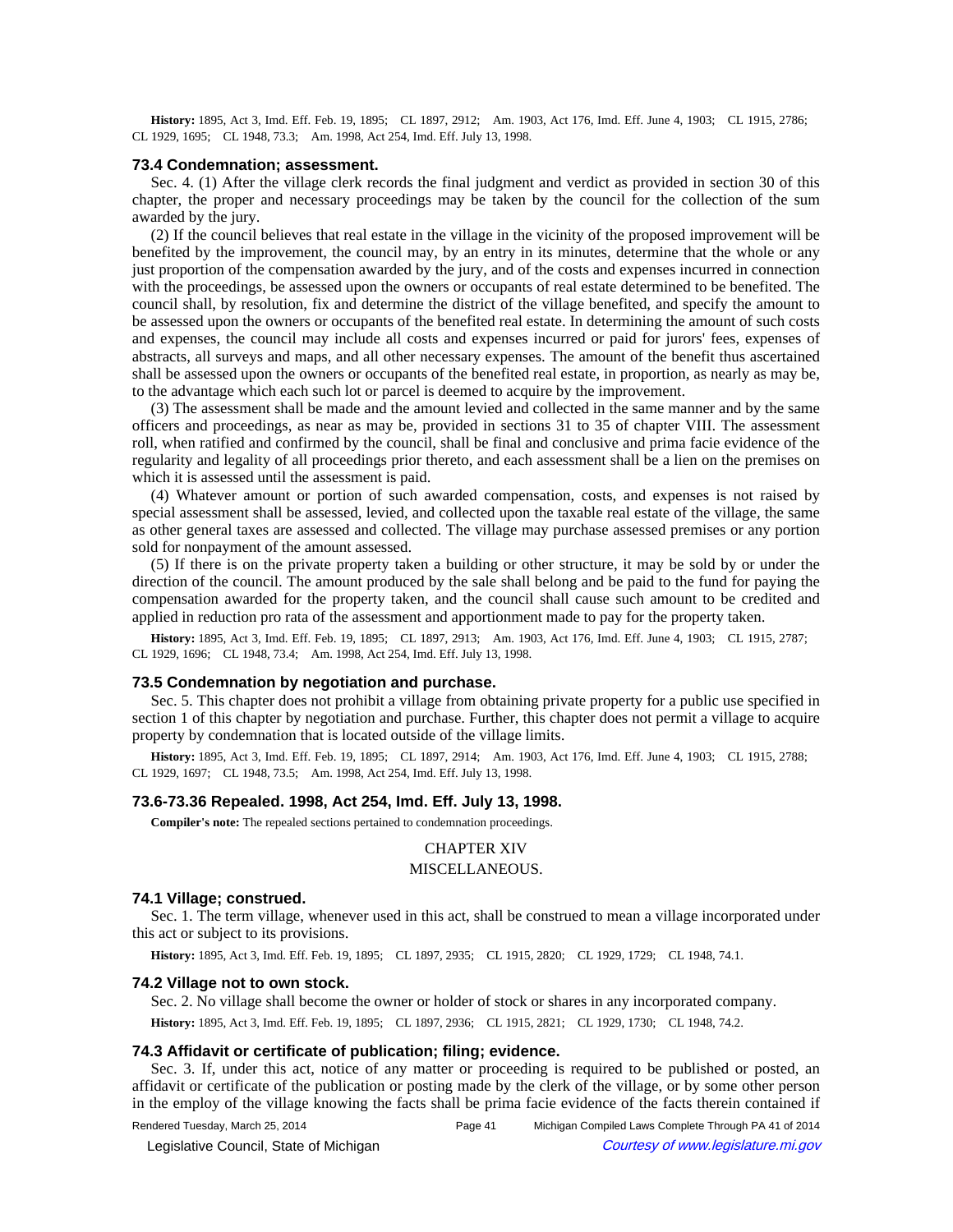**History:** 1895, Act 3, Imd. Eff. Feb. 19, 1895; CL 1897, 2912; Am. 1903, Act 176, Imd. Eff. June 4, 1903; CL 1915, 2786; CL 1929, 1695; CL 1948, 73.3; Am. 1998, Act 254, Imd. Eff. July 13, 1998.

### 73.4 Condemnation; assessment.

Sec. 4. (1) After the village clerk records the final judgment and verdict as provided in section 30 of this chapter, the proper and necessary proceedings may be taken by the council for the collection of the sum awarded by the jury.

(2) If the council believes that real estate in the village in the vicinity of the proposed improvement will be benefited by the improvement, the council may, by an entry in its minutes, determine that the whole or any just proportion of the compensation awarded by the jury, and of the costs and expenses incurred in connection with the proceedings, be assessed upon the owners or occupants of real estate determined to be benefited. The council shall, by resolution, fix and determine the district of the village benefited, and specify the amount to be assessed upon the owners or occupants of the benefited real estate. In determining the amount of such costs and expenses, the council may include all costs and expenses incurred or paid for jurors' fees, expenses of abstracts, all surveys and maps, and all other necessary expenses. The amount of the benefit thus ascertained shall be assessed upon the owners or occupants of the benefited real estate, in proportion, as nearly as may be, to the advantage which each such lot or parcel is deemed to acquire by the improvement.

(3) The assessment shall be made and the amount levied and collected in the same manner and by the same officers and proceedings, as near as may be, provided in sections 31 to 35 of chapter VIII. The assessment roll, when ratified and confirmed by the council, shall be final and conclusive and prima facie evidence of the regularity and legality of all proceedings prior thereto, and each assessment shall be a lien on the premises on which it is assessed until the assessment is paid.

(4) Whatever amount or portion of such awarded compensation, costs, and expenses is not raised by special assessment shall be assessed, levied, and collected upon the taxable real estate of the village, the same as other general taxes are assessed and collected. The village may purchase assessed premises or any portion sold for nonpayment of the amount assessed.

(5) If there is on the private property taken a building or other structure, it may be sold by or under the direction of the council. The amount produced by the sale shall belong and be paid to the fund for paying the compensation awarded for the property taken, and the council shall cause such amount to be credited and applied in reduction pro rata of the assessment and apportionment made to pay for the property taken.

**History:** 1895, Act 3, Imd. Eff. Feb. 19, 1895; CL 1897, 2913; Am. 1903, Act 176, Imd. Eff. June 4, 1903; CL 1915, 2787; CL 1929, 1696; CL 1948, 73.4; Am. 1998, Act 254, Imd. Eff. July 13, 1998.

### 73.5 Condemnation by negotiation and purchase.

Sec. 5. This chapter does not prohibit a village from obtaining private property for a public use specified in section 1 of this chapter by negotiation and purchase. Further, this chapter does not permit a village to acquire property by condemnation that is located outside of the village limits.

**History:** 1895, Act 3, Imd. Eff. Feb. 19, 1895; CL 1897, 2914; Am. 1903, Act 176, Imd. Eff. June 4, 1903; CL 1915, 2788; CL 1929, 1697; CL 1948, 73.5; Am. 1998, Act 254, Imd. Eff. July 13, 1998.

### 73.6-73.36 Repealed. 1998, Act 254, Imd. Eff. July 13, 1998.

**Compiler's note:** The repealed sections pertained to condemnation proceedings.

## CHAPTER XIV
## MISCELLANEOUS.

### 74.1 Village; construed.

Sec. 1. The term village, whenever used in this act, shall be construed to mean a village incorporated under this act or subject to its provisions.

**History:** 1895, Act 3, Imd. Eff. Feb. 19, 1895; CL 1897, 2935; CL 1915, 2820; CL 1929, 1729; CL 1948, 74.1.

### 74.2 Village not to own stock.

Sec. 2. No village shall become the owner or holder of stock or shares in any incorporated company.

**History:** 1895, Act 3, Imd. Eff. Feb. 19, 1895; CL 1897, 2936; CL 1915, 2821; CL 1929, 1730; CL 1948, 74.2.

### 74.3 Affidavit or certificate of publication; filing; evidence.

Sec. 3. If, under this act, notice of any matter or proceeding is required to be published or posted, an affidavit or certificate of the publication or posting made by the clerk of the village, or by some other person in the employ of the village knowing the facts shall be prima facie evidence of the facts therein contained if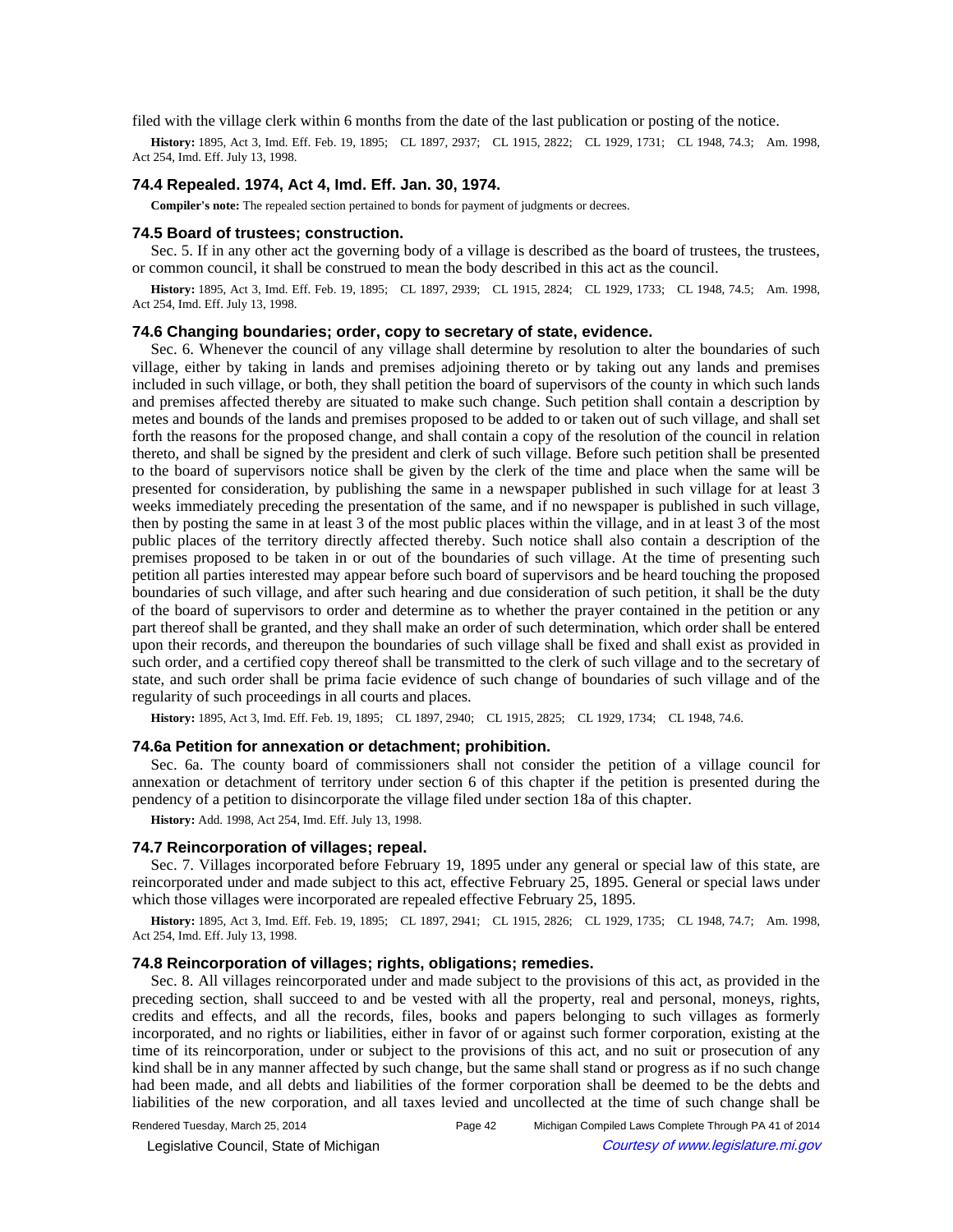filed with the village clerk within 6 months from the date of the last publication or posting of the notice.

**History:** 1895, Act 3, Imd. Eff. Feb. 19, 1895; CL 1897, 2937; CL 1915, 2822; CL 1929, 1731; CL 1948, 74.3; Am. 1998, Act 254, Imd. Eff. July 13, 1998.

### 74.4 Repealed. 1974, Act 4, Imd. Eff. Jan. 30, 1974.

**Compiler's note:** The repealed section pertained to bonds for payment of judgments or decrees.

### 74.5 Board of trustees; construction.

Sec. 5. If in any other act the governing body of a village is described as the board of trustees, the trustees, or common council, it shall be construed to mean the body described in this act as the council.

**History:** 1895, Act 3, Imd. Eff. Feb. 19, 1895; CL 1897, 2939; CL 1915, 2824; CL 1929, 1733; CL 1948, 74.5; Am. 1998, Act 254, Imd. Eff. July 13, 1998.

### 74.6 Changing boundaries; order, copy to secretary of state, evidence.

Sec. 6. Whenever the council of any village shall determine by resolution to alter the boundaries of such village, either by taking in lands and premises adjoining thereto or by taking out any lands and premises included in such village, or both, they shall petition the board of supervisors of the county in which such lands and premises affected thereby are situated to make such change. Such petition shall contain a description by metes and bounds of the lands and premises proposed to be added to or taken out of such village, and shall set forth the reasons for the proposed change, and shall contain a copy of the resolution of the council in relation thereto, and shall be signed by the president and clerk of such village. Before such petition shall be presented to the board of supervisors notice shall be given by the clerk of the time and place when the same will be presented for consideration, by publishing the same in a newspaper published in such village for at least 3 weeks immediately preceding the presentation of the same, and if no newspaper is published in such village, then by posting the same in at least 3 of the most public places within the village, and in at least 3 of the most public places of the territory directly affected thereby. Such notice shall also contain a description of the premises proposed to be taken in or out of the boundaries of such village. At the time of presenting such petition all parties interested may appear before such board of supervisors and be heard touching the proposed boundaries of such village, and after such hearing and due consideration of such petition, it shall be the duty of the board of supervisors to order and determine as to whether the prayer contained in the petition or any part thereof shall be granted, and they shall make an order of such determination, which order shall be entered upon their records, and thereupon the boundaries of such village shall be fixed and shall exist as provided in such order, and a certified copy thereof shall be transmitted to the clerk of such village and to the secretary of state, and such order shall be prima facie evidence of such change of boundaries of such village and of the regularity of such proceedings in all courts and places.

**History:** 1895, Act 3, Imd. Eff. Feb. 19, 1895; CL 1897, 2940; CL 1915, 2825; CL 1929, 1734; CL 1948, 74.6.

### 74.6a Petition for annexation or detachment; prohibition.

Sec. 6a. The county board of commissioners shall not consider the petition of a village council for annexation or detachment of territory under section 6 of this chapter if the petition is presented during the pendency of a petition to disincorporate the village filed under section 18a of this chapter.

**History:** Add. 1998, Act 254, Imd. Eff. July 13, 1998.

### 74.7 Reincorporation of villages; repeal.

Sec. 7. Villages incorporated before February 19, 1895 under any general or special law of this state, are reincorporated under and made subject to this act, effective February 25, 1895. General or special laws under which those villages were incorporated are repealed effective February 25, 1895.

**History:** 1895, Act 3, Imd. Eff. Feb. 19, 1895; CL 1897, 2941; CL 1915, 2826; CL 1929, 1735; CL 1948, 74.7; Am. 1998, Act 254, Imd. Eff. July 13, 1998.

### 74.8 Reincorporation of villages; rights, obligations; remedies.

Sec. 8. All villages reincorporated under and made subject to the provisions of this act, as provided in the preceding section, shall succeed to and be vested with all the property, real and personal, moneys, rights, credits and effects, and all the records, files, books and papers belonging to such villages as formerly incorporated, and no rights or liabilities, either in favor of or against such former corporation, existing at the time of its reincorporation, under or subject to the provisions of this act, and no suit or prosecution of any kind shall be in any manner affected by such change, but the same shall stand or progress as if no such change had been made, and all debts and liabilities of the former corporation shall be deemed to be the debts and liabilities of the new corporation, and all taxes levied and uncollected at the time of such change shall be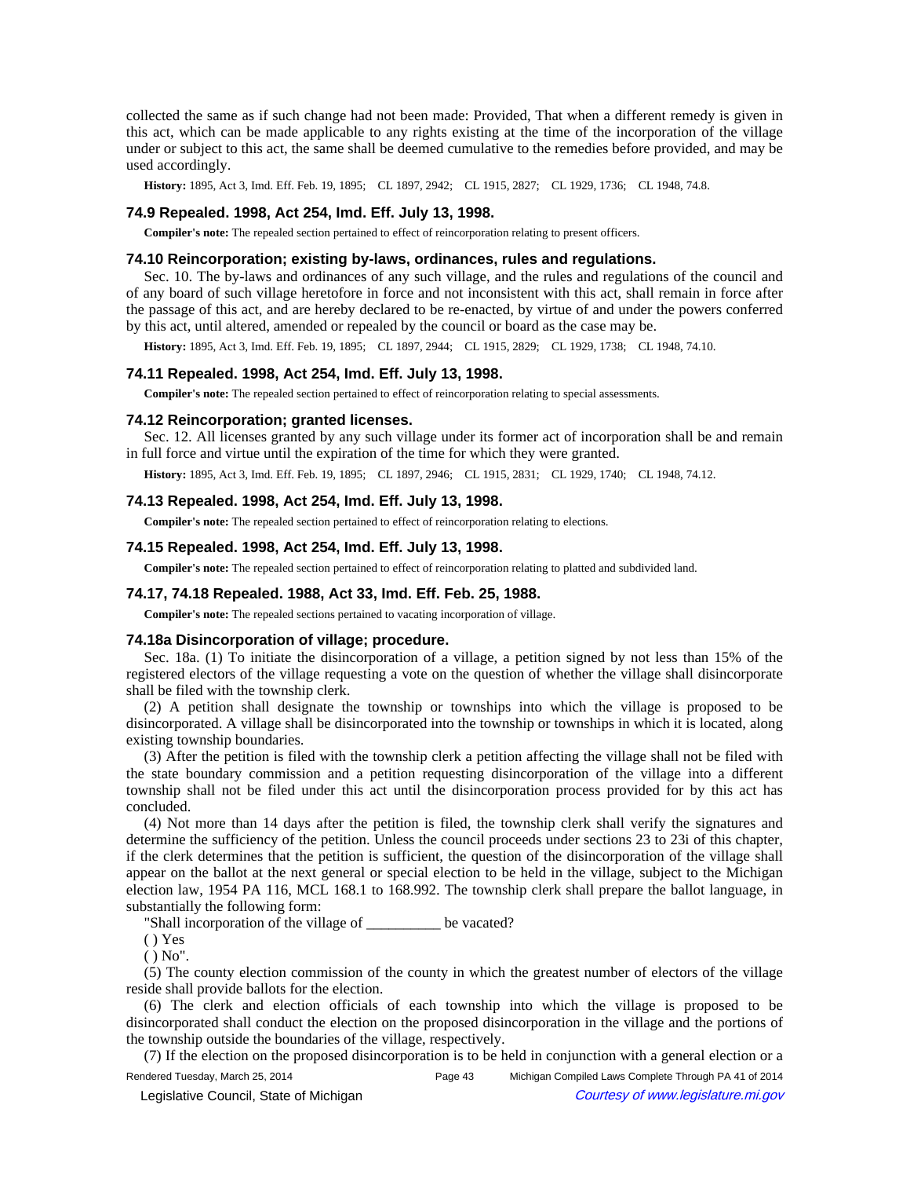collected the same as if such change had not been made: Provided, That when a different remedy is given in this act, which can be made applicable to any rights existing at the time of the incorporation of the village under or subject to this act, the same shall be deemed cumulative to the remedies before provided, and may be used accordingly.

**History:** 1895, Act 3, Imd. Eff. Feb. 19, 1895; CL 1897, 2942; CL 1915, 2827; CL 1929, 1736; CL 1948, 74.8.

### 74.9 Repealed. 1998, Act 254, Imd. Eff. July 13, 1998.

**Compiler's note:** The repealed section pertained to effect of reincorporation relating to present officers.

### 74.10 Reincorporation; existing by-laws, ordinances, rules and regulations.

Sec. 10. The by-laws and ordinances of any such village, and the rules and regulations of the council and of any board of such village heretofore in force and not inconsistent with this act, shall remain in force after the passage of this act, and are hereby declared to be re-enacted, by virtue of and under the powers conferred by this act, until altered, amended or repealed by the council or board as the case may be.

**History:** 1895, Act 3, Imd. Eff. Feb. 19, 1895; CL 1897, 2944; CL 1915, 2829; CL 1929, 1738; CL 1948, 74.10.

### 74.11 Repealed. 1998, Act 254, Imd. Eff. July 13, 1998.

**Compiler's note:** The repealed section pertained to effect of reincorporation relating to special assessments.

### 74.12 Reincorporation; granted licenses.

Sec. 12. All licenses granted by any such village under its former act of incorporation shall be and remain in full force and virtue until the expiration of the time for which they were granted.

**History:** 1895, Act 3, Imd. Eff. Feb. 19, 1895; CL 1897, 2946; CL 1915, 2831; CL 1929, 1740; CL 1948, 74.12.

### 74.13 Repealed. 1998, Act 254, Imd. Eff. July 13, 1998.

**Compiler's note:** The repealed section pertained to effect of reincorporation relating to elections.

### 74.15 Repealed. 1998, Act 254, Imd. Eff. July 13, 1998.

**Compiler's note:** The repealed section pertained to effect of reincorporation relating to platted and subdivided land.

### 74.17, 74.18 Repealed. 1988, Act 33, Imd. Eff. Feb. 25, 1988.

**Compiler's note:** The repealed sections pertained to vacating incorporation of village.

### 74.18a Disincorporation of village; procedure.

Sec. 18a. (1) To initiate the disincorporation of a village, a petition signed by not less than 15% of the registered electors of the village requesting a vote on the question of whether the village shall disincorporate shall be filed with the township clerk.

(2) A petition shall designate the township or townships into which the village is proposed to be disincorporated. A village shall be disincorporated into the township or townships in which it is located, along existing township boundaries.

(3) After the petition is filed with the township clerk a petition affecting the village shall not be filed with the state boundary commission and a petition requesting disincorporation of the village into a different township shall not be filed under this act until the disincorporation process provided for by this act has concluded.

(4) Not more than 14 days after the petition is filed, the township clerk shall verify the signatures and determine the sufficiency of the petition. Unless the clerk proceeds under sections 23 to 23i of this chapter, if the clerk determines that the petition is sufficient, the question of the disincorporation of the village shall appear on the ballot at the next general or special election to be held in the village, subject to the Michigan election law, 1954 PA 116, MCL 168.1 to 168.992. The township clerk shall prepare the ballot language, in substantially the following form:

"Shall incorporation of the village of __________ be vacated?

( ) Yes

( ) No".

(5) The county election commission of the county in which the greatest number of electors of the village reside shall provide ballots for the election.

(6) The clerk and election officials of each township into which the village is proposed to be disincorporated shall conduct the election on the proposed disincorporation in the village and the portions of the township outside the boundaries of the village, respectively.

(7) If the election on the proposed disincorporation is to be held in conjunction with a general election or a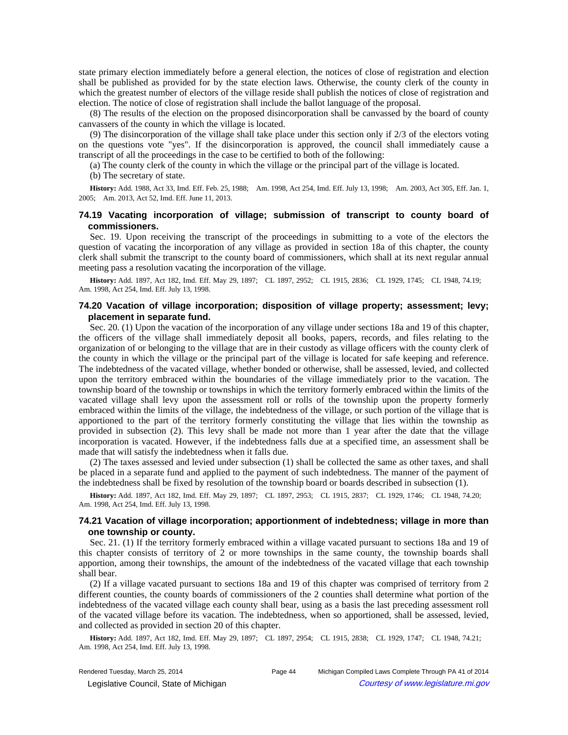state primary election immediately before a general election, the notices of close of registration and election shall be published as provided for by the state election laws. Otherwise, the county clerk of the county in which the greatest number of electors of the village reside shall publish the notices of close of registration and election. The notice of close of registration shall include the ballot language of the proposal.

(8) The results of the election on the proposed disincorporation shall be canvassed by the board of county canvassers of the county in which the village is located.

(9) The disincorporation of the village shall take place under this section only if 2/3 of the electors voting on the questions vote "yes". If the disincorporation is approved, the council shall immediately cause a transcript of all the proceedings in the case to be certified to both of the following:

(a) The county clerk of the county in which the village or the principal part of the village is located.

(b) The secretary of state.

**History:** Add. 1988, Act 33, Imd. Eff. Feb. 25, 1988; Am. 1998, Act 254, Imd. Eff. July 13, 1998; Am. 2003, Act 305, Eff. Jan. 1, 2005; Am. 2013, Act 52, Imd. Eff. June 11, 2013.

### 74.19 Vacating incorporation of village; submission of transcript to county board of commissioners.

Sec. 19. Upon receiving the transcript of the proceedings in submitting to a vote of the electors the question of vacating the incorporation of any village as provided in section 18a of this chapter, the county clerk shall submit the transcript to the county board of commissioners, which shall at its next regular annual meeting pass a resolution vacating the incorporation of the village.

**History:** Add. 1897, Act 182, Imd. Eff. May 29, 1897; CL 1897, 2952; CL 1915, 2836; CL 1929, 1745; CL 1948, 74.19; Am. 1998, Act 254, Imd. Eff. July 13, 1998.

### 74.20 Vacation of village incorporation; disposition of village property; assessment; levy; placement in separate fund.

Sec. 20. (1) Upon the vacation of the incorporation of any village under sections 18a and 19 of this chapter, the officers of the village shall immediately deposit all books, papers, records, and files relating to the organization of or belonging to the village that are in their custody as village officers with the county clerk of the county in which the village or the principal part of the village is located for safe keeping and reference. The indebtedness of the vacated village, whether bonded or otherwise, shall be assessed, levied, and collected upon the territory embraced within the boundaries of the village immediately prior to the vacation. The township board of the township or townships in which the territory formerly embraced within the limits of the vacated village shall levy upon the assessment roll or rolls of the township upon the property formerly embraced within the limits of the village, the indebtedness of the village, or such portion of the village that is apportioned to the part of the territory formerly constituting the village that lies within the township as provided in subsection (2). This levy shall be made not more than 1 year after the date that the village incorporation is vacated. However, if the indebtedness falls due at a specified time, an assessment shall be made that will satisfy the indebtedness when it falls due.

(2) The taxes assessed and levied under subsection (1) shall be collected the same as other taxes, and shall be placed in a separate fund and applied to the payment of such indebtedness. The manner of the payment of the indebtedness shall be fixed by resolution of the township board or boards described in subsection (1).

**History:** Add. 1897, Act 182, Imd. Eff. May 29, 1897; CL 1897, 2953; CL 1915, 2837; CL 1929, 1746; CL 1948, 74.20; Am. 1998, Act 254, Imd. Eff. July 13, 1998.

### 74.21 Vacation of village incorporation; apportionment of indebtedness; village in more than one township or county.

Sec. 21. (1) If the territory formerly embraced within a village vacated pursuant to sections 18a and 19 of this chapter consists of territory of 2 or more townships in the same county, the township boards shall apportion, among their townships, the amount of the indebtedness of the vacated village that each township shall bear.

(2) If a village vacated pursuant to sections 18a and 19 of this chapter was comprised of territory from 2 different counties, the county boards of commissioners of the 2 counties shall determine what portion of the indebtedness of the vacated village each county shall bear, using as a basis the last preceding assessment roll of the vacated village before its vacation. The indebtedness, when so apportioned, shall be assessed, levied, and collected as provided in section 20 of this chapter.

**History:** Add. 1897, Act 182, Imd. Eff. May 29, 1897; CL 1897, 2954; CL 1915, 2838; CL 1929, 1747; CL 1948, 74.21; Am. 1998, Act 254, Imd. Eff. July 13, 1998.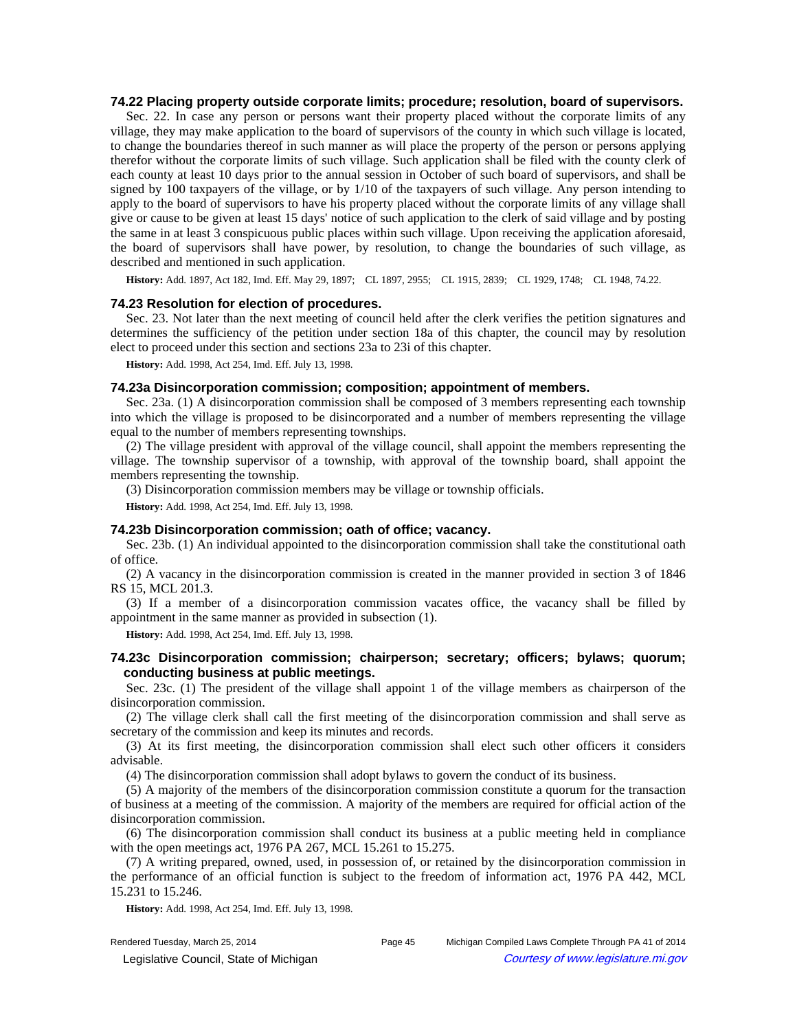### 74.22 Placing property outside corporate limits; procedure; resolution, board of supervisors.

Sec. 22. In case any person or persons want their property placed without the corporate limits of any village, they may make application to the board of supervisors of the county in which such village is located, to change the boundaries thereof in such manner as will place the property of the person or persons applying therefor without the corporate limits of such village. Such application shall be filed with the county clerk of each county at least 10 days prior to the annual session in October of such board of supervisors, and shall be signed by 100 taxpayers of the village, or by 1/10 of the taxpayers of such village. Any person intending to apply to the board of supervisors to have his property placed without the corporate limits of any village shall give or cause to be given at least 15 days' notice of such application to the clerk of said village and by posting the same in at least 3 conspicuous public places within such village. Upon receiving the application aforesaid, the board of supervisors shall have power, by resolution, to change the boundaries of such village, as described and mentioned in such application.

**History:** Add. 1897, Act 182, Imd. Eff. May 29, 1897; CL 1897, 2955; CL 1915, 2839; CL 1929, 1748; CL 1948, 74.22.

### 74.23 Resolution for election of procedures.

Sec. 23. Not later than the next meeting of council held after the clerk verifies the petition signatures and determines the sufficiency of the petition under section 18a of this chapter, the council may by resolution elect to proceed under this section and sections 23a to 23i of this chapter.

**History:** Add. 1998, Act 254, Imd. Eff. July 13, 1998.

### 74.23a Disincorporation commission; composition; appointment of members.

Sec. 23a. (1) A disincorporation commission shall be composed of 3 members representing each township into which the village is proposed to be disincorporated and a number of members representing the village equal to the number of members representing townships.

(2) The village president with approval of the village council, shall appoint the members representing the village. The township supervisor of a township, with approval of the township board, shall appoint the members representing the township.

(3) Disincorporation commission members may be village or township officials.

**History:** Add. 1998, Act 254, Imd. Eff. July 13, 1998.

### 74.23b Disincorporation commission; oath of office; vacancy.

Sec. 23b. (1) An individual appointed to the disincorporation commission shall take the constitutional oath of office.

(2) A vacancy in the disincorporation commission is created in the manner provided in section 3 of 1846 RS 15, MCL 201.3.

(3) If a member of a disincorporation commission vacates office, the vacancy shall be filled by appointment in the same manner as provided in subsection (1).

**History:** Add. 1998, Act 254, Imd. Eff. July 13, 1998.

### 74.23c Disincorporation commission; chairperson; secretary; officers; bylaws; quorum; conducting business at public meetings.

Sec. 23c. (1) The president of the village shall appoint 1 of the village members as chairperson of the disincorporation commission.

(2) The village clerk shall call the first meeting of the disincorporation commission and shall serve as secretary of the commission and keep its minutes and records.

(3) At its first meeting, the disincorporation commission shall elect such other officers it considers advisable.

(4) The disincorporation commission shall adopt bylaws to govern the conduct of its business.

(5) A majority of the members of the disincorporation commission constitute a quorum for the transaction of business at a meeting of the commission. A majority of the members are required for official action of the disincorporation commission.

(6) The disincorporation commission shall conduct its business at a public meeting held in compliance with the open meetings act, 1976 PA 267, MCL 15.261 to 15.275.

(7) A writing prepared, owned, used, in possession of, or retained by the disincorporation commission in the performance of an official function is subject to the freedom of information act, 1976 PA 442, MCL 15.231 to 15.246.

**History:** Add. 1998, Act 254, Imd. Eff. July 13, 1998.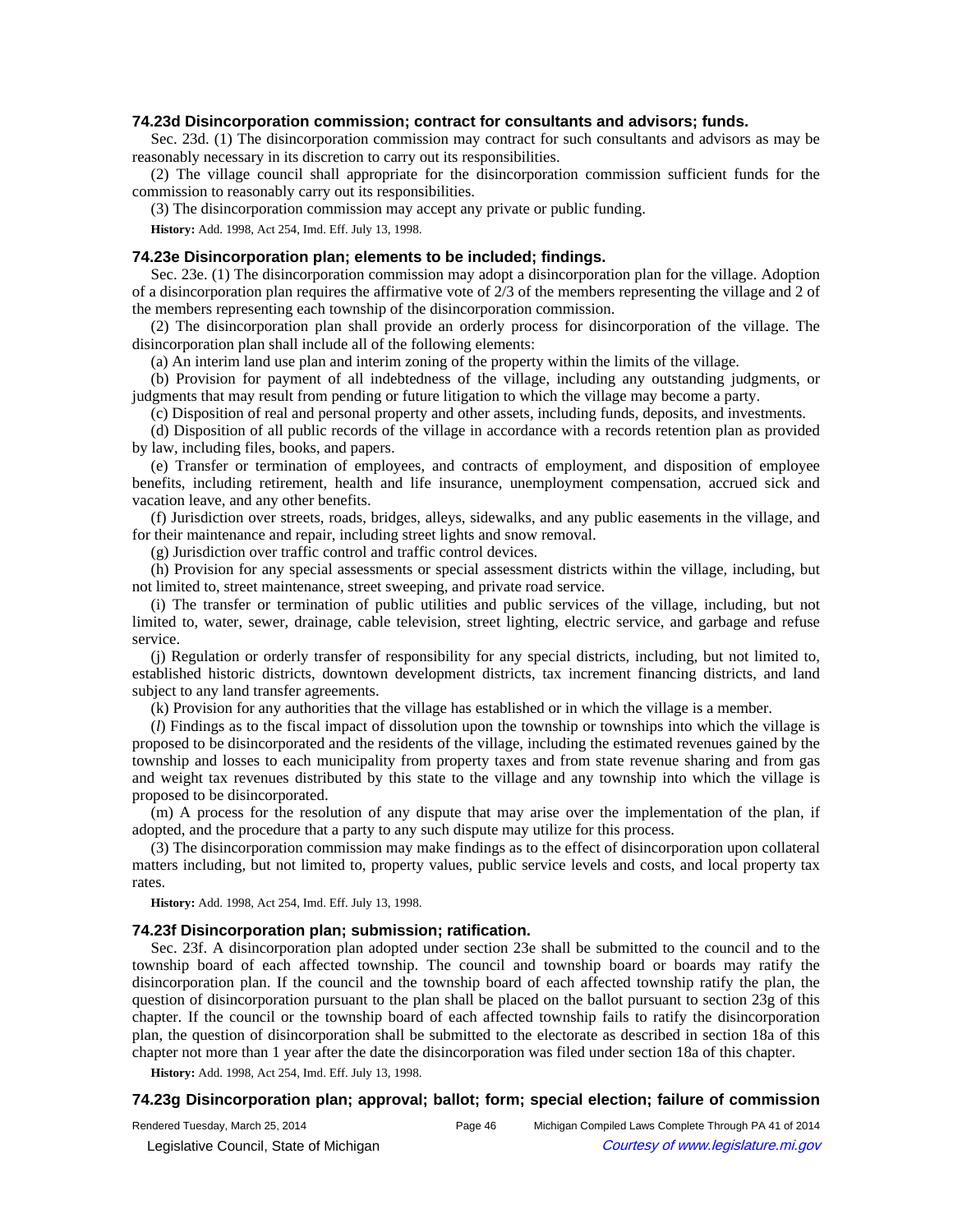### 74.23d Disincorporation commission; contract for consultants and advisors; funds.

Sec. 23d. (1) The disincorporation commission may contract for such consultants and advisors as may be reasonably necessary in its discretion to carry out its responsibilities.

(2) The village council shall appropriate for the disincorporation commission sufficient funds for the commission to reasonably carry out its responsibilities.

(3) The disincorporation commission may accept any private or public funding.

**History:** Add. 1998, Act 254, Imd. Eff. July 13, 1998.

### 74.23e Disincorporation plan; elements to be included; findings.

Sec. 23e. (1) The disincorporation commission may adopt a disincorporation plan for the village. Adoption of a disincorporation plan requires the affirmative vote of 2/3 of the members representing the village and 2 of the members representing each township of the disincorporation commission.

(2) The disincorporation plan shall provide an orderly process for disincorporation of the village. The disincorporation plan shall include all of the following elements:

(a) An interim land use plan and interim zoning of the property within the limits of the village.

(b) Provision for payment of all indebtedness of the village, including any outstanding judgments, or judgments that may result from pending or future litigation to which the village may become a party.

(c) Disposition of real and personal property and other assets, including funds, deposits, and investments.

(d) Disposition of all public records of the village in accordance with a records retention plan as provided by law, including files, books, and papers.

(e) Transfer or termination of employees, and contracts of employment, and disposition of employee benefits, including retirement, health and life insurance, unemployment compensation, accrued sick and vacation leave, and any other benefits.

(f) Jurisdiction over streets, roads, bridges, alleys, sidewalks, and any public easements in the village, and for their maintenance and repair, including street lights and snow removal.

(g) Jurisdiction over traffic control and traffic control devices.

(h) Provision for any special assessments or special assessment districts within the village, including, but not limited to, street maintenance, street sweeping, and private road service.

(i) The transfer or termination of public utilities and public services of the village, including, but not limited to, water, sewer, drainage, cable television, street lighting, electric service, and garbage and refuse service.

(j) Regulation or orderly transfer of responsibility for any special districts, including, but not limited to, established historic districts, downtown development districts, tax increment financing districts, and land subject to any land transfer agreements.

(k) Provision for any authorities that the village has established or in which the village is a member.

(*l*) Findings as to the fiscal impact of dissolution upon the township or townships into which the village is proposed to be disincorporated and the residents of the village, including the estimated revenues gained by the township and losses to each municipality from property taxes and from state revenue sharing and from gas and weight tax revenues distributed by this state to the village and any township into which the village is proposed to be disincorporated.

(m) A process for the resolution of any dispute that may arise over the implementation of the plan, if adopted, and the procedure that a party to any such dispute may utilize for this process.

(3) The disincorporation commission may make findings as to the effect of disincorporation upon collateral matters including, but not limited to, property values, public service levels and costs, and local property tax rates.

**History:** Add. 1998, Act 254, Imd. Eff. July 13, 1998.

### 74.23f Disincorporation plan; submission; ratification.

Sec. 23f. A disincorporation plan adopted under section 23e shall be submitted to the council and to the township board of each affected township. The council and township board or boards may ratify the disincorporation plan. If the council and the township board of each affected township ratify the plan, the question of disincorporation pursuant to the plan shall be placed on the ballot pursuant to section 23g of this chapter. If the council or the township board of each affected township fails to ratify the disincorporation plan, the question of disincorporation shall be submitted to the electorate as described in section 18a of this chapter not more than 1 year after the date the disincorporation was filed under section 18a of this chapter.

**History:** Add. 1998, Act 254, Imd. Eff. July 13, 1998.

### 74.23g Disincorporation plan; approval; ballot; form; special election; failure of commission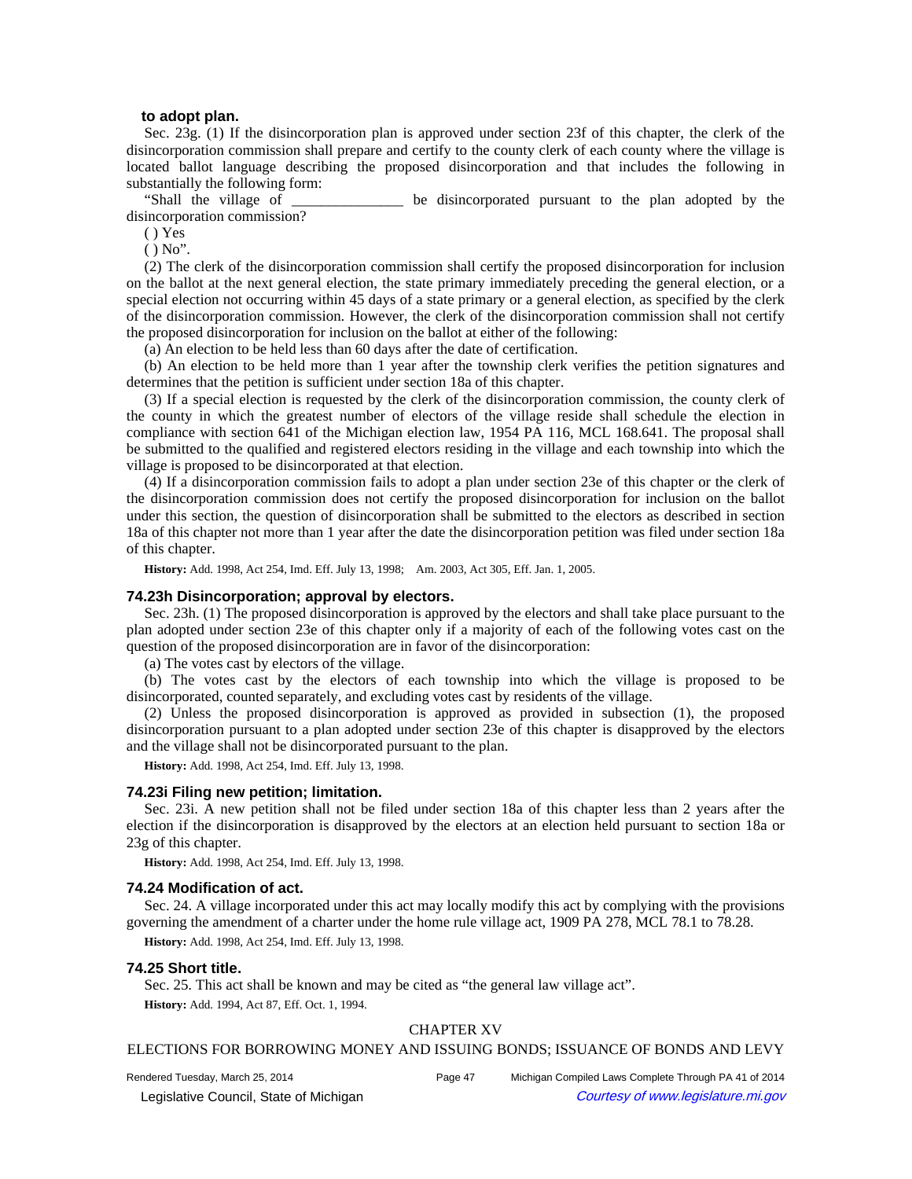**to adopt plan.**

Sec. 23g. (1) If the disincorporation plan is approved under section 23f of this chapter, the clerk of the disincorporation commission shall prepare and certify to the county clerk of each county where the village is located ballot language describing the proposed disincorporation and that includes the following in substantially the following form:

"Shall the village of _______________ be disincorporated pursuant to the plan adopted by the disincorporation commission?

( ) Yes

( ) No".

(2) The clerk of the disincorporation commission shall certify the proposed disincorporation for inclusion on the ballot at the next general election, the state primary immediately preceding the general election, or a special election not occurring within 45 days of a state primary or a general election, as specified by the clerk of the disincorporation commission. However, the clerk of the disincorporation commission shall not certify the proposed disincorporation for inclusion on the ballot at either of the following:

(a) An election to be held less than 60 days after the date of certification.

(b) An election to be held more than 1 year after the township clerk verifies the petition signatures and determines that the petition is sufficient under section 18a of this chapter.

(3) If a special election is requested by the clerk of the disincorporation commission, the county clerk of the county in which the greatest number of electors of the village reside shall schedule the election in compliance with section 641 of the Michigan election law, 1954 PA 116, MCL 168.641. The proposal shall be submitted to the qualified and registered electors residing in the village and each township into which the village is proposed to be disincorporated at that election.

(4) If a disincorporation commission fails to adopt a plan under section 23e of this chapter or the clerk of the disincorporation commission does not certify the proposed disincorporation for inclusion on the ballot under this section, the question of disincorporation shall be submitted to the electors as described in section 18a of this chapter not more than 1 year after the date the disincorporation petition was filed under section 18a of this chapter.

**History:** Add. 1998, Act 254, Imd. Eff. July 13, 1998; Am. 2003, Act 305, Eff. Jan. 1, 2005.

### 74.23h Disincorporation; approval by electors.

Sec. 23h. (1) The proposed disincorporation is approved by the electors and shall take place pursuant to the plan adopted under section 23e of this chapter only if a majority of each of the following votes cast on the question of the proposed disincorporation are in favor of the disincorporation:

(a) The votes cast by electors of the village.

(b) The votes cast by the electors of each township into which the village is proposed to be disincorporated, counted separately, and excluding votes cast by residents of the village.

(2) Unless the proposed disincorporation is approved as provided in subsection (1), the proposed disincorporation pursuant to a plan adopted under section 23e of this chapter is disapproved by the electors and the village shall not be disincorporated pursuant to the plan.

**History:** Add. 1998, Act 254, Imd. Eff. July 13, 1998.

### 74.23i Filing new petition; limitation.

Sec. 23i. A new petition shall not be filed under section 18a of this chapter less than 2 years after the election if the disincorporation is disapproved by the electors at an election held pursuant to section 18a or 23g of this chapter.

**History:** Add. 1998, Act 254, Imd. Eff. July 13, 1998.

### 74.24 Modification of act.

Sec. 24. A village incorporated under this act may locally modify this act by complying with the provisions governing the amendment of a charter under the home rule village act, 1909 PA 278, MCL 78.1 to 78.28.

**History:** Add. 1998, Act 254, Imd. Eff. July 13, 1998.

### 74.25 Short title.

Sec. 25. This act shall be known and may be cited as "the general law village act".

**History:** Add. 1994, Act 87, Eff. Oct. 1, 1994.

## CHAPTER XV

ELECTIONS FOR BORROWING MONEY AND ISSUING BONDS; ISSUANCE OF BONDS AND LEVY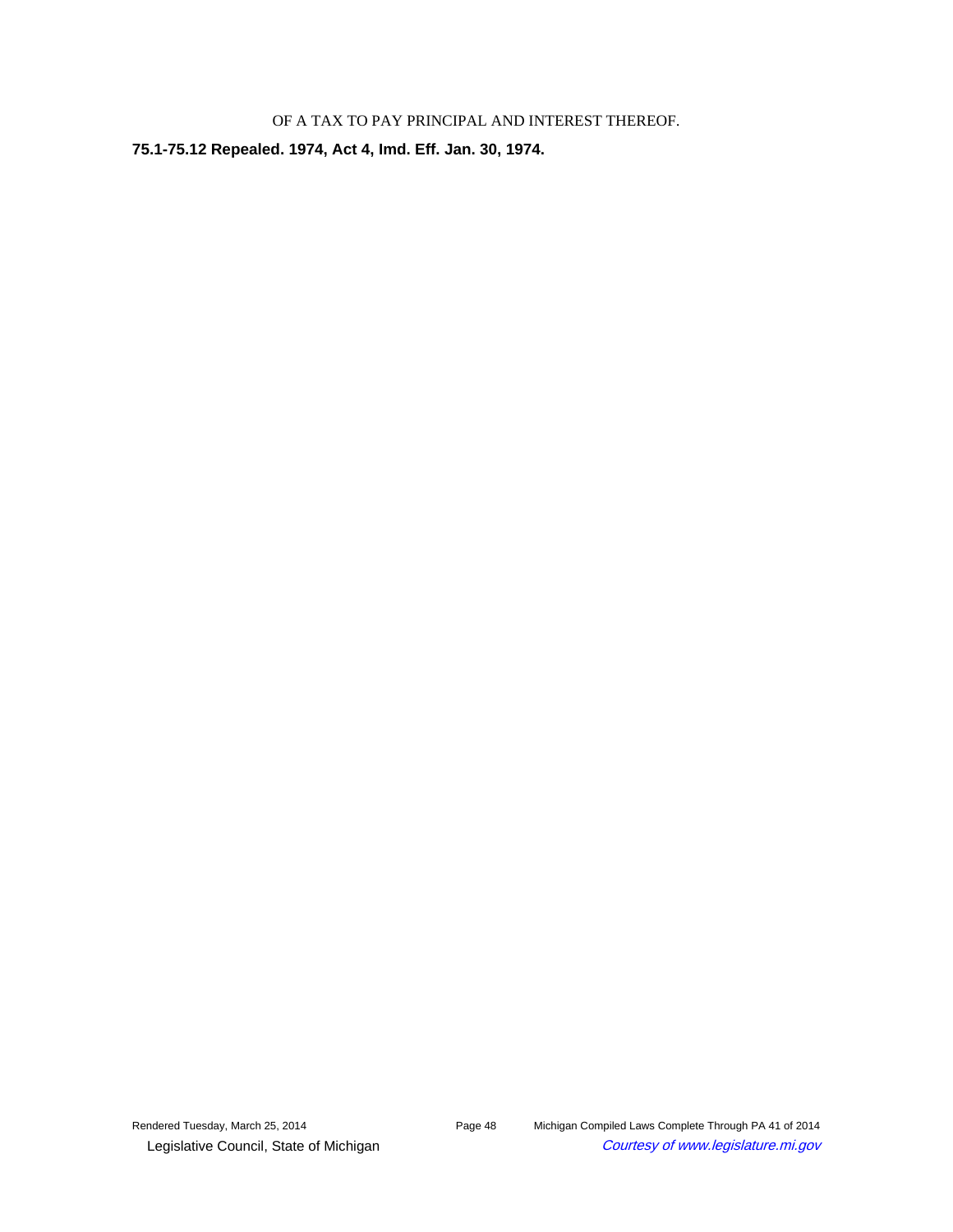OF A TAX TO PAY PRINCIPAL AND INTEREST THEREOF.

**75.1-75.12 Repealed. 1974, Act 4, Imd. Eff. Jan. 30, 1974.**